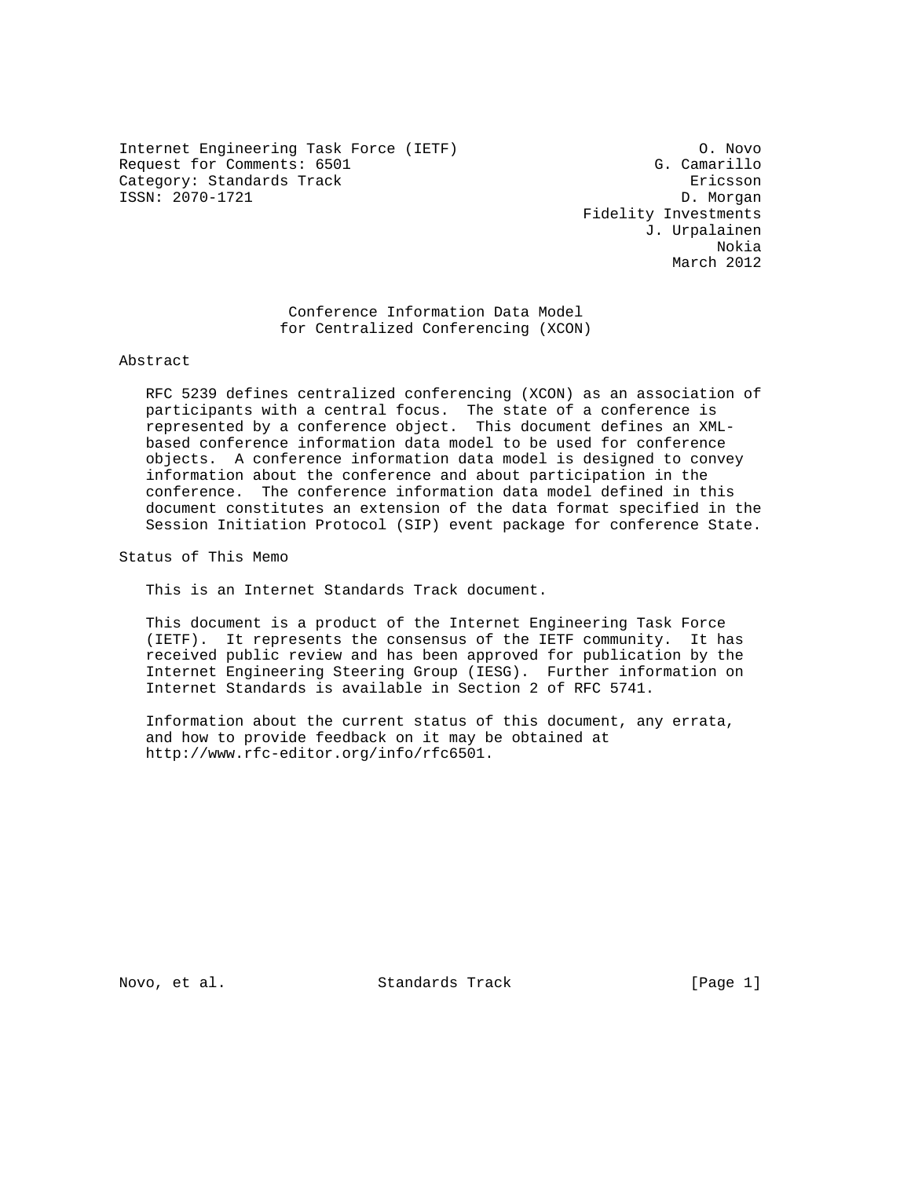Internet Engineering Task Force (IETF)  
Request for Comments: 6501  
Category: Standards Track  
ISSN: 2070-1721

O. Novo  
G. Camarillo  
Ericsson  
D. Morgan  
Fidelity Investments  
J. Urpalainen  
Nokia  
March 2012

# Conference Information Data Model for Centralized Conferencing (XCON)

## Abstract

RFC 5239 defines centralized conferencing (XCON) as an association of participants with a central focus. The state of a conference is represented by a conference object. This document defines an XML-based conference information data model to be used for conference objects. A conference information data model is designed to convey information about the conference and about participation in the conference. The conference information data model defined in this document constitutes an extension of the data format specified in the Session Initiation Protocol (SIP) event package for conference State.

## Status of This Memo

This is an Internet Standards Track document.

This document is a product of the Internet Engineering Task Force (IETF). It represents the consensus of the IETF community. It has received public review and has been approved for publication by the Internet Engineering Steering Group (IESG). Further information on Internet Standards is available in Section 2 of RFC 5741.

Information about the current status of this document, any errata, and how to provide feedback on it may be obtained at http://www.rfc-editor.org/info/rfc6501.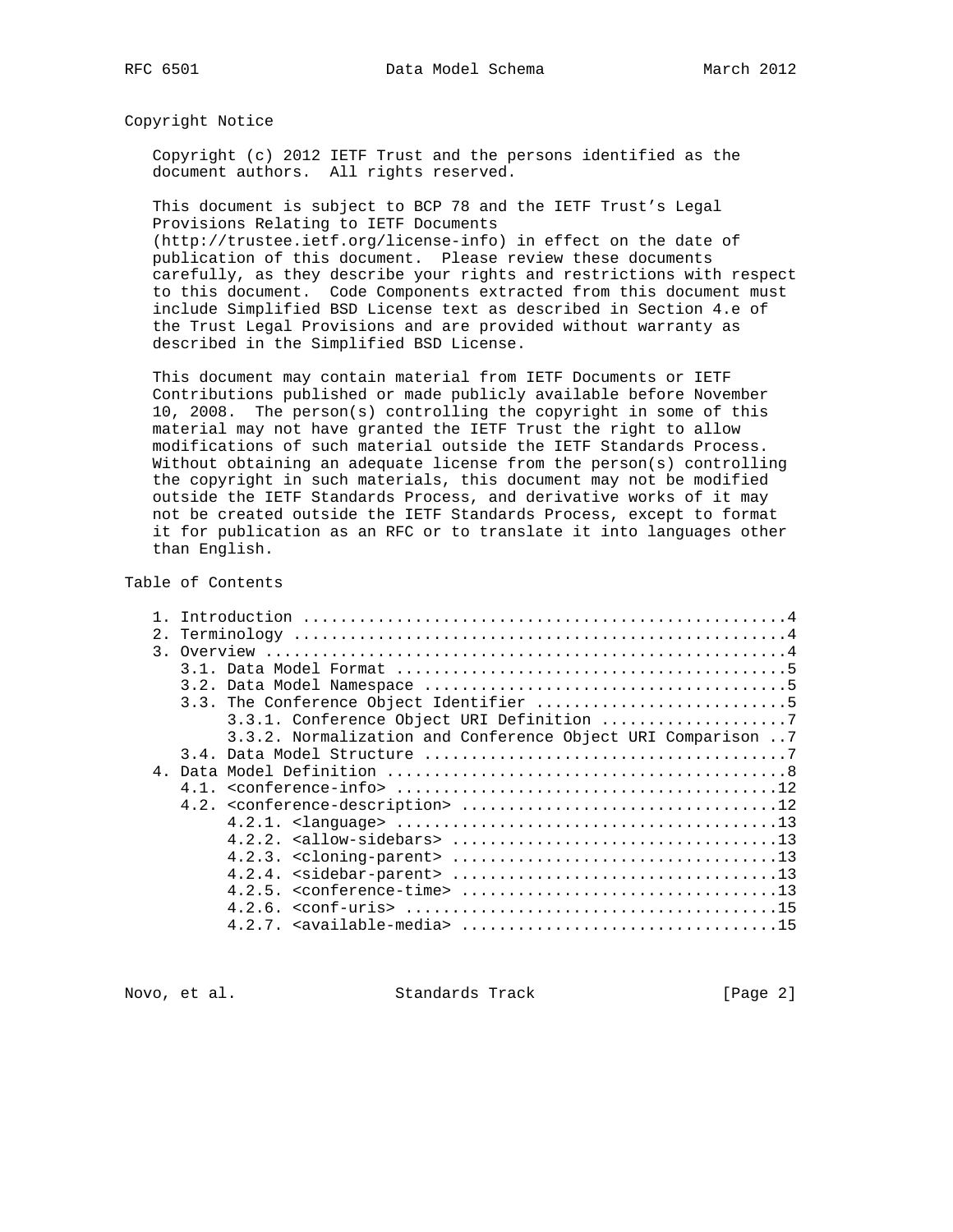## Copyright Notice

Copyright (c) 2012 IETF Trust and the persons identified as the document authors. All rights reserved.

This document is subject to BCP 78 and the IETF Trust's Legal Provisions Relating to IETF Documents (http://trustee.ietf.org/license-info) in effect on the date of publication of this document. Please review these documents carefully, as they describe your rights and restrictions with respect to this document. Code Components extracted from this document must include Simplified BSD License text as described in Section 4.e of the Trust Legal Provisions and are provided without warranty as described in the Simplified BSD License.

This document may contain material from IETF Documents or IETF Contributions published or made publicly available before November 10, 2008. The person(s) controlling the copyright in some of this material may not have granted the IETF Trust the right to allow modifications of such material outside the IETF Standards Process. Without obtaining an adequate license from the person(s) controlling the copyright in such materials, this document may not be modified outside the IETF Standards Process, and derivative works of it may not be created outside the IETF Standards Process, except to format it for publication as an RFC or to translate it into languages other than English.

## Table of Contents

```
   1. Introduction ....................................................4
   2. Terminology .....................................................4
   3. Overview ........................................................4
      3.1. Data Model Format ..........................................5
      3.2. Data Model Namespace .......................................5
      3.3. The Conference Object Identifier ...........................5
           3.3.1. Conference Object URI Definition ....................7
           3.3.2. Normalization and Conference Object URI Comparison ..7
      3.4. Data Model Structure .......................................7
   4. Data Model Definition ...........................................8
      4.1. <conference-info> .........................................12
      4.2. <conference-description> ..................................12
           4.2.1. <language> .........................................13
           4.2.2. <allow-sidebars> ...................................13
           4.2.3. <cloning-parent> ...................................13
           4.2.4. <sidebar-parent> ...................................13
           4.2.5. <conference-time> ..................................13
           4.2.6. <conf-uris> ........................................15
           4.2.7. <available-media> ..................................15
```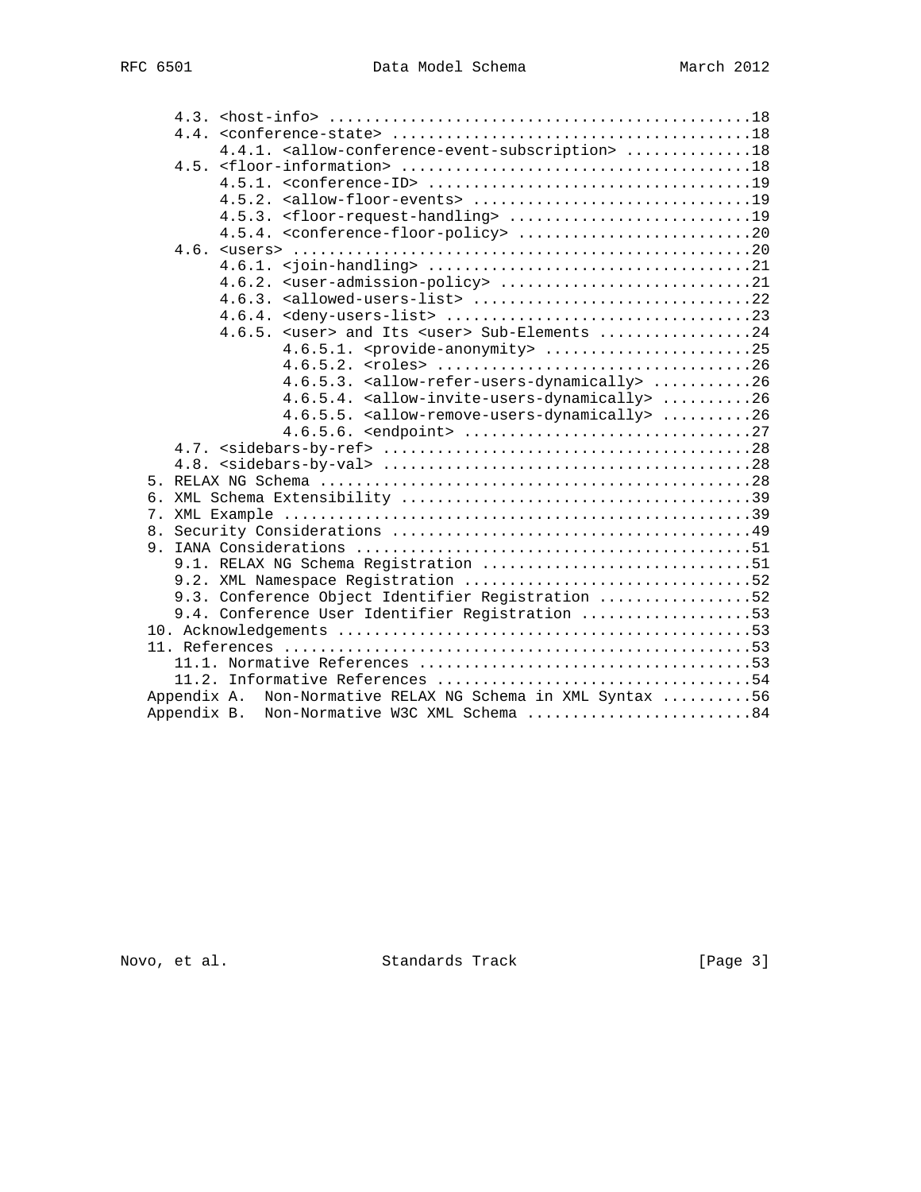```
      4.3. <host-info> ...............................................18
      4.4. <conference-state> ........................................18
           4.4.1. <allow-conference-event-subscription> ..............18
      4.5. <floor-information> .......................................18
           4.5.1. <conference-ID> ....................................19
           4.5.2. <allow-floor-events> ...............................19
           4.5.3. <floor-request-handling> ...........................19
           4.5.4. <conference-floor-policy> ..........................20
      4.6. <users> ...................................................20
           4.6.1. <join-handling> ....................................21
           4.6.2. <user-admission-policy> ............................21
           4.6.3. <allowed-users-list> ...............................22
           4.6.4. <deny-users-list> ..................................23
           4.6.5. <user> and Its <user> Sub-Elements .................24
                  4.6.5.1. <provide-anonymity> .......................25
                  4.6.5.2. <roles> ...................................26
                  4.6.5.3. <allow-refer-users-dynamically> ...........26
                  4.6.5.4. <allow-invite-users-dynamically> ..........26
                  4.6.5.5. <allow-remove-users-dynamically> ..........26
                  4.6.5.6. <endpoint> ................................27
      4.7. <sidebars-by-ref> .........................................28
      4.8. <sidebars-by-val> .........................................28
   5. RELAX NG Schema ................................................28
   6. XML Schema Extensibility .......................................39
   7. XML Example ....................................................39
   8. Security Considerations ........................................49
   9. IANA Considerations ............................................51
      9.1. RELAX NG Schema Registration ..............................51
      9.2. XML Namespace Registration ................................52
      9.3. Conference Object Identifier Registration .................52
      9.4. Conference User Identifier Registration ...................53
   10. Acknowledgements ..............................................53
   11. References ....................................................53
      11.1. Normative References .....................................53
      11.2. Informative References ...................................54
   Appendix A.  Non-Normative RELAX NG Schema in XML Syntax ..........56
   Appendix B.  Non-Normative W3C XML Schema .........................84
```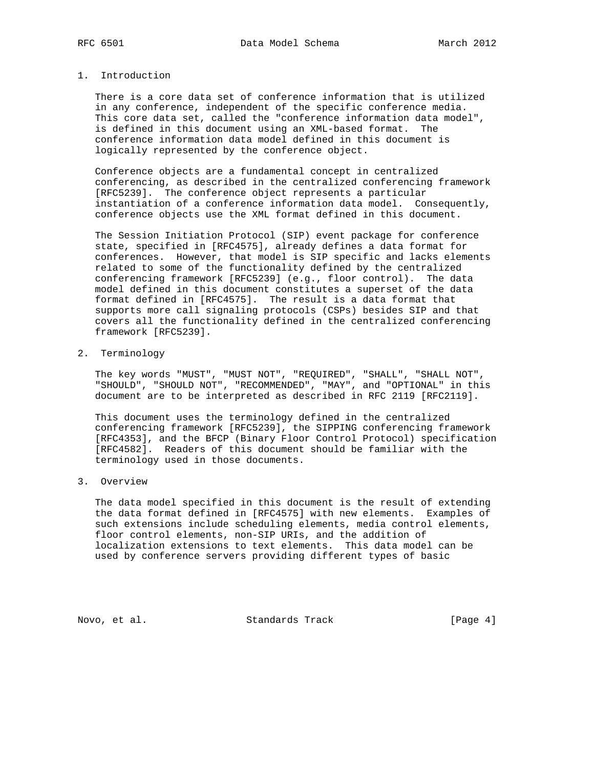# 1. Introduction

There is a core data set of conference information that is utilized in any conference, independent of the specific conference media. This core data set, called the "conference information data model", is defined in this document using an XML-based format. The conference information data model defined in this document is logically represented by the conference object.

Conference objects are a fundamental concept in centralized conferencing, as described in the centralized conferencing framework [RFC5239]. The conference object represents a particular instantiation of a conference information data model. Consequently, conference objects use the XML format defined in this document.

The Session Initiation Protocol (SIP) event package for conference state, specified in [RFC4575], already defines a data format for conferences. However, that model is SIP specific and lacks elements related to some of the functionality defined by the centralized conferencing framework [RFC5239] (e.g., floor control). The data model defined in this document constitutes a superset of the data format defined in [RFC4575]. The result is a data format that supports more call signaling protocols (CSPs) besides SIP and that covers all the functionality defined in the centralized conferencing framework [RFC5239].

# 2. Terminology

The key words "MUST", "MUST NOT", "REQUIRED", "SHALL", "SHALL NOT", "SHOULD", "SHOULD NOT", "RECOMMENDED", "MAY", and "OPTIONAL" in this document are to be interpreted as described in RFC 2119 [RFC2119].

This document uses the terminology defined in the centralized conferencing framework [RFC5239], the SIPPING conferencing framework [RFC4353], and the BFCP (Binary Floor Control Protocol) specification [RFC4582]. Readers of this document should be familiar with the terminology used in those documents.

# 3. Overview

The data model specified in this document is the result of extending the data format defined in [RFC4575] with new elements. Examples of such extensions include scheduling elements, media control elements, floor control elements, non-SIP URIs, and the addition of localization extensions to text elements. This data model can be used by conference servers providing different types of basic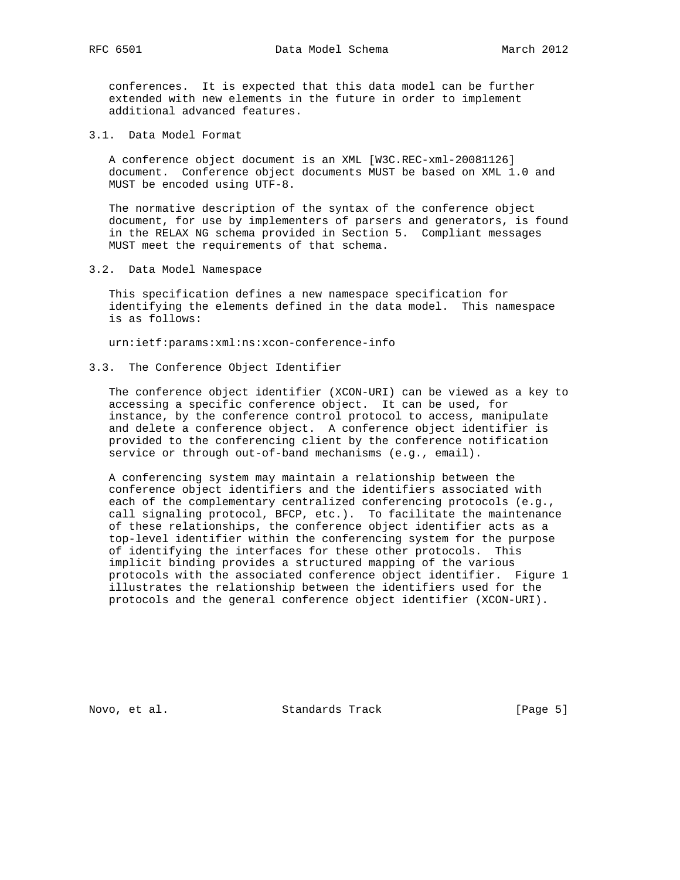conferences. It is expected that this data model can be further extended with new elements in the future in order to implement additional advanced features.

### 3.1. Data Model Format

A conference object document is an XML [W3C.REC-xml-20081126] document. Conference object documents MUST be based on XML 1.0 and MUST be encoded using UTF-8.

The normative description of the syntax of the conference object document, for use by implementers of parsers and generators, is found in the RELAX NG schema provided in Section 5. Compliant messages MUST meet the requirements of that schema.

### 3.2. Data Model Namespace

This specification defines a new namespace specification for identifying the elements defined in the data model. This namespace is as follows:

urn:ietf:params:xml:ns:xcon-conference-info

### 3.3. The Conference Object Identifier

The conference object identifier (XCON-URI) can be viewed as a key to accessing a specific conference object. It can be used, for instance, by the conference control protocol to access, manipulate and delete a conference object. A conference object identifier is provided to the conferencing client by the conference notification service or through out-of-band mechanisms (e.g., email).

A conferencing system may maintain a relationship between the conference object identifiers and the identifiers associated with each of the complementary centralized conferencing protocols (e.g., call signaling protocol, BFCP, etc.). To facilitate the maintenance of these relationships, the conference object identifier acts as a top-level identifier within the conferencing system for the purpose of identifying the interfaces for these other protocols. This implicit binding provides a structured mapping of the various protocols with the associated conference object identifier. Figure 1 illustrates the relationship between the identifiers used for the protocols and the general conference object identifier (XCON-URI).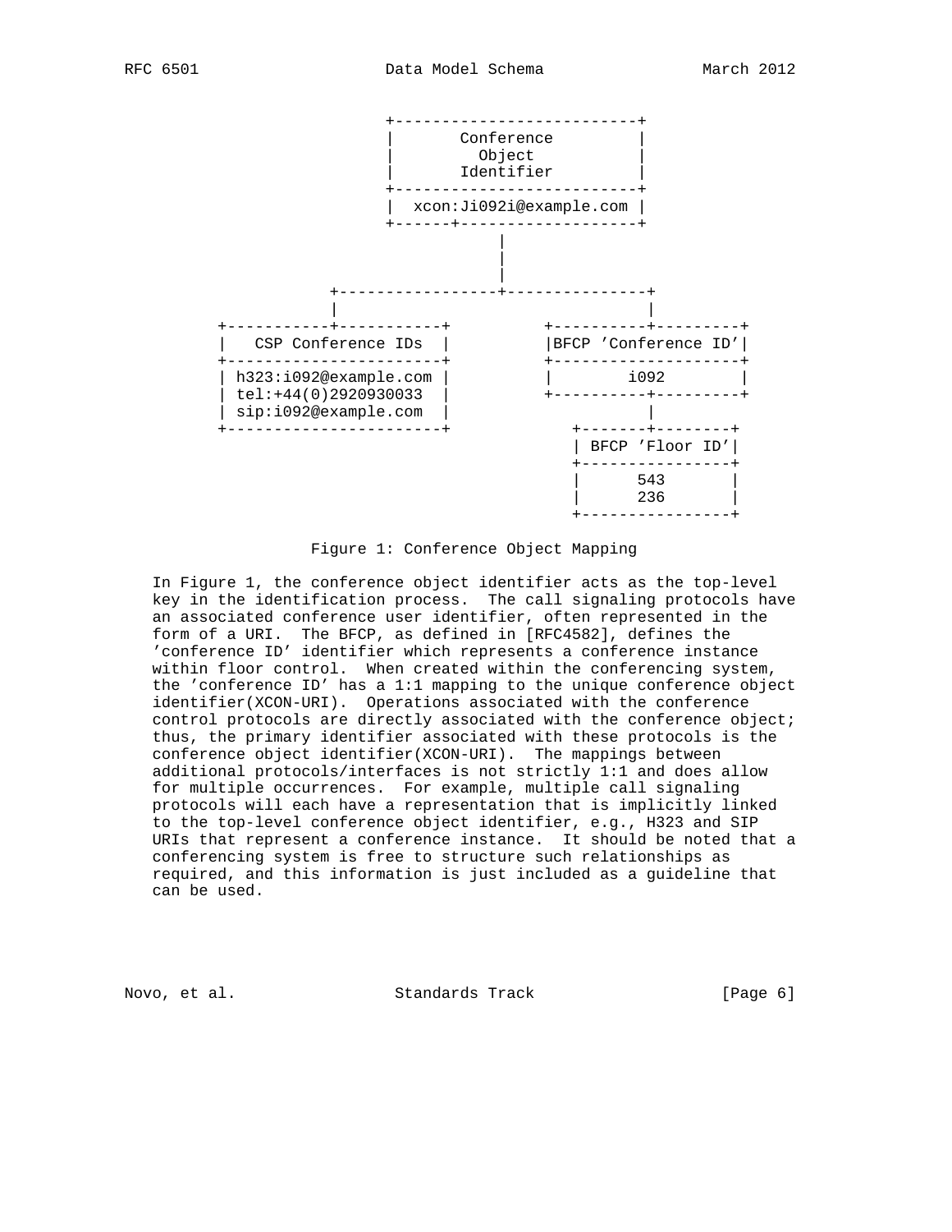```
                         +--------------------------+
                         |       Conference         |
                         |         Object           |
                         |       Identifier         |
                         +--------------------------+
                         |  xcon:Ji092i@example.com |
                         +------+-------------------+
                                       |
                                       |
                                       |
                   +-----------------+---------------+
                   |                                 |
        +-----------+-----------+        +----------+---------+
        |   CSP Conference IDs  |        |BFCP 'Conference ID'|
        +-----------------------+        +--------------------+
        | h323:i092@example.com |        |        i092        |
        | tel:+44(0)2920930033  |        +----------+---------+
        | sip:i092@example.com  |                   |
        +-----------------------+           +-------+--------+
                                            | BFCP 'Floor ID'|
                                            +----------------+
                                            |      543       |
                                            |      236       |
                                            +----------------+
```

Figure 1: Conference Object Mapping

In Figure 1, the conference object identifier acts as the top-level key in the identification process. The call signaling protocols have an associated conference user identifier, often represented in the form of a URI. The BFCP, as defined in [RFC4582], defines the 'conference ID' identifier which represents a conference instance within floor control. When created within the conferencing system, the 'conference ID' has a 1:1 mapping to the unique conference object identifier(XCON-URI). Operations associated with the conference control protocols are directly associated with the conference object; thus, the primary identifier associated with these protocols is the conference object identifier(XCON-URI). The mappings between additional protocols/interfaces is not strictly 1:1 and does allow for multiple occurrences. For example, multiple call signaling protocols will each have a representation that is implicitly linked to the top-level conference object identifier, e.g., H323 and SIP URIs that represent a conference instance. It should be noted that a conferencing system is free to structure such relationships as required, and this information is just included as a guideline that can be used.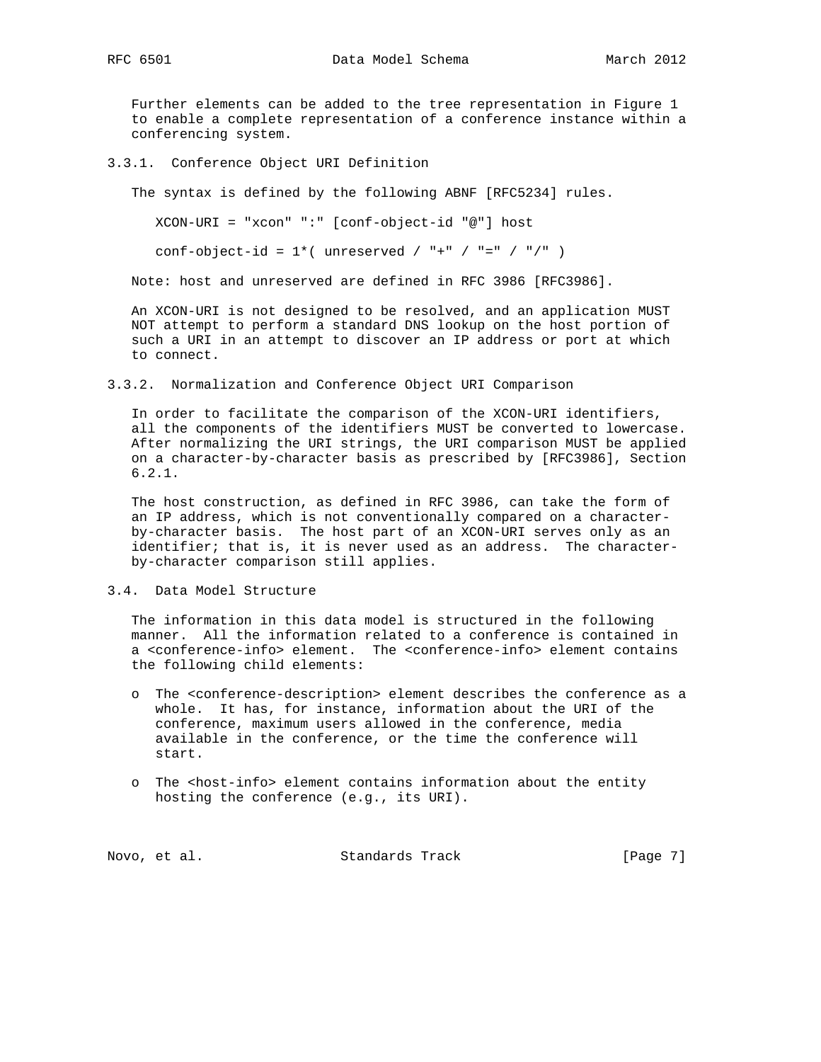Further elements can be added to the tree representation in Figure 1 to enable a complete representation of a conference instance within a conferencing system.

### 3.3.1. Conference Object URI Definition

The syntax is defined by the following ABNF [RFC5234] rules.

```
XCON-URI = "xcon" ":" [conf-object-id "@"] host

conf-object-id = 1*( unreserved / "+" / "=" / "/" )
```

Note: host and unreserved are defined in RFC 3986 [RFC3986].

An XCON-URI is not designed to be resolved, and an application MUST NOT attempt to perform a standard DNS lookup on the host portion of such a URI in an attempt to discover an IP address or port at which to connect.

### 3.3.2. Normalization and Conference Object URI Comparison

In order to facilitate the comparison of the XCON-URI identifiers, all the components of the identifiers MUST be converted to lowercase. After normalizing the URI strings, the URI comparison MUST be applied on a character-by-character basis as prescribed by [RFC3986], Section 6.2.1.

The host construction, as defined in RFC 3986, can take the form of an IP address, which is not conventionally compared on a character-by-character basis. The host part of an XCON-URI serves only as an identifier; that is, it is never used as an address. The character-by-character comparison still applies.

## 3.4. Data Model Structure

The information in this data model is structured in the following manner. All the information related to a conference is contained in a <conference-info> element. The <conference-info> element contains the following child elements:

- The <conference-description> element describes the conference as a whole. It has, for instance, information about the URI of the conference, maximum users allowed in the conference, media available in the conference, or the time the conference will start.

- The <host-info> element contains information about the entity hosting the conference (e.g., its URI).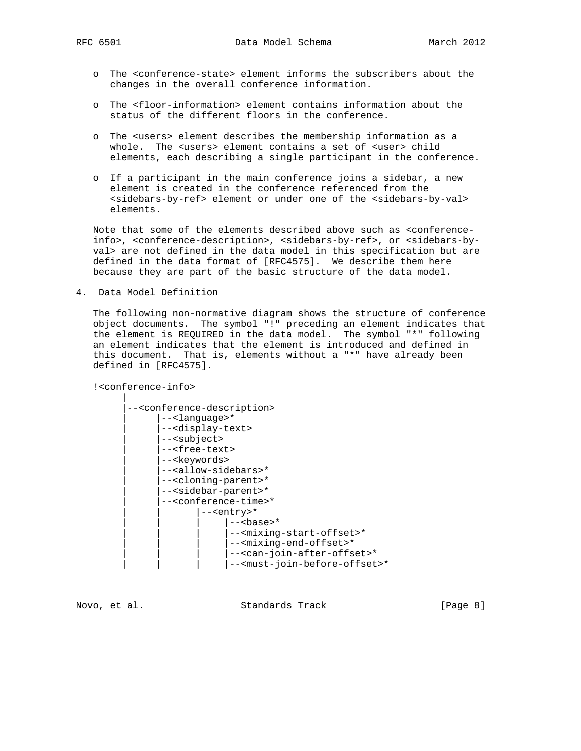- o The <conference-state> element informs the subscribers about the changes in the overall conference information.

- o The <floor-information> element contains information about the status of the different floors in the conference.

- o The <users> element describes the membership information as a whole. The <users> element contains a set of <user> child elements, each describing a single participant in the conference.

- o If a participant in the main conference joins a sidebar, a new element is created in the conference referenced from the <sidebars-by-ref> element or under one of the <sidebars-by-val> elements.

Note that some of the elements described above such as <conference-info>, <conference-description>, <sidebars-by-ref>, or <sidebars-by-val> are not defined in the data model in this specification but are defined in the data format of [RFC4575]. We describe them here because they are part of the basic structure of the data model.

## 4. Data Model Definition

The following non-normative diagram shows the structure of conference object documents. The symbol "!" preceding an element indicates that the element is REQUIRED in the data model. The symbol "*" following an element indicates that the element is introduced and defined in this document. That is, elements without a "*" have already been defined in [RFC4575].

```
!<conference-info>
     |
     |--<conference-description>
     |     |--<language>*
     |     |--<display-text>
     |     |--<subject>
     |     |--<free-text>
     |     |--<keywords>
     |     |--<allow-sidebars>*
     |     |--<cloning-parent>*
     |     |--<sidebar-parent>*
     |     |--<conference-time>*
     |     |      |--<entry>*
     |     |      |    |--<base>*
     |     |      |    |--<mixing-start-offset>*
     |     |      |    |--<mixing-end-offset>*
     |     |      |    |--<can-join-after-offset>*
     |     |      |    |--<must-join-before-offset>*
```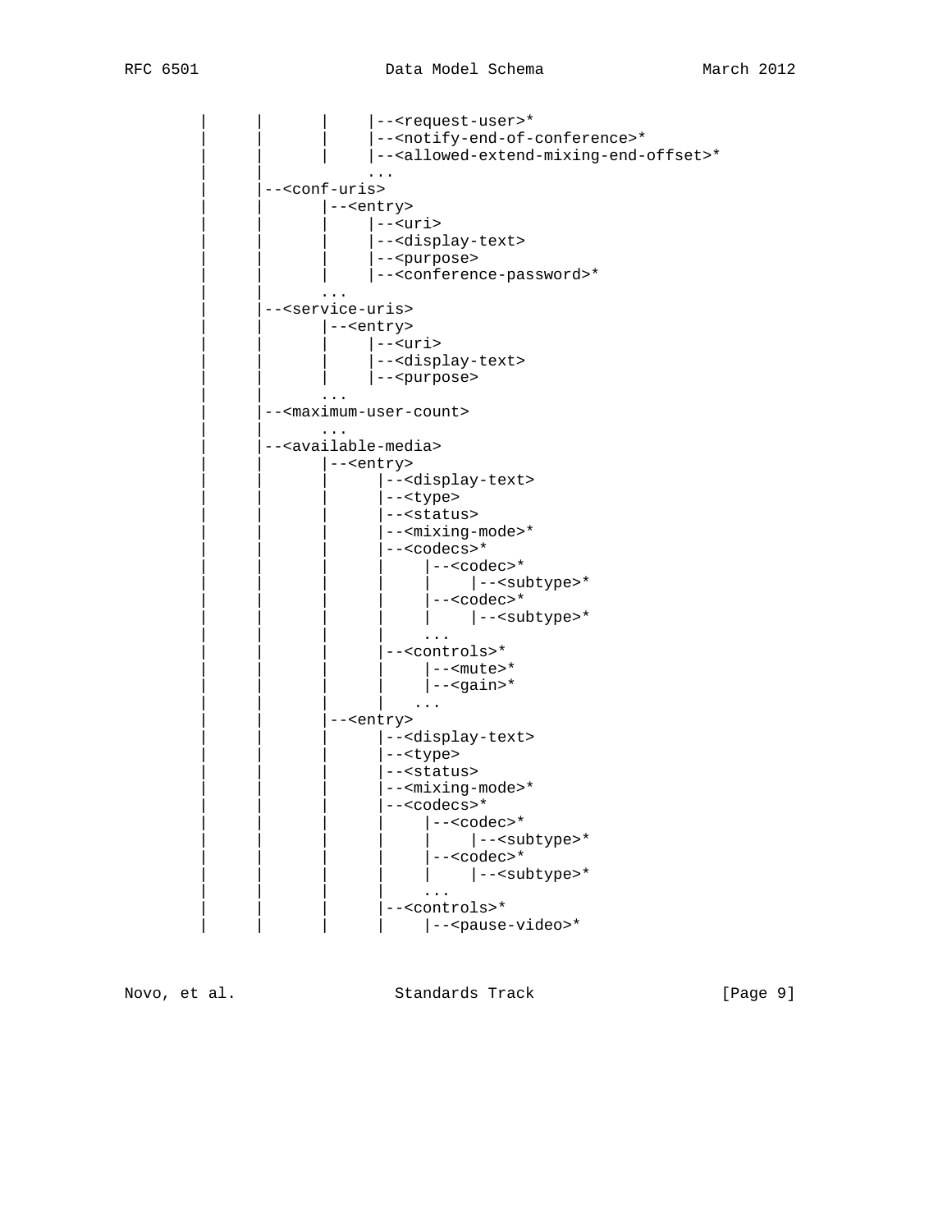```
   |      |       |    |--<request-user>*
   |      |       |    |--<notify-end-of-conference>*
   |      |       |    |--<allowed-extend-mixing-end-offset>*
   |      |            ...
   |      |--<conf-uris>
   |      |       |--<entry>
   |      |       |    |--<uri>
   |      |       |    |--<display-text>
   |      |       |    |--<purpose>
   |      |       |    |--<conference-password>*
   |      |       ...
   |      |--<service-uris>
   |      |       |--<entry>
   |      |       |    |--<uri>
   |      |       |    |--<display-text>
   |      |       |    |--<purpose>
   |      |       ...
   |      |--<maximum-user-count>
   |      |       ...
   |      |--<available-media>
   |      |       |--<entry>
   |      |       |     |--<display-text>
   |      |       |     |--<type>
   |      |       |     |--<status>
   |      |       |     |--<mixing-mode>*
   |      |       |     |--<codecs>*
   |      |       |     |    |--<codec>*
   |      |       |     |    |    |--<subtype>*
   |      |       |     |    |--<codec>*
   |      |       |     |    |    |--<subtype>*
   |      |       |     |    ...
   |      |       |     |--<controls>*
   |      |       |     |    |--<mute>*
   |      |       |     |    |--<gain>*
   |      |       |     |   ...
   |      |       |--<entry>
   |      |       |     |--<display-text>
   |      |       |     |--<type>
   |      |       |     |--<status>
   |      |       |     |--<mixing-mode>*
   |      |       |     |--<codecs>*
   |      |       |     |    |--<codec>*
   |      |       |     |    |    |--<subtype>*
   |      |       |     |    |--<codec>*
   |      |       |     |    |    |--<subtype>*
   |      |       |     |    ...
   |      |       |     |--<controls>*
   |      |       |     |    |--<pause-video>*
```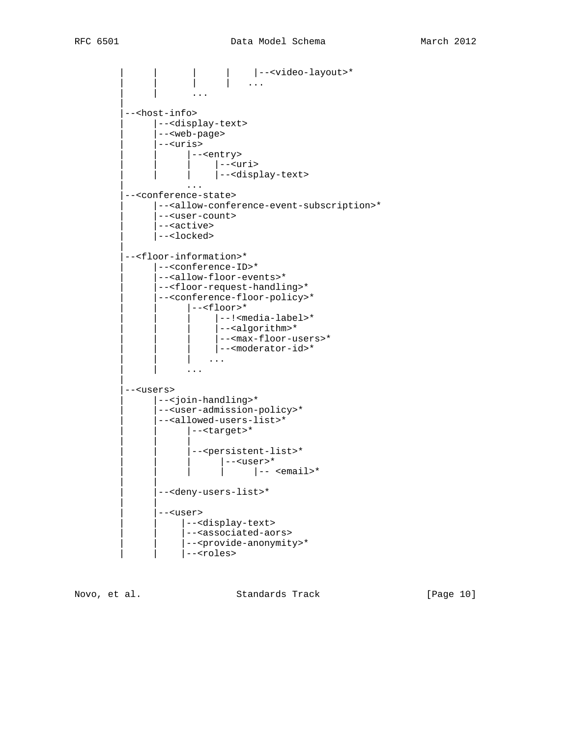```
   |     |      |     |    |--<video-layout>*
   |     |      |     |   ...
   |     |      ...
   |
   |--<host-info>
   |     |--<display-text>
   |     |--<web-page>
   |     |--<uris>
   |     |     |--<entry>
   |     |     |    |--<uri>
   |     |     |    |--<display-text>
   |           ...
   |--<conference-state>
   |     |--<allow-conference-event-subscription>*
   |     |--<user-count>
   |     |--<active>
   |     |--<locked>
   |
   |--<floor-information>*
   |     |--<conference-ID>*
   |     |--<allow-floor-events>*
   |     |--<floor-request-handling>*
   |     |--<conference-floor-policy>*
   |     |     |--<floor>*
   |     |     |    |--!<media-label>*
   |     |     |    |--<algorithm>*
   |     |     |    |--<max-floor-users>*
   |     |     |    |--<moderator-id>*
   |     |     |   ...
   |     |     ...
   |
   |--<users>
   |     |--<join-handling>*
   |     |--<user-admission-policy>*
   |     |--<allowed-users-list>*
   |     |     |--<target>*
   |     |     |
   |     |     |--<persistent-list>*
   |     |     |     |--<user>*
   |     |     |     |     |-- <email>*
   |     |
   |     |--<deny-users-list>*
   |     |
   |     |--<user>
   |     |    |--<display-text>
   |     |    |--<associated-aors>
   |     |    |--<provide-anonymity>*
   |     |    |--<roles>
```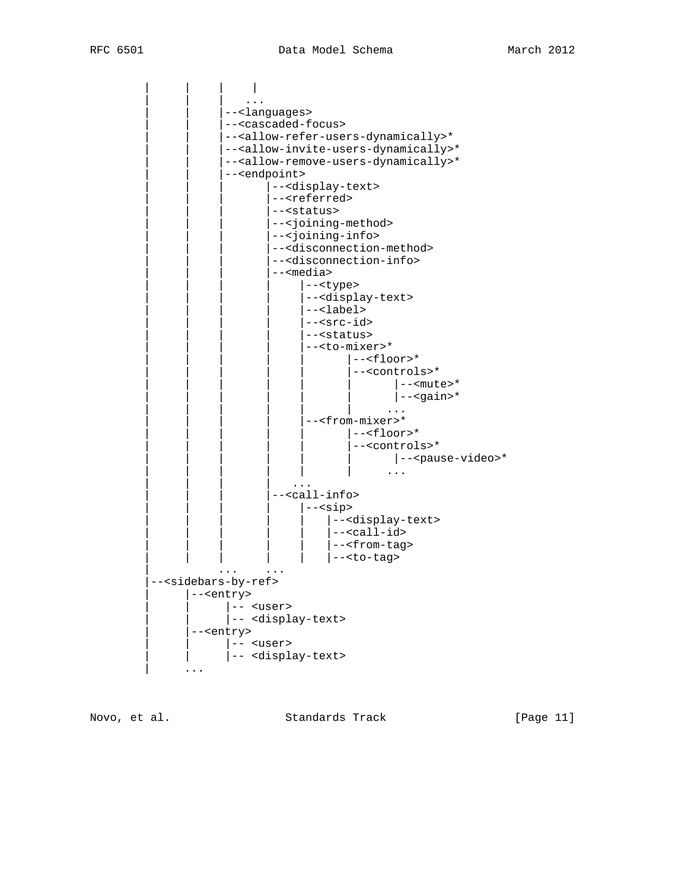```
        |      |     |     |
        |      |     |    ...
        |      |     |--<languages>
        |      |     |--<cascaded-focus>
        |      |     |--<allow-refer-users-dynamically>*
        |      |     |--<allow-invite-users-dynamically>*
        |      |     |--<allow-remove-users-dynamically>*
        |      |     |--<endpoint>
        |      |     |       |--<display-text>
        |      |     |       |--<referred>
        |      |     |       |--<status>
        |      |     |       |--<joining-method>
        |      |     |       |--<joining-info>
        |      |     |       |--<disconnection-method>
        |      |     |       |--<disconnection-info>
        |      |     |       |--<media>
        |      |     |       |     |--<type>
        |      |     |       |     |--<display-text>
        |      |     |       |     |--<label>
        |      |     |       |     |--<src-id>
        |      |     |       |     |--<status>
        |      |     |       |     |--<to-mixer>*
        |      |     |       |     |       |--<floor>*
        |      |     |       |     |       |--<controls>*
        |      |     |       |     |       |       |--<mute>*
        |      |     |       |     |       |       |--<gain>*
        |      |     |       |     |       |      ...
        |      |     |       |     |--<from-mixer>*
        |      |     |       |     |       |--<floor>*
        |      |     |       |     |       |--<controls>*
        |      |     |       |     |       |       |--<pause-video>*
        |      |     |       |     |       |      ...
        |      |     |       |    ...
        |      |     |       |--<call-info>
        |      |     |       |     |--<sip>
        |      |     |       |     |    |--<display-text>
        |      |     |       |     |    |--<call-id>
        |      |     |       |     |    |--<from-tag>
        |      |     |       |     |    |--<to-tag>
        |           ...     ...
        |--<sidebars-by-ref>
        |      |--<entry>
        |      |      |-- <user>
        |      |      |-- <display-text>
        |      |--<entry>
        |      |      |-- <user>
        |      |      |-- <display-text>
        |     ...
```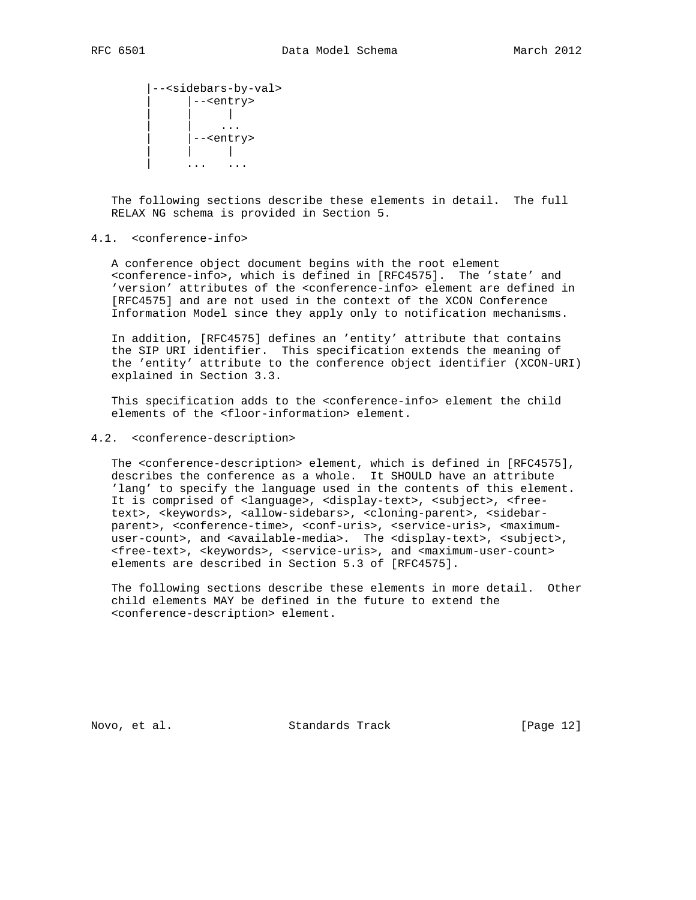```
       |--<sidebars-by-val>
       |     |--<entry>
       |     |     |
       |     |    ...
       |     |--<entry>
       |     |     |
       |    ...   ...
```

The following sections describe these elements in detail. The full RELAX NG schema is provided in Section 5.

### 4.1. <conference-info>

A conference object document begins with the root element <conference-info>, which is defined in [RFC4575]. The 'state' and 'version' attributes of the <conference-info> element are defined in [RFC4575] and are not used in the context of the XCON Conference Information Model since they apply only to notification mechanisms.

In addition, [RFC4575] defines an 'entity' attribute that contains the SIP URI identifier. This specification extends the meaning of the 'entity' attribute to the conference object identifier (XCON-URI) explained in Section 3.3.

This specification adds to the <conference-info> element the child elements of the <floor-information> element.

### 4.2. <conference-description>

The <conference-description> element, which is defined in [RFC4575], describes the conference as a whole. It SHOULD have an attribute 'lang' to specify the language used in the contents of this element. It is comprised of <language>, <display-text>, <subject>, <free-text>, <keywords>, <allow-sidebars>, <cloning-parent>, <sidebar-parent>, <conference-time>, <conf-uris>, <service-uris>, <maximum-user-count>, and <available-media>. The <display-text>, <subject>, <free-text>, <keywords>, <service-uris>, and <maximum-user-count> elements are described in Section 5.3 of [RFC4575].

The following sections describe these elements in more detail. Other child elements MAY be defined in the future to extend the <conference-description> element.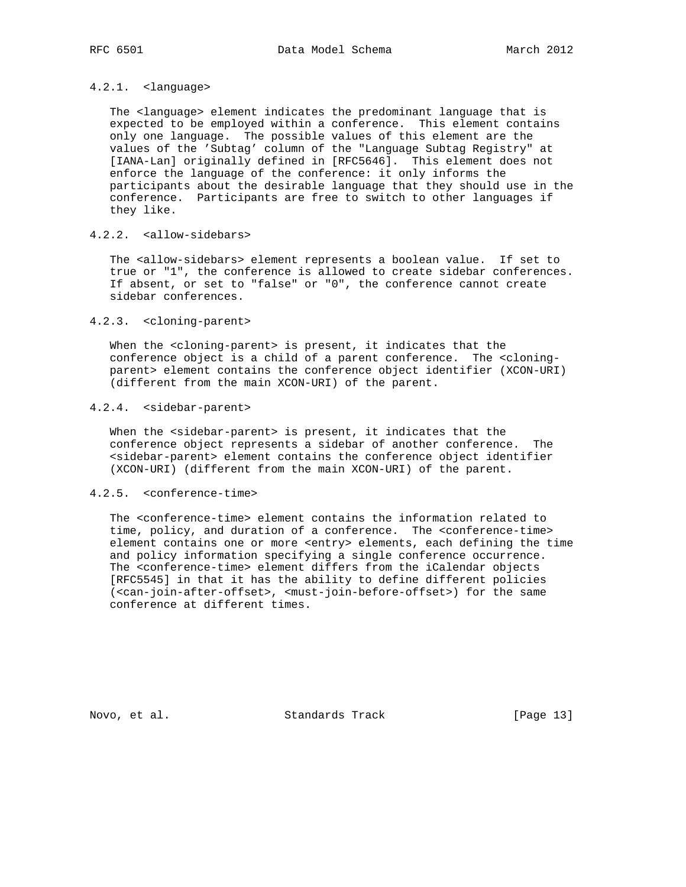#### 4.2.1. <language>

The <language> element indicates the predominant language that is expected to be employed within a conference. This element contains only one language. The possible values of this element are the values of the 'Subtag' column of the "Language Subtag Registry" at [IANA-Lan] originally defined in [RFC5646]. This element does not enforce the language of the conference: it only informs the participants about the desirable language that they should use in the conference. Participants are free to switch to other languages if they like.

#### 4.2.2. <allow-sidebars>

The <allow-sidebars> element represents a boolean value. If set to true or "1", the conference is allowed to create sidebar conferences. If absent, or set to "false" or "0", the conference cannot create sidebar conferences.

#### 4.2.3. <cloning-parent>

When the <cloning-parent> is present, it indicates that the conference object is a child of a parent conference. The <cloning-parent> element contains the conference object identifier (XCON-URI) (different from the main XCON-URI) of the parent.

#### 4.2.4. <sidebar-parent>

When the <sidebar-parent> is present, it indicates that the conference object represents a sidebar of another conference. The <sidebar-parent> element contains the conference object identifier (XCON-URI) (different from the main XCON-URI) of the parent.

#### 4.2.5. <conference-time>

The <conference-time> element contains the information related to time, policy, and duration of a conference. The <conference-time> element contains one or more <entry> elements, each defining the time and policy information specifying a single conference occurrence. The <conference-time> element differs from the iCalendar objects [RFC5545] in that it has the ability to define different policies (<can-join-after-offset>, <must-join-before-offset>) for the same conference at different times.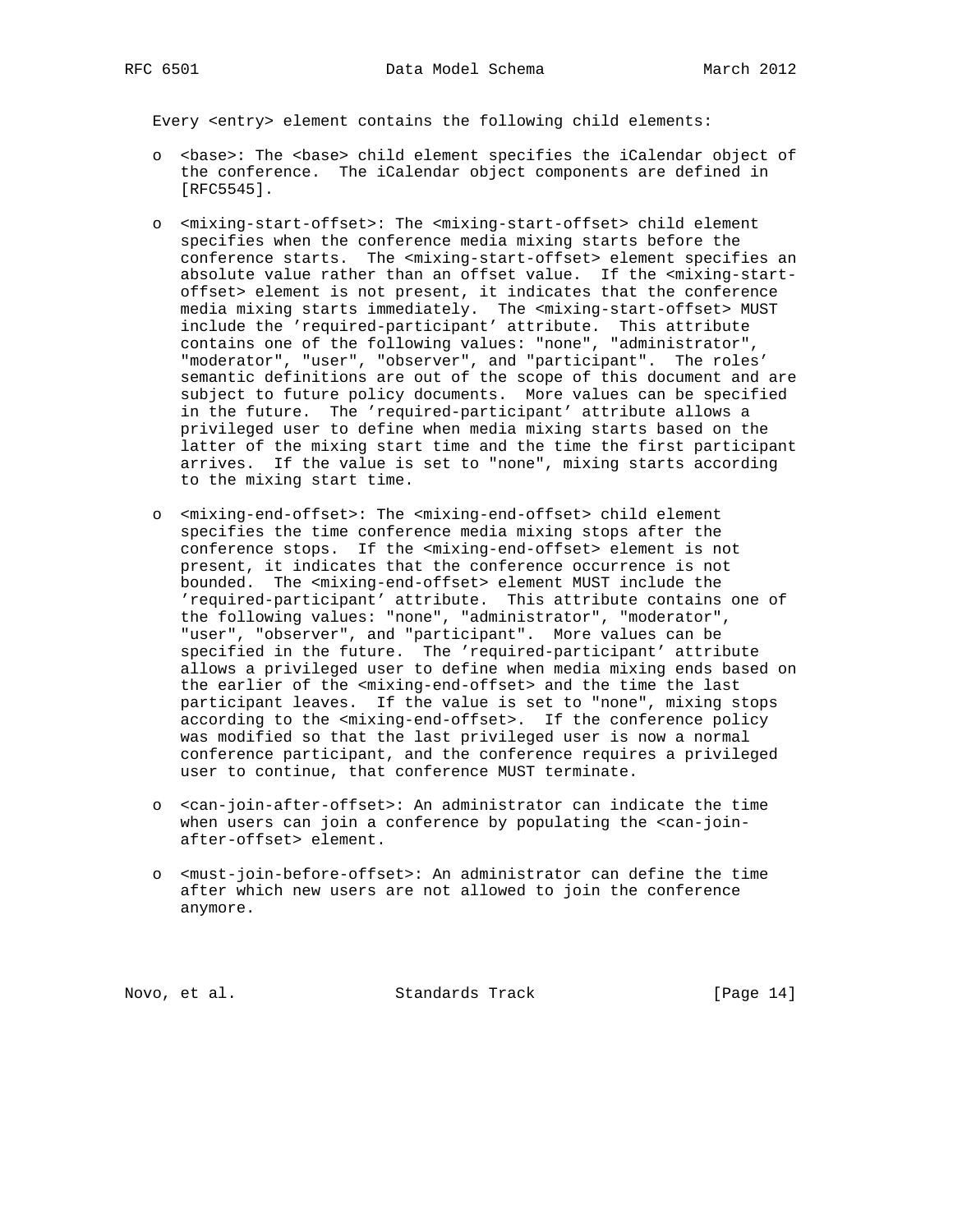Every <entry> element contains the following child elements:

- <base>: The <base> child element specifies the iCalendar object of the conference. The iCalendar object components are defined in [RFC5545].

- <mixing-start-offset>: The <mixing-start-offset> child element specifies when the conference media mixing starts before the conference starts. The <mixing-start-offset> element specifies an absolute value rather than an offset value. If the <mixing-start-offset> element is not present, it indicates that the conference media mixing starts immediately. The <mixing-start-offset> MUST include the 'required-participant' attribute. This attribute contains one of the following values: "none", "administrator", "moderator", "user", "observer", and "participant". The roles' semantic definitions are out of the scope of this document and are subject to future policy documents. More values can be specified in the future. The 'required-participant' attribute allows a privileged user to define when media mixing starts based on the latter of the mixing start time and the time the first participant arrives. If the value is set to "none", mixing starts according to the mixing start time.

- <mixing-end-offset>: The <mixing-end-offset> child element specifies the time conference media mixing stops after the conference stops. If the <mixing-end-offset> element is not present, it indicates that the conference occurrence is not bounded. The <mixing-end-offset> element MUST include the 'required-participant' attribute. This attribute contains one of the following values: "none", "administrator", "moderator", "user", "observer", and "participant". More values can be specified in the future. The 'required-participant' attribute allows a privileged user to define when media mixing ends based on the earlier of the <mixing-end-offset> and the time the last participant leaves. If the value is set to "none", mixing stops according to the <mixing-end-offset>. If the conference policy was modified so that the last privileged user is now a normal conference participant, and the conference requires a privileged user to continue, that conference MUST terminate.

- <can-join-after-offset>: An administrator can indicate the time when users can join a conference by populating the <can-join-after-offset> element.

- <must-join-before-offset>: An administrator can define the time after which new users are not allowed to join the conference anymore.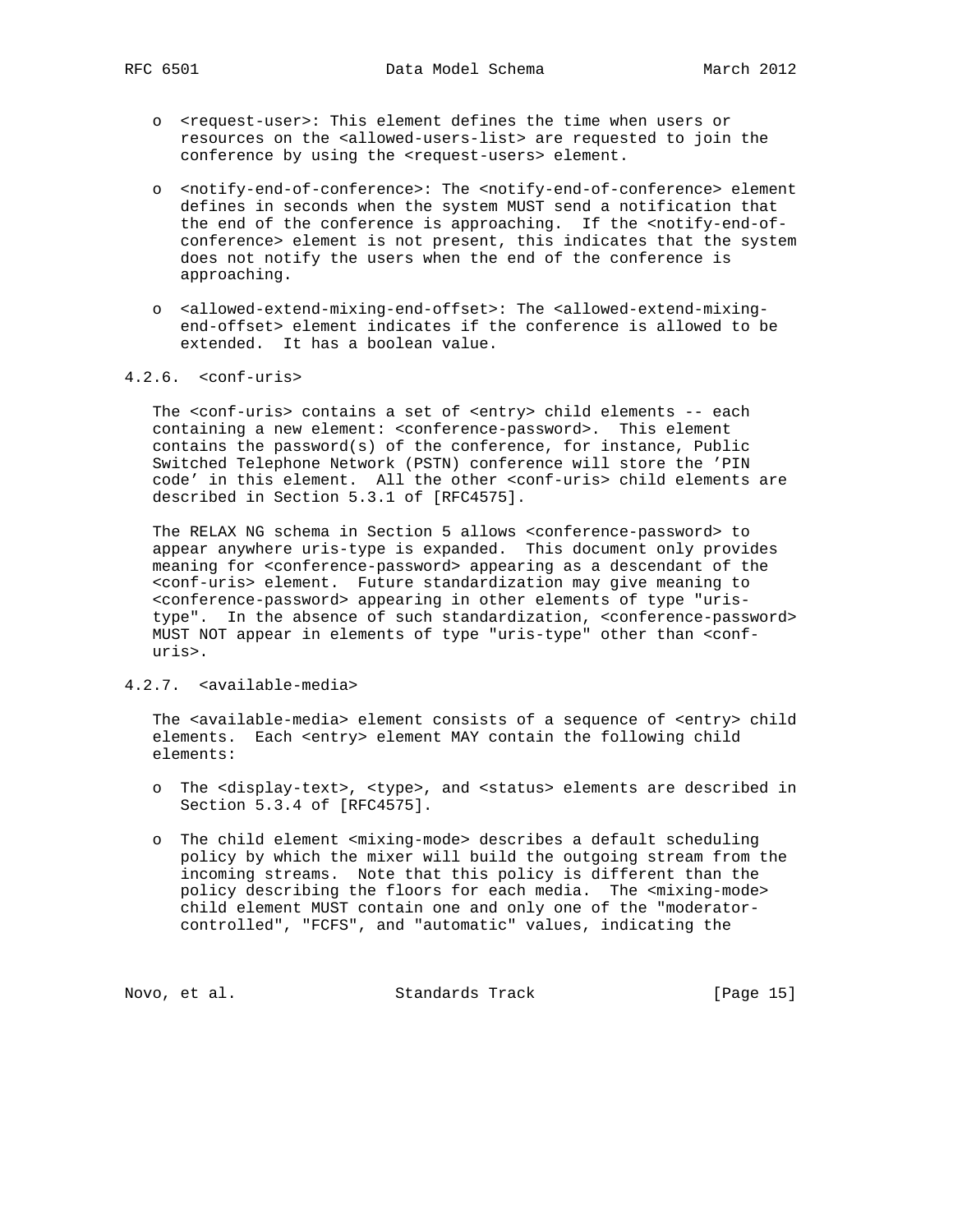- <request-user>: This element defines the time when users or resources on the <allowed-users-list> are requested to join the conference by using the <request-users> element.

- <notify-end-of-conference>: The <notify-end-of-conference> element defines in seconds when the system MUST send a notification that the end of the conference is approaching. If the <notify-end-of-conference> element is not present, this indicates that the system does not notify the users when the end of the conference is approaching.

- <allowed-extend-mixing-end-offset>: The <allowed-extend-mixing-end-offset> element indicates if the conference is allowed to be extended. It has a boolean value.

### 4.2.6. <conf-uris>

The <conf-uris> contains a set of <entry> child elements -- each containing a new element: <conference-password>. This element contains the password(s) of the conference, for instance, Public Switched Telephone Network (PSTN) conference will store the 'PIN code' in this element. All the other <conf-uris> child elements are described in Section 5.3.1 of [RFC4575].

The RELAX NG schema in Section 5 allows <conference-password> to appear anywhere uris-type is expanded. This document only provides meaning for <conference-password> appearing as a descendant of the <conf-uris> element. Future standardization may give meaning to <conference-password> appearing in other elements of type "uris-type". In the absence of such standardization, <conference-password> MUST NOT appear in elements of type "uris-type" other than <conf-uris>.

### 4.2.7. <available-media>

The <available-media> element consists of a sequence of <entry> child elements. Each <entry> element MAY contain the following child elements:

- The <display-text>, <type>, and <status> elements are described in Section 5.3.4 of [RFC4575].

- The child element <mixing-mode> describes a default scheduling policy by which the mixer will build the outgoing stream from the incoming streams. Note that this policy is different than the policy describing the floors for each media. The <mixing-mode> child element MUST contain one and only one of the "moderator-controlled", "FCFS", and "automatic" values, indicating the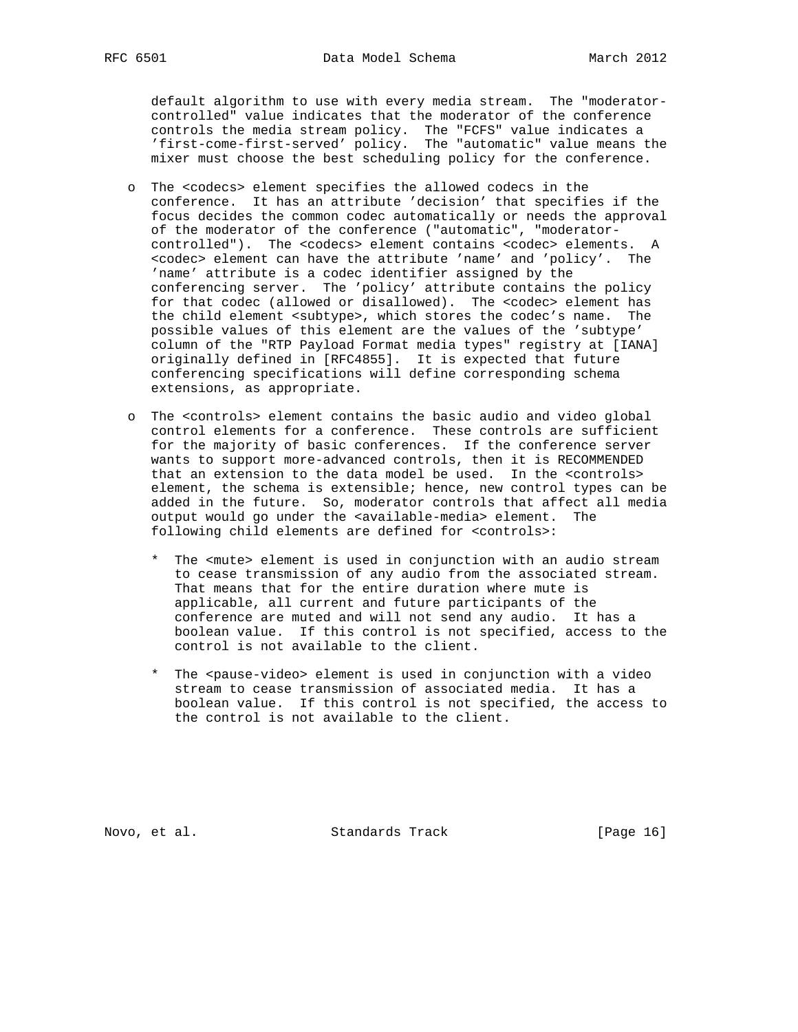default algorithm to use with every media stream. The "moderator-controlled" value indicates that the moderator of the conference controls the media stream policy. The "FCFS" value indicates a 'first-come-first-served' policy. The "automatic" value means the mixer must choose the best scheduling policy for the conference.

- The <codecs> element specifies the allowed codecs in the conference. It has an attribute 'decision' that specifies if the focus decides the common codec automatically or needs the approval of the moderator of the conference ("automatic", "moderator-controlled"). The <codecs> element contains <codec> elements. A <codec> element can have the attribute 'name' and 'policy'. The 'name' attribute is a codec identifier assigned by the conferencing server. The 'policy' attribute contains the policy for that codec (allowed or disallowed). The <codec> element has the child element <subtype>, which stores the codec's name. The possible values of this element are the values of the 'subtype' column of the "RTP Payload Format media types" registry at [IANA] originally defined in [RFC4855]. It is expected that future conferencing specifications will define corresponding schema extensions, as appropriate.

- The <controls> element contains the basic audio and video global control elements for a conference. These controls are sufficient for the majority of basic conferences. If the conference server wants to support more-advanced controls, then it is RECOMMENDED that an extension to the data model be used. In the <controls> element, the schema is extensible; hence, new control types can be added in the future. So, moderator controls that affect all media output would go under the <available-media> element. The following child elements are defined for <controls>:

  * The <mute> element is used in conjunction with an audio stream to cease transmission of any audio from the associated stream. That means that for the entire duration where mute is applicable, all current and future participants of the conference are muted and will not send any audio. It has a boolean value. If this control is not specified, access to the control is not available to the client.

  * The <pause-video> element is used in conjunction with a video stream to cease transmission of associated media. It has a boolean value. If this control is not specified, the access to the control is not available to the client.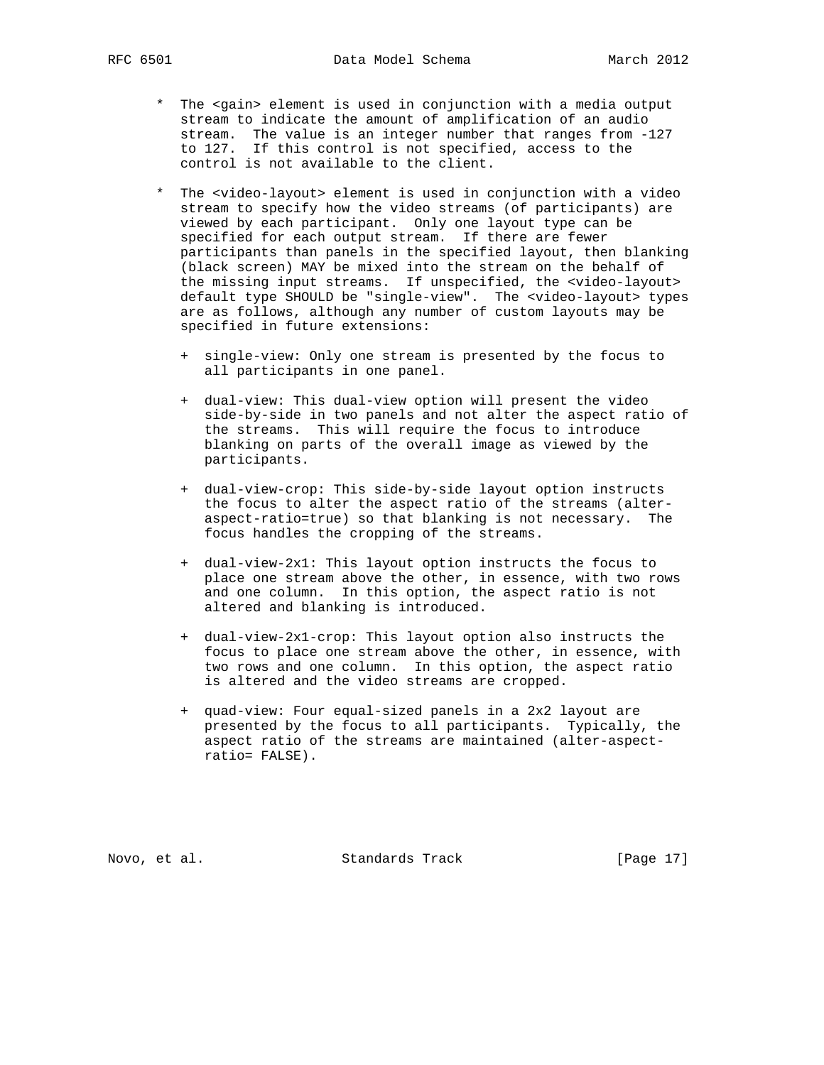* The <gain> element is used in conjunction with a media output stream to indicate the amount of amplification of an audio stream. The value is an integer number that ranges from -127 to 127. If this control is not specified, access to the control is not available to the client.

* The <video-layout> element is used in conjunction with a video stream to specify how the video streams (of participants) are viewed by each participant. Only one layout type can be specified for each output stream. If there are fewer participants than panels in the specified layout, then blanking (black screen) MAY be mixed into the stream on the behalf of the missing input streams. If unspecified, the <video-layout> default type SHOULD be "single-view". The <video-layout> types are as follows, although any number of custom layouts may be specified in future extensions:

  + single-view: Only one stream is presented by the focus to all participants in one panel.

  + dual-view: This dual-view option will present the video side-by-side in two panels and not alter the aspect ratio of the streams. This will require the focus to introduce blanking on parts of the overall image as viewed by the participants.

  + dual-view-crop: This side-by-side layout option instructs the focus to alter the aspect ratio of the streams (alter-aspect-ratio=true) so that blanking is not necessary. The focus handles the cropping of the streams.

  + dual-view-2x1: This layout option instructs the focus to place one stream above the other, in essence, with two rows and one column. In this option, the aspect ratio is not altered and blanking is introduced.

  + dual-view-2x1-crop: This layout option also instructs the focus to place one stream above the other, in essence, with two rows and one column. In this option, the aspect ratio is altered and the video streams are cropped.

  + quad-view: Four equal-sized panels in a 2x2 layout are presented by the focus to all participants. Typically, the aspect ratio of the streams are maintained (alter-aspect-ratio= FALSE).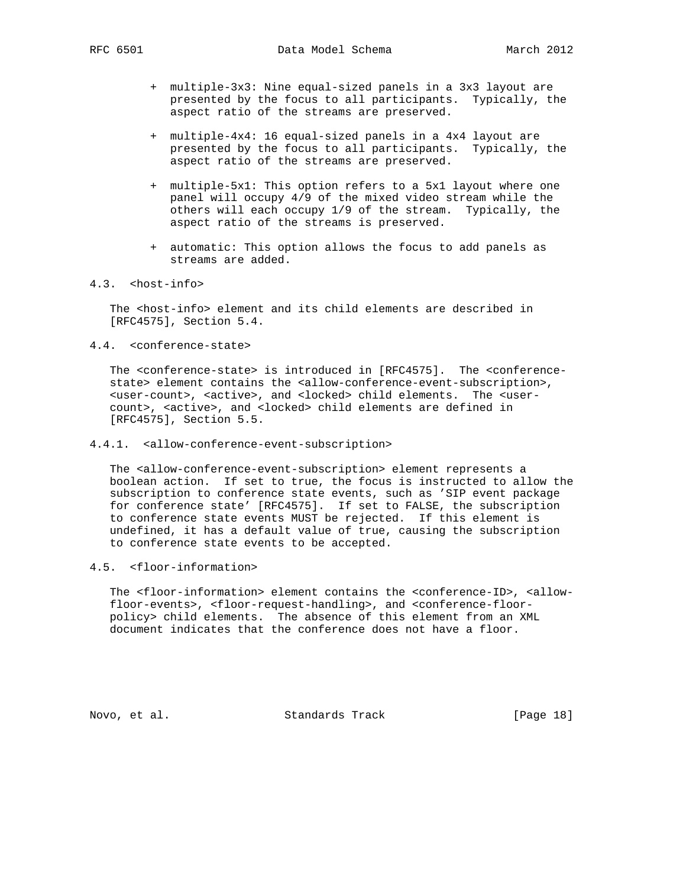+ multiple-3x3: Nine equal-sized panels in a 3x3 layout are presented by the focus to all participants. Typically, the aspect ratio of the streams are preserved.

+ multiple-4x4: 16 equal-sized panels in a 4x4 layout are presented by the focus to all participants. Typically, the aspect ratio of the streams are preserved.

+ multiple-5x1: This option refers to a 5x1 layout where one panel will occupy 4/9 of the mixed video stream while the others will each occupy 1/9 of the stream. Typically, the aspect ratio of the streams is preserved.

+ automatic: This option allows the focus to add panels as streams are added.

### 4.3. <host-info>

The <host-info> element and its child elements are described in [RFC4575], Section 5.4.

### 4.4. <conference-state>

The <conference-state> is introduced in [RFC4575]. The <conference-state> element contains the <allow-conference-event-subscription>, <user-count>, <active>, and <locked> child elements. The <user-count>, <active>, and <locked> child elements are defined in [RFC4575], Section 5.5.

#### 4.4.1. <allow-conference-event-subscription>

The <allow-conference-event-subscription> element represents a boolean action. If set to true, the focus is instructed to allow the subscription to conference state events, such as 'SIP event package for conference state' [RFC4575]. If set to FALSE, the subscription to conference state events MUST be rejected. If this element is undefined, it has a default value of true, causing the subscription to conference state events to be accepted.

### 4.5. <floor-information>

The <floor-information> element contains the <conference-ID>, <allow-floor-events>, <floor-request-handling>, and <conference-floor-policy> child elements. The absence of this element from an XML document indicates that the conference does not have a floor.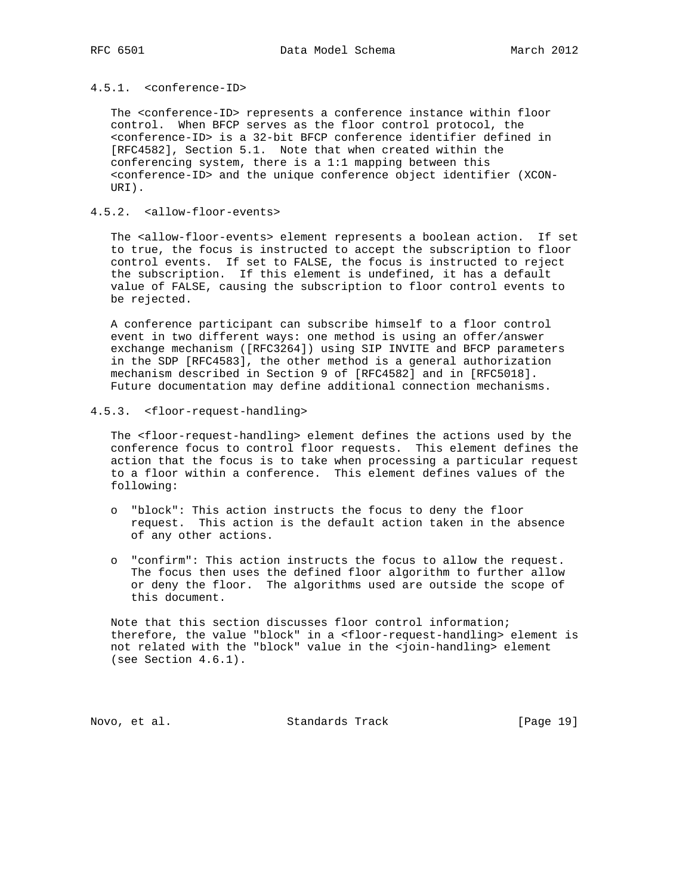#### 4.5.1. <conference-ID>

The <conference-ID> represents a conference instance within floor control. When BFCP serves as the floor control protocol, the <conference-ID> is a 32-bit BFCP conference identifier defined in [RFC4582], Section 5.1. Note that when created within the conferencing system, there is a 1:1 mapping between this <conference-ID> and the unique conference object identifier (XCON-URI).

#### 4.5.2. <allow-floor-events>

The <allow-floor-events> element represents a boolean action. If set to true, the focus is instructed to accept the subscription to floor control events. If set to FALSE, the focus is instructed to reject the subscription. If this element is undefined, it has a default value of FALSE, causing the subscription to floor control events to be rejected.

A conference participant can subscribe himself to a floor control event in two different ways: one method is using an offer/answer exchange mechanism ([RFC3264]) using SIP INVITE and BFCP parameters in the SDP [RFC4583], the other method is a general authorization mechanism described in Section 9 of [RFC4582] and in [RFC5018]. Future documentation may define additional connection mechanisms.

#### 4.5.3. <floor-request-handling>

The <floor-request-handling> element defines the actions used by the conference focus to control floor requests. This element defines the action that the focus is to take when processing a particular request to a floor within a conference. This element defines values of the following:

- "block": This action instructs the focus to deny the floor request. This action is the default action taken in the absence of any other actions.

- "confirm": This action instructs the focus to allow the request. The focus then uses the defined floor algorithm to further allow or deny the floor. The algorithms used are outside the scope of this document.

Note that this section discusses floor control information; therefore, the value "block" in a <floor-request-handling> element is not related with the "block" value in the <join-handling> element (see Section 4.6.1).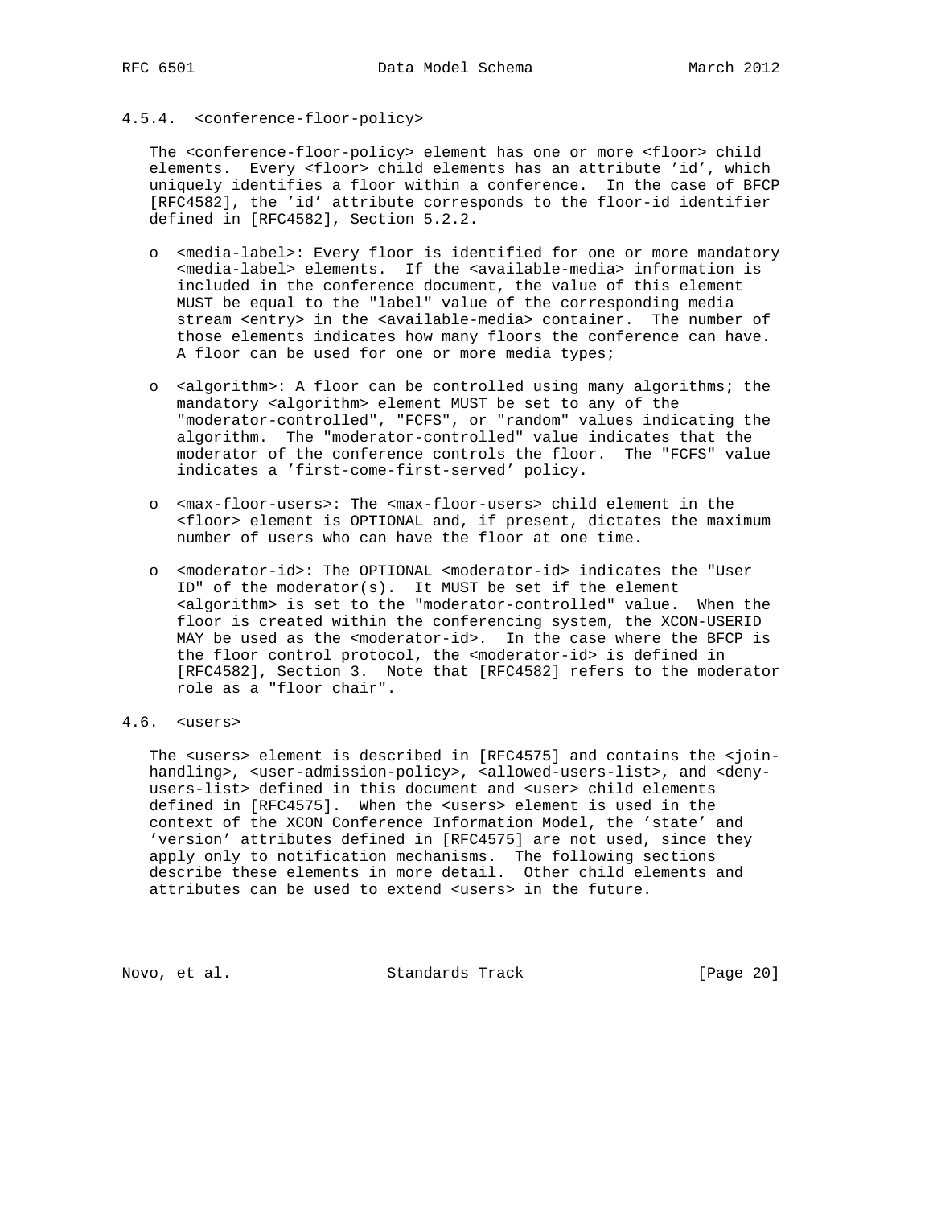#### 4.5.4. <conference-floor-policy>

The <conference-floor-policy> element has one or more <floor> child elements. Every <floor> child elements has an attribute 'id', which uniquely identifies a floor within a conference. In the case of BFCP [RFC4582], the 'id' attribute corresponds to the floor-id identifier defined in [RFC4582], Section 5.2.2.

- <media-label>: Every floor is identified for one or more mandatory <media-label> elements. If the <available-media> information is included in the conference document, the value of this element MUST be equal to the "label" value of the corresponding media stream <entry> in the <available-media> container. The number of those elements indicates how many floors the conference can have. A floor can be used for one or more media types;

- <algorithm>: A floor can be controlled using many algorithms; the mandatory <algorithm> element MUST be set to any of the "moderator-controlled", "FCFS", or "random" values indicating the algorithm. The "moderator-controlled" value indicates that the moderator of the conference controls the floor. The "FCFS" value indicates a 'first-come-first-served' policy.

- <max-floor-users>: The <max-floor-users> child element in the <floor> element is OPTIONAL and, if present, dictates the maximum number of users who can have the floor at one time.

- <moderator-id>: The OPTIONAL <moderator-id> indicates the "User ID" of the moderator(s). It MUST be set if the element <algorithm> is set to the "moderator-controlled" value. When the floor is created within the conferencing system, the XCON-USERID MAY be used as the <moderator-id>. In the case where the BFCP is the floor control protocol, the <moderator-id> is defined in [RFC4582], Section 3. Note that [RFC4582] refers to the moderator role as a "floor chair".

### 4.6. <users>

The <users> element is described in [RFC4575] and contains the <join-handling>, <user-admission-policy>, <allowed-users-list>, and <deny-users-list> defined in this document and <user> child elements defined in [RFC4575]. When the <users> element is used in the context of the XCON Conference Information Model, the 'state' and 'version' attributes defined in [RFC4575] are not used, since they apply only to notification mechanisms. The following sections describe these elements in more detail. Other child elements and attributes can be used to extend <users> in the future.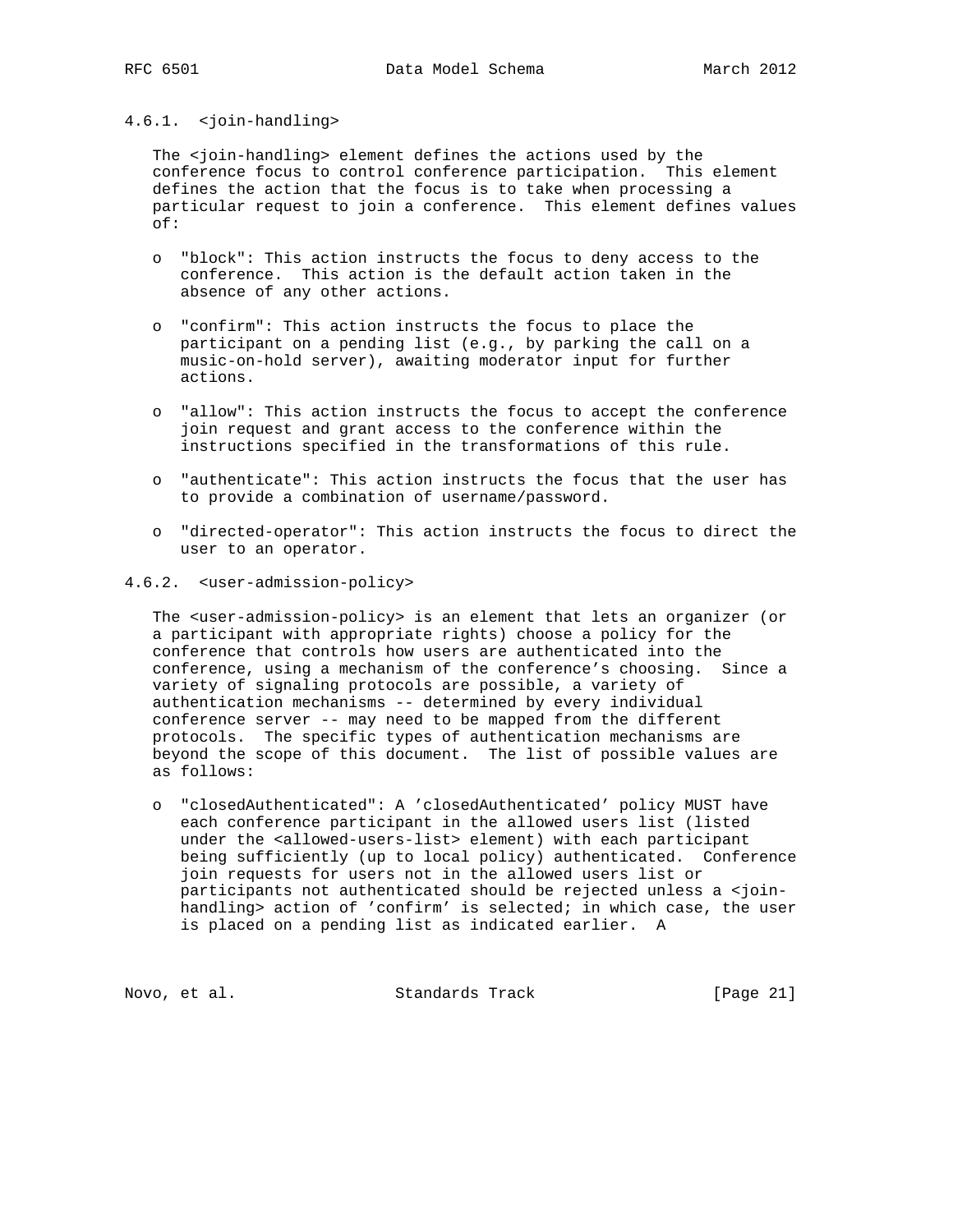#### 4.6.1. <join-handling>

The <join-handling> element defines the actions used by the conference focus to control conference participation. This element defines the action that the focus is to take when processing a particular request to join a conference. This element defines values of:

- "block": This action instructs the focus to deny access to the conference. This action is the default action taken in the absence of any other actions.

- "confirm": This action instructs the focus to place the participant on a pending list (e.g., by parking the call on a music-on-hold server), awaiting moderator input for further actions.

- "allow": This action instructs the focus to accept the conference join request and grant access to the conference within the instructions specified in the transformations of this rule.

- "authenticate": This action instructs the focus that the user has to provide a combination of username/password.

- "directed-operator": This action instructs the focus to direct the user to an operator.

#### 4.6.2. <user-admission-policy>

The <user-admission-policy> is an element that lets an organizer (or a participant with appropriate rights) choose a policy for the conference that controls how users are authenticated into the conference, using a mechanism of the conference's choosing. Since a variety of signaling protocols are possible, a variety of authentication mechanisms -- determined by every individual conference server -- may need to be mapped from the different protocols. The specific types of authentication mechanisms are beyond the scope of this document. The list of possible values are as follows:

- "closedAuthenticated": A 'closedAuthenticated' policy MUST have each conference participant in the allowed users list (listed under the <allowed-users-list> element) with each participant being sufficiently (up to local policy) authenticated. Conference join requests for users not in the allowed users list or participants not authenticated should be rejected unless a <join-handling> action of 'confirm' is selected; in which case, the user is placed on a pending list as indicated earlier. A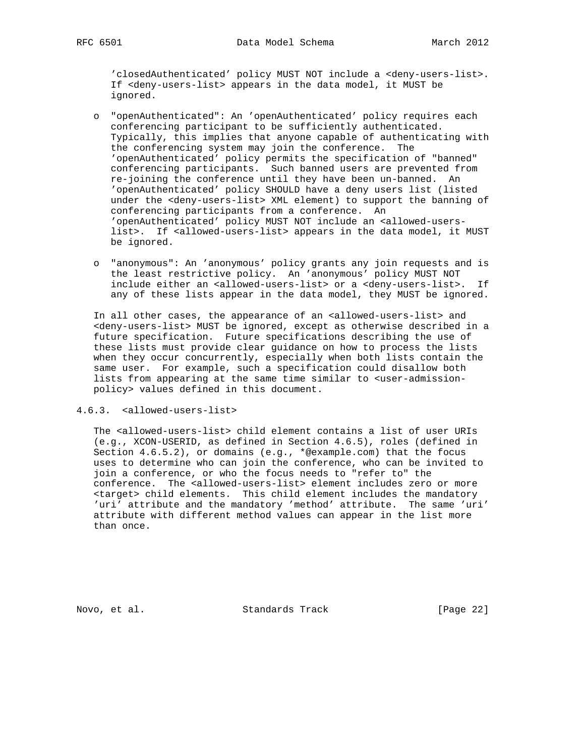'closedAuthenticated' policy MUST NOT include a <deny-users-list>. If <deny-users-list> appears in the data model, it MUST be ignored.

- "openAuthenticated": An 'openAuthenticated' policy requires each conferencing participant to be sufficiently authenticated. Typically, this implies that anyone capable of authenticating with the conferencing system may join the conference. The 'openAuthenticated' policy permits the specification of "banned" conferencing participants. Such banned users are prevented from re-joining the conference until they have been un-banned. An 'openAuthenticated' policy SHOULD have a deny users list (listed under the <deny-users-list> XML element) to support the banning of conferencing participants from a conference. An 'openAuthenticated' policy MUST NOT include an <allowed-users-list>. If <allowed-users-list> appears in the data model, it MUST be ignored.

- "anonymous": An 'anonymous' policy grants any join requests and is the least restrictive policy. An 'anonymous' policy MUST NOT include either an <allowed-users-list> or a <deny-users-list>. If any of these lists appear in the data model, they MUST be ignored.

In all other cases, the appearance of an <allowed-users-list> and <deny-users-list> MUST be ignored, except as otherwise described in a future specification. Future specifications describing the use of these lists must provide clear guidance on how to process the lists when they occur concurrently, especially when both lists contain the same user. For example, such a specification could disallow both lists from appearing at the same time similar to <user-admission-policy> values defined in this document.

### 4.6.3. <allowed-users-list>

The <allowed-users-list> child element contains a list of user URIs (e.g., XCON-USERID, as defined in Section 4.6.5), roles (defined in Section 4.6.5.2), or domains (e.g., *@example.com) that the focus uses to determine who can join the conference, who can be invited to join a conference, or who the focus needs to "refer to" the conference. The <allowed-users-list> element includes zero or more <target> child elements. This child element includes the mandatory 'uri' attribute and the mandatory 'method' attribute. The same 'uri' attribute with different method values can appear in the list more than once.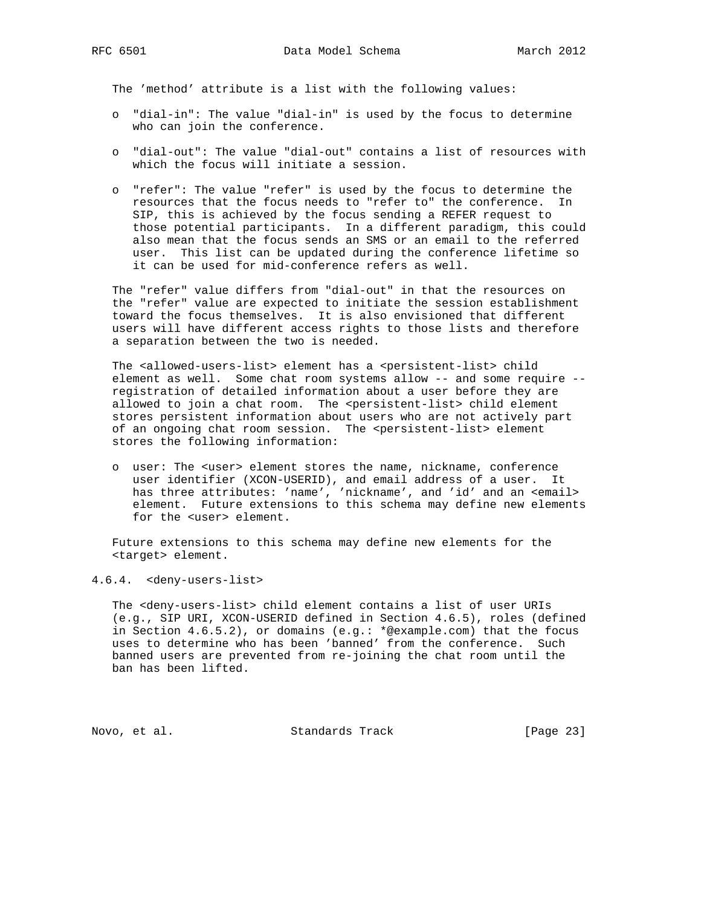The 'method' attribute is a list with the following values:

- "dial-in": The value "dial-in" is used by the focus to determine who can join the conference.
- "dial-out": The value "dial-out" contains a list of resources with which the focus will initiate a session.
- "refer": The value "refer" is used by the focus to determine the resources that the focus needs to "refer to" the conference. In SIP, this is achieved by the focus sending a REFER request to those potential participants. In a different paradigm, this could also mean that the focus sends an SMS or an email to the referred user. This list can be updated during the conference lifetime so it can be used for mid-conference refers as well.

The "refer" value differs from "dial-out" in that the resources on the "refer" value are expected to initiate the session establishment toward the focus themselves. It is also envisioned that different users will have different access rights to those lists and therefore a separation between the two is needed.

The <allowed-users-list> element has a <persistent-list> child element as well. Some chat room systems allow -- and some require -- registration of detailed information about a user before they are allowed to join a chat room. The <persistent-list> child element stores persistent information about users who are not actively part of an ongoing chat room session. The <persistent-list> element stores the following information:

- user: The <user> element stores the name, nickname, conference user identifier (XCON-USERID), and email address of a user. It has three attributes: 'name', 'nickname', and 'id' and an <email> element. Future extensions to this schema may define new elements for the <user> element.

Future extensions to this schema may define new elements for the <target> element.

### 4.6.4. <deny-users-list>

The <deny-users-list> child element contains a list of user URIs (e.g., SIP URI, XCON-USERID defined in Section 4.6.5), roles (defined in Section 4.6.5.2), or domains (e.g.: *@example.com) that the focus uses to determine who has been 'banned' from the conference. Such banned users are prevented from re-joining the chat room until the ban has been lifted.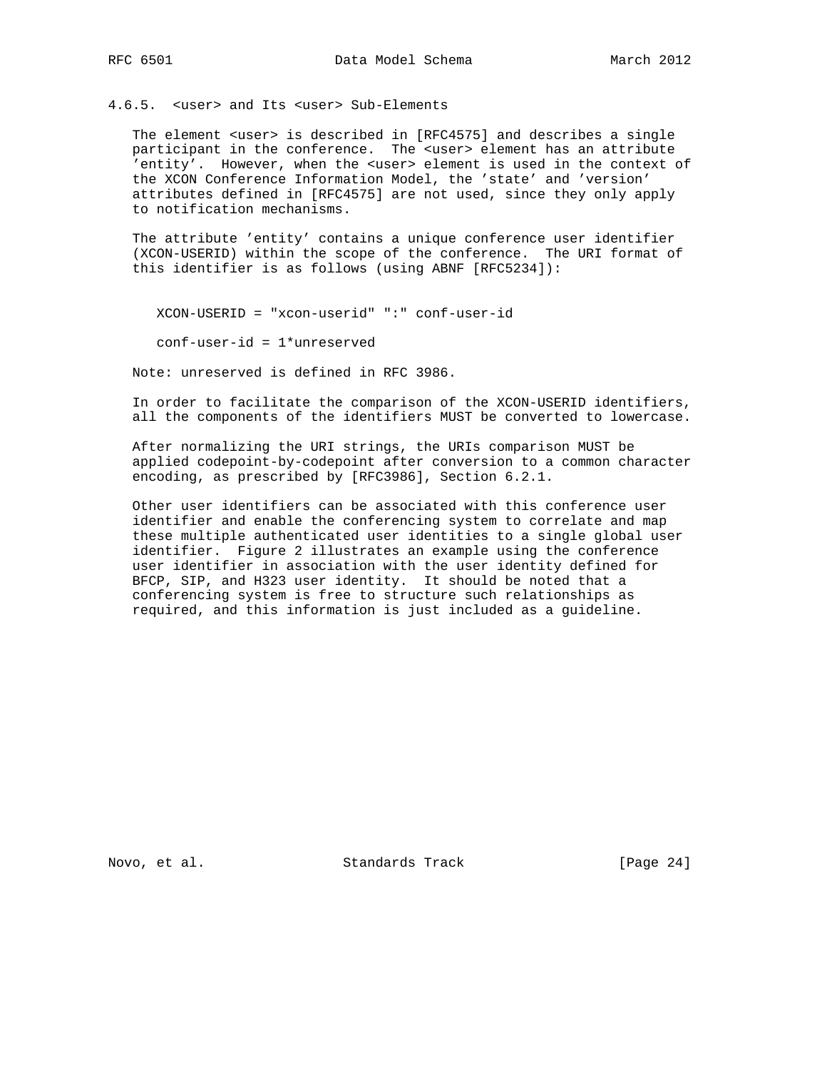#### 4.6.5. <user> and Its <user> Sub-Elements

The element <user> is described in [RFC4575] and describes a single participant in the conference. The <user> element has an attribute 'entity'. However, when the <user> element is used in the context of the XCON Conference Information Model, the 'state' and 'version' attributes defined in [RFC4575] are not used, since they only apply to notification mechanisms.

The attribute 'entity' contains a unique conference user identifier (XCON-USERID) within the scope of the conference. The URI format of this identifier is as follows (using ABNF [RFC5234]):

```
XCON-USERID = "xcon-userid" ":" conf-user-id

conf-user-id = 1*unreserved
```

Note: unreserved is defined in RFC 3986.

In order to facilitate the comparison of the XCON-USERID identifiers, all the components of the identifiers MUST be converted to lowercase.

After normalizing the URI strings, the URIs comparison MUST be applied codepoint-by-codepoint after conversion to a common character encoding, as prescribed by [RFC3986], Section 6.2.1.

Other user identifiers can be associated with this conference user identifier and enable the conferencing system to correlate and map these multiple authenticated user identities to a single global user identifier. Figure 2 illustrates an example using the conference user identifier in association with the user identity defined for BFCP, SIP, and H323 user identity. It should be noted that a conferencing system is free to structure such relationships as required, and this information is just included as a guideline.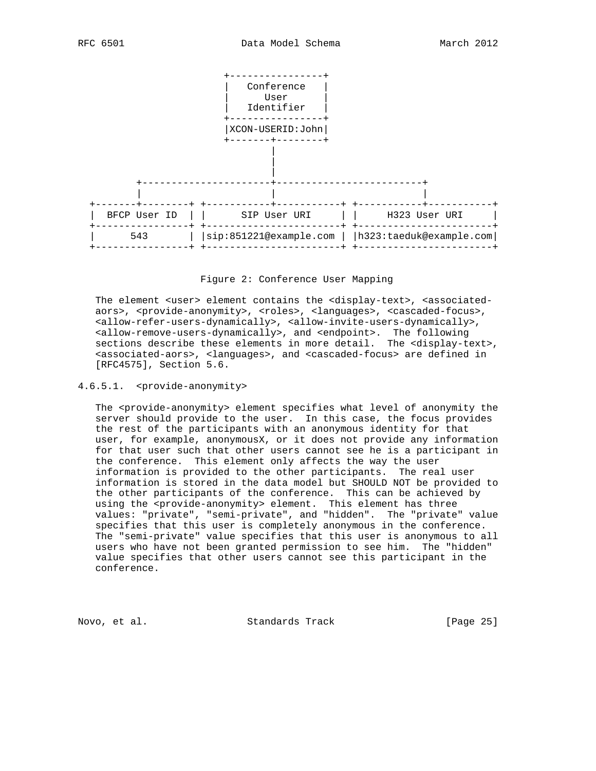```
                         +----------------+
                         |   Conference   |
                         |      User      |
                         |   Identifier   |
                         +----------------+
                         |XCON-USERID:John|
                         +-------+--------+
                                 |
                                 |
                                 |
          +----------------------+------------------------+
          |                      |                        |
  +-------+--------+ +-----------+-----------+ +-----------+-----------+
  |  BFCP User ID  | |      SIP User URI     | |     H323 User URI     |
  +----------------+ +-----------------------+ +-----------------------+
  |      543       | |sip:851221@example.com | |h323:taeduk@example.com|
  +----------------+ +-----------------------+ +-----------------------+
```

Figure 2: Conference User Mapping

The element <user> element contains the <display-text>, <associated-aors>, <provide-anonymity>, <roles>, <languages>, <cascaded-focus>, <allow-refer-users-dynamically>, <allow-invite-users-dynamically>, <allow-remove-users-dynamically>, and <endpoint>. The following sections describe these elements in more detail. The <display-text>, <associated-aors>, <languages>, and <cascaded-focus> are defined in [RFC4575], Section 5.6.

#### 4.6.5.1. <provide-anonymity>

The <provide-anonymity> element specifies what level of anonymity the server should provide to the user. In this case, the focus provides the rest of the participants with an anonymous identity for that user, for example, anonymousX, or it does not provide any information for that user such that other users cannot see he is a participant in the conference. This element only affects the way the user information is provided to the other participants. The real user information is stored in the data model but SHOULD NOT be provided to the other participants of the conference. This can be achieved by using the <provide-anonymity> element. This element has three values: "private", "semi-private", and "hidden". The "private" value specifies that this user is completely anonymous in the conference. The "semi-private" value specifies that this user is anonymous to all users who have not been granted permission to see him. The "hidden" value specifies that other users cannot see this participant in the conference.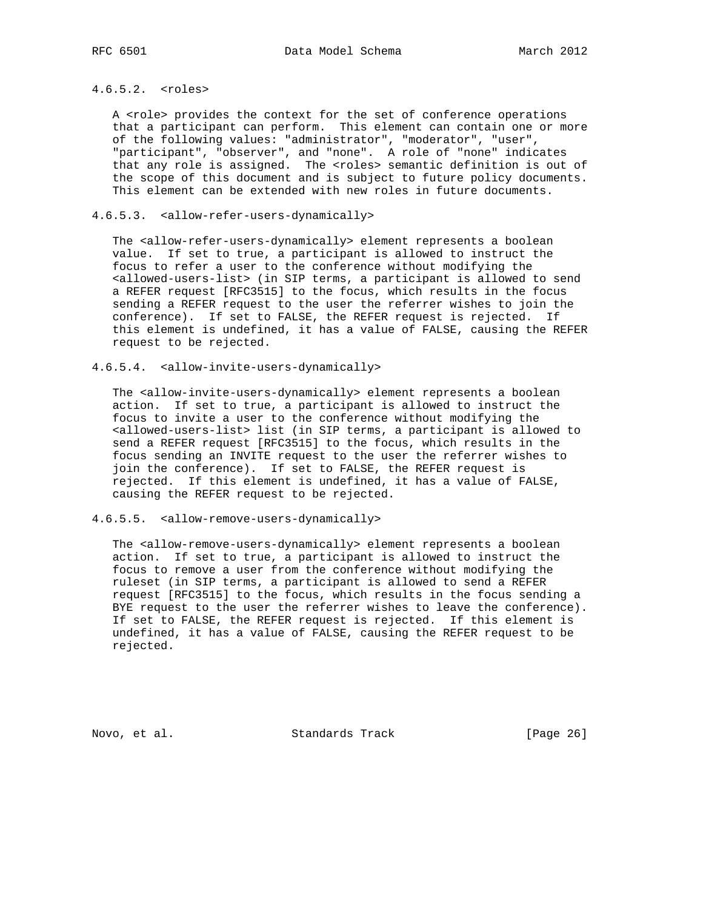#### 4.6.5.2. <roles>

A <role> provides the context for the set of conference operations that a participant can perform. This element can contain one or more of the following values: "administrator", "moderator", "user", "participant", "observer", and "none". A role of "none" indicates that any role is assigned. The <roles> semantic definition is out of the scope of this document and is subject to future policy documents. This element can be extended with new roles in future documents.

#### 4.6.5.3. <allow-refer-users-dynamically>

The <allow-refer-users-dynamically> element represents a boolean value. If set to true, a participant is allowed to instruct the focus to refer a user to the conference without modifying the <allowed-users-list> (in SIP terms, a participant is allowed to send a REFER request [RFC3515] to the focus, which results in the focus sending a REFER request to the user the referrer wishes to join the conference). If set to FALSE, the REFER request is rejected. If this element is undefined, it has a value of FALSE, causing the REFER request to be rejected.

#### 4.6.5.4. <allow-invite-users-dynamically>

The <allow-invite-users-dynamically> element represents a boolean action. If set to true, a participant is allowed to instruct the focus to invite a user to the conference without modifying the <allowed-users-list> list (in SIP terms, a participant is allowed to send a REFER request [RFC3515] to the focus, which results in the focus sending an INVITE request to the user the referrer wishes to join the conference). If set to FALSE, the REFER request is rejected. If this element is undefined, it has a value of FALSE, causing the REFER request to be rejected.

#### 4.6.5.5. <allow-remove-users-dynamically>

The <allow-remove-users-dynamically> element represents a boolean action. If set to true, a participant is allowed to instruct the focus to remove a user from the conference without modifying the ruleset (in SIP terms, a participant is allowed to send a REFER request [RFC3515] to the focus, which results in the focus sending a BYE request to the user the referrer wishes to leave the conference). If set to FALSE, the REFER request is rejected. If this element is undefined, it has a value of FALSE, causing the REFER request to be rejected.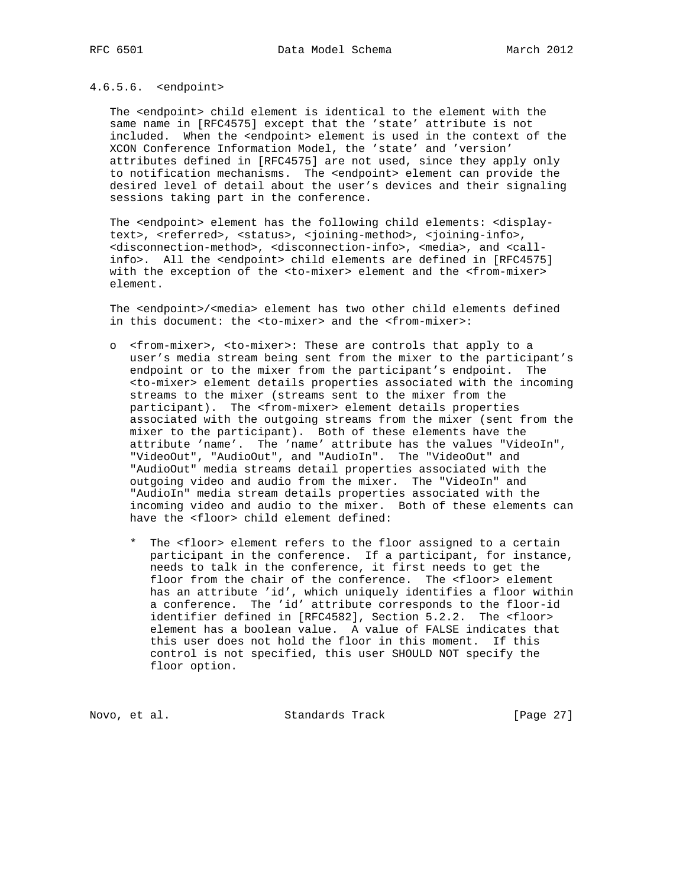#### 4.6.5.6. <endpoint>

The <endpoint> child element is identical to the element with the same name in [RFC4575] except that the 'state' attribute is not included. When the <endpoint> element is used in the context of the XCON Conference Information Model, the 'state' and 'version' attributes defined in [RFC4575] are not used, since they apply only to notification mechanisms. The <endpoint> element can provide the desired level of detail about the user's devices and their signaling sessions taking part in the conference.

The <endpoint> element has the following child elements: <display-text>, <referred>, <status>, <joining-method>, <joining-info>, <disconnection-method>, <disconnection-info>, <media>, and <call-info>. All the <endpoint> child elements are defined in [RFC4575] with the exception of the <to-mixer> element and the <from-mixer> element.

The <endpoint>/<media> element has two other child elements defined in this document: the <to-mixer> and the <from-mixer>:

- <from-mixer>, <to-mixer>: These are controls that apply to a user's media stream being sent from the mixer to the participant's endpoint or to the mixer from the participant's endpoint. The <to-mixer> element details properties associated with the incoming streams to the mixer (streams sent to the mixer from the participant). The <from-mixer> element details properties associated with the outgoing streams from the mixer (sent from the mixer to the participant). Both of these elements have the attribute 'name'. The 'name' attribute has the values "VideoIn", "VideoOut", "AudioOut", and "AudioIn". The "VideoOut" and "AudioOut" media streams detail properties associated with the outgoing video and audio from the mixer. The "VideoIn" and "AudioIn" media stream details properties associated with the incoming video and audio to the mixer. Both of these elements can have the <floor> child element defined:

  * The <floor> element refers to the floor assigned to a certain participant in the conference. If a participant, for instance, needs to talk in the conference, it first needs to get the floor from the chair of the conference. The <floor> element has an attribute 'id', which uniquely identifies a floor within a conference. The 'id' attribute corresponds to the floor-id identifier defined in [RFC4582], Section 5.2.2. The <floor> element has a boolean value. A value of FALSE indicates that this user does not hold the floor in this moment. If this control is not specified, this user SHOULD NOT specify the floor option.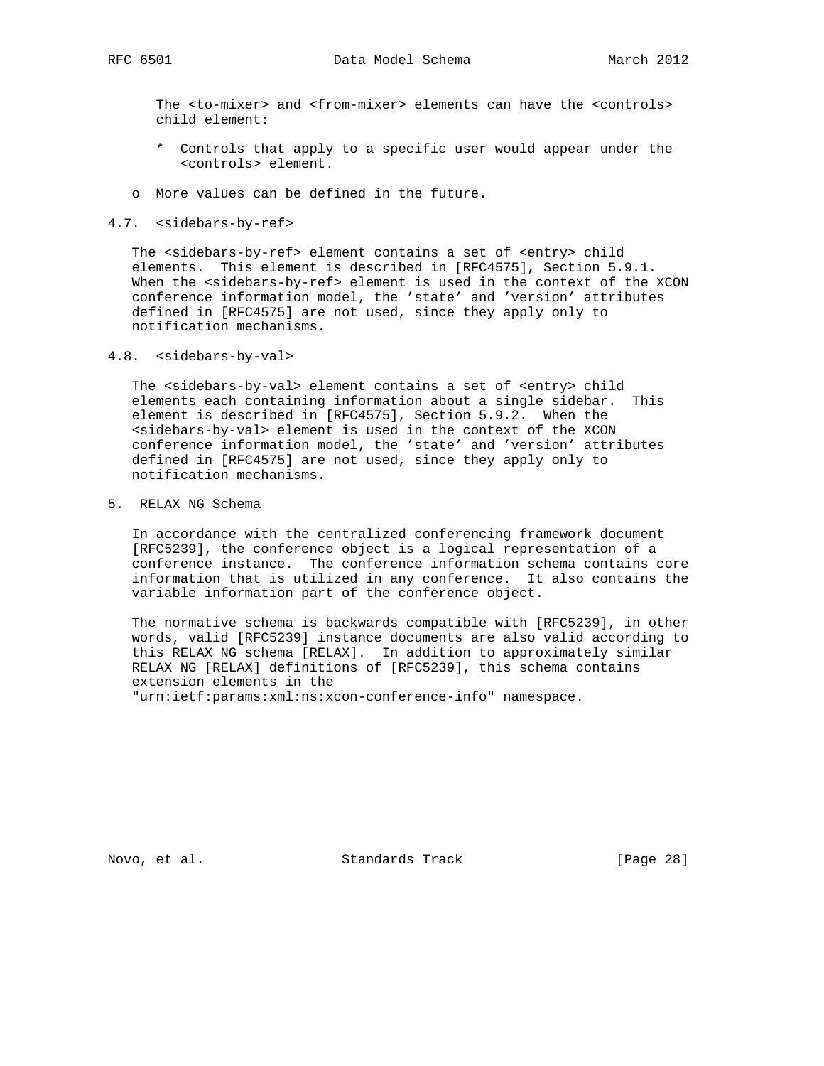The <to-mixer> and <from-mixer> elements can have the <controls> child element:

  * Controls that apply to a specific user would appear under the <controls> element.

- More values can be defined in the future.

### 4.7. <sidebars-by-ref>

The <sidebars-by-ref> element contains a set of <entry> child elements. This element is described in [RFC4575], Section 5.9.1. When the <sidebars-by-ref> element is used in the context of the XCON conference information model, the 'state' and 'version' attributes defined in [RFC4575] are not used, since they apply only to notification mechanisms.

### 4.8. <sidebars-by-val>

The <sidebars-by-val> element contains a set of <entry> child elements each containing information about a single sidebar. This element is described in [RFC4575], Section 5.9.2. When the <sidebars-by-val> element is used in the context of the XCON conference information model, the 'state' and 'version' attributes defined in [RFC4575] are not used, since they apply only to notification mechanisms.

## 5. RELAX NG Schema

In accordance with the centralized conferencing framework document [RFC5239], the conference object is a logical representation of a conference instance. The conference information schema contains core information that is utilized in any conference. It also contains the variable information part of the conference object.

The normative schema is backwards compatible with [RFC5239], in other words, valid [RFC5239] instance documents are also valid according to this RELAX NG schema [RELAX]. In addition to approximately similar RELAX NG [RELAX] definitions of [RFC5239], this schema contains extension elements in the "urn:ietf:params:xml:ns:xcon-conference-info" namespace.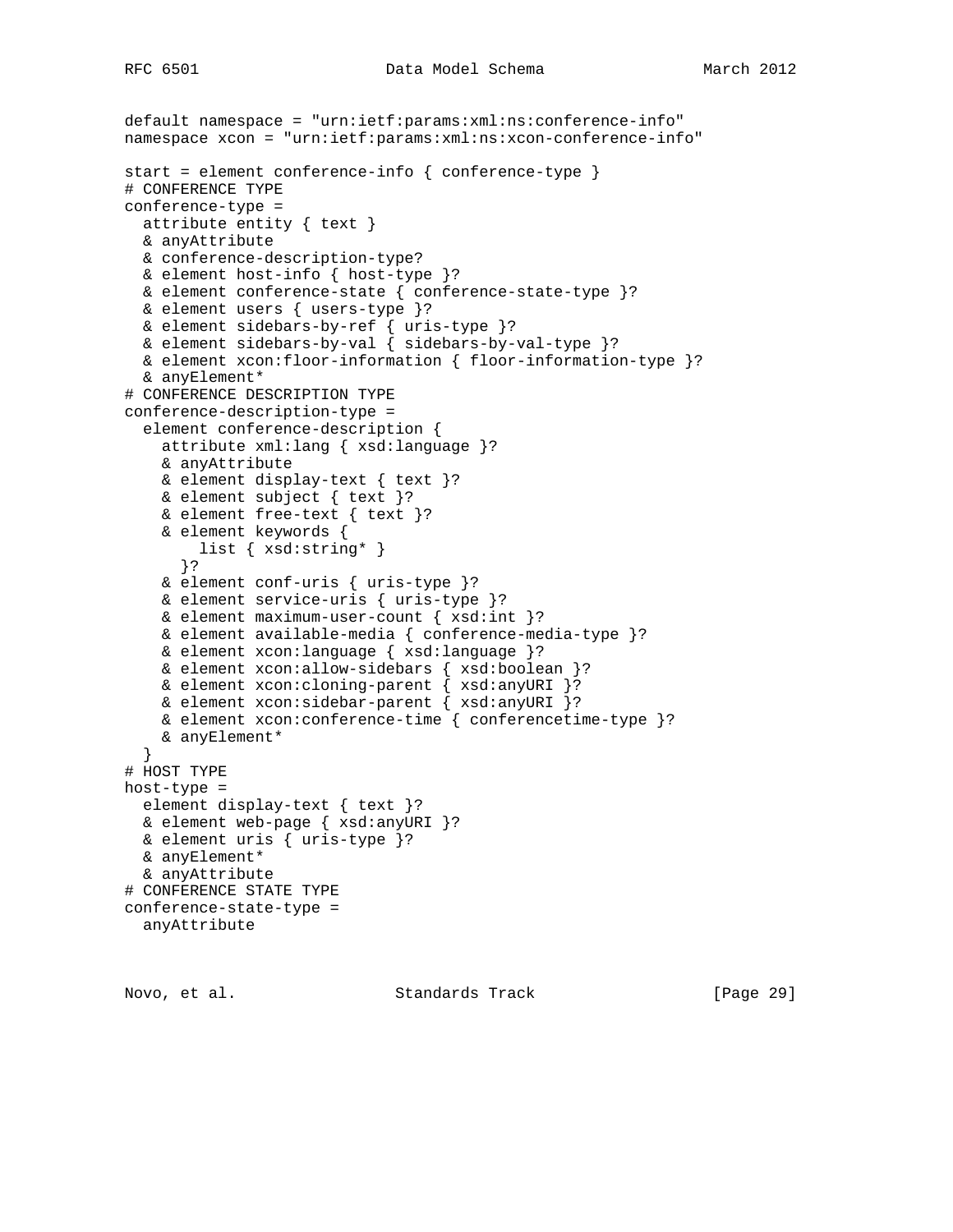```
default namespace = "urn:ietf:params:xml:ns:conference-info"
namespace xcon = "urn:ietf:params:xml:ns:xcon-conference-info"

start = element conference-info { conference-type }
# CONFERENCE TYPE
conference-type =
  attribute entity { text }
  & anyAttribute
  & conference-description-type?
  & element host-info { host-type }?
  & element conference-state { conference-state-type }?
  & element users { users-type }?
  & element sidebars-by-ref { uris-type }?
  & element sidebars-by-val { sidebars-by-val-type }?
  & element xcon:floor-information { floor-information-type }?
  & anyElement*
# CONFERENCE DESCRIPTION TYPE
conference-description-type =
  element conference-description {
    attribute xml:lang { xsd:language }?
    & anyAttribute
    & element display-text { text }?
    & element subject { text }?
    & element free-text { text }?
    & element keywords {
        list { xsd:string* }
      }?
    & element conf-uris { uris-type }?
    & element service-uris { uris-type }?
    & element maximum-user-count { xsd:int }?
    & element available-media { conference-media-type }?
    & element xcon:language { xsd:language }?
    & element xcon:allow-sidebars { xsd:boolean }?
    & element xcon:cloning-parent { xsd:anyURI }?
    & element xcon:sidebar-parent { xsd:anyURI }?
    & element xcon:conference-time { conferencetime-type }?
    & anyElement*
  }
# HOST TYPE
host-type =
  element display-text { text }?
  & element web-page { xsd:anyURI }?
  & element uris { uris-type }?
  & anyElement*
  & anyAttribute
# CONFERENCE STATE TYPE
conference-state-type =
  anyAttribute
```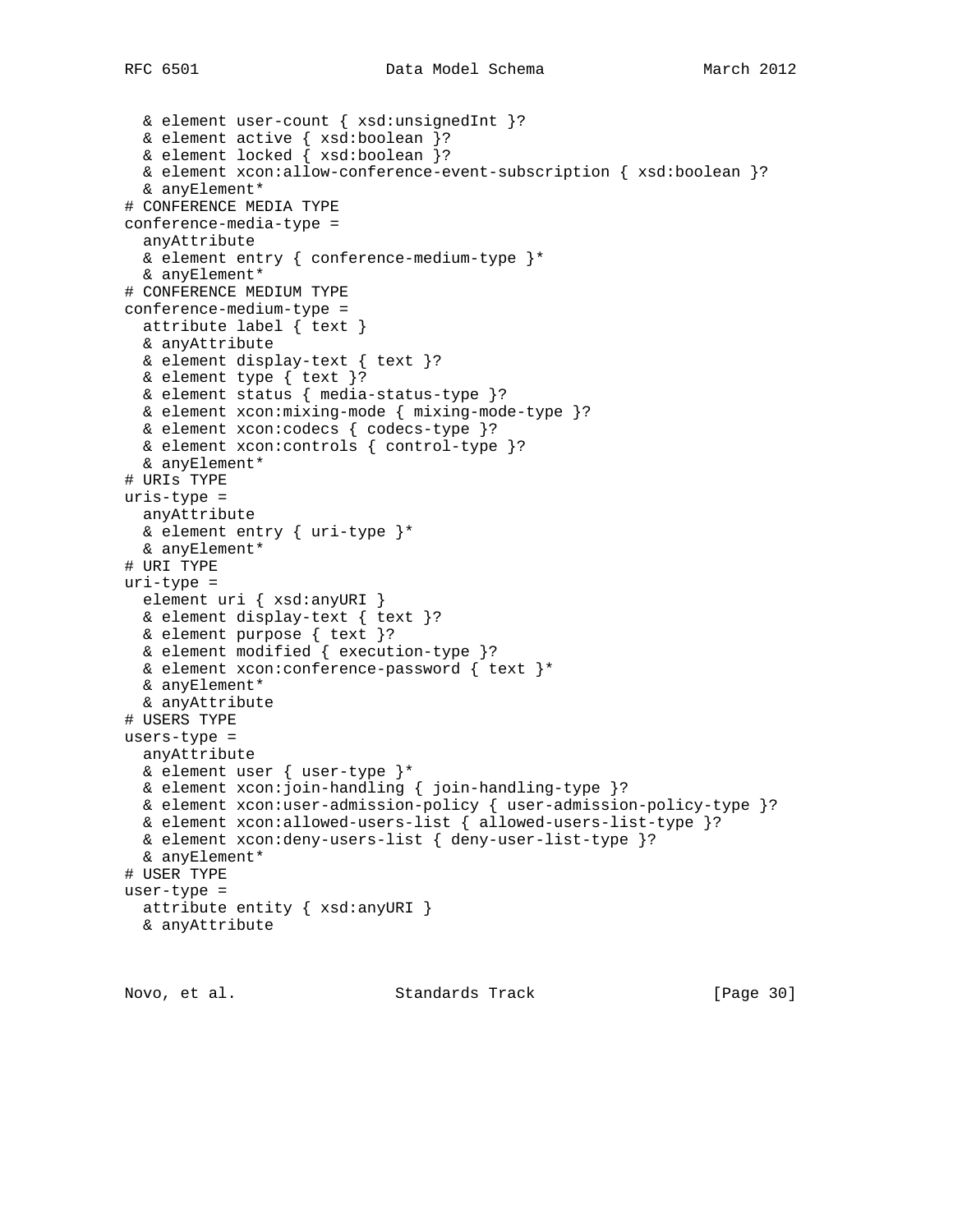```
  & element user-count { xsd:unsignedInt }?
  & element active { xsd:boolean }?
  & element locked { xsd:boolean }?
  & element xcon:allow-conference-event-subscription { xsd:boolean }?
  & anyElement*
# CONFERENCE MEDIA TYPE
conference-media-type =
  anyAttribute
  & element entry { conference-medium-type }*
  & anyElement*
# CONFERENCE MEDIUM TYPE
conference-medium-type =
  attribute label { text }
  & anyAttribute
  & element display-text { text }?
  & element type { text }?
  & element status { media-status-type }?
  & element xcon:mixing-mode { mixing-mode-type }?
  & element xcon:codecs { codecs-type }?
  & element xcon:controls { control-type }?
  & anyElement*
# URIs TYPE
uris-type =
  anyAttribute
  & element entry { uri-type }*
  & anyElement*
# URI TYPE
uri-type =
  element uri { xsd:anyURI }
  & element display-text { text }?
  & element purpose { text }?
  & element modified { execution-type }?
  & element xcon:conference-password { text }*
  & anyElement*
  & anyAttribute
# USERS TYPE
users-type =
  anyAttribute
  & element user { user-type }*
  & element xcon:join-handling { join-handling-type }?
  & element xcon:user-admission-policy { user-admission-policy-type }?
  & element xcon:allowed-users-list { allowed-users-list-type }?
  & element xcon:deny-users-list { deny-user-list-type }?
  & anyElement*
# USER TYPE
user-type =
  attribute entity { xsd:anyURI }
  & anyAttribute
```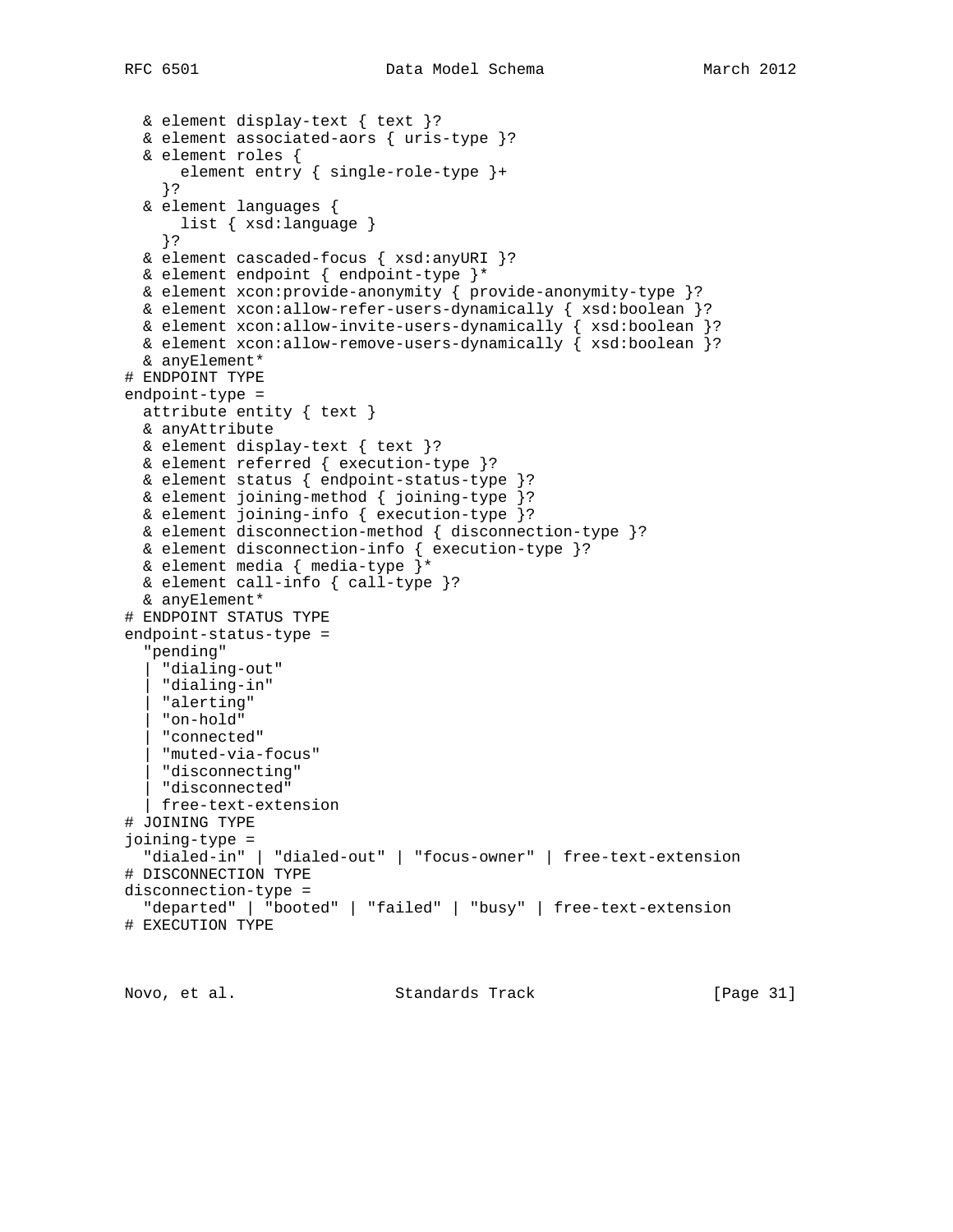```
  & element display-text { text }?
  & element associated-aors { uris-type }?
  & element roles {
      element entry { single-role-type }+
    }?
  & element languages {
      list { xsd:language }
    }?
  & element cascaded-focus { xsd:anyURI }?
  & element endpoint { endpoint-type }*
  & element xcon:provide-anonymity { provide-anonymity-type }?
  & element xcon:allow-refer-users-dynamically { xsd:boolean }?
  & element xcon:allow-invite-users-dynamically { xsd:boolean }?
  & element xcon:allow-remove-users-dynamically { xsd:boolean }?
  & anyElement*
# ENDPOINT TYPE
endpoint-type =
  attribute entity { text }
  & anyAttribute
  & element display-text { text }?
  & element referred { execution-type }?
  & element status { endpoint-status-type }?
  & element joining-method { joining-type }?
  & element joining-info { execution-type }?
  & element disconnection-method { disconnection-type }?
  & element disconnection-info { execution-type }?
  & element media { media-type }*
  & element call-info { call-type }?
  & anyElement*
# ENDPOINT STATUS TYPE
endpoint-status-type =
  "pending"
  | "dialing-out"
  | "dialing-in"
  | "alerting"
  | "on-hold"
  | "connected"
  | "muted-via-focus"
  | "disconnecting"
  | "disconnected"
  | free-text-extension
# JOINING TYPE
joining-type =
  "dialed-in" | "dialed-out" | "focus-owner" | free-text-extension
# DISCONNECTION TYPE
disconnection-type =
  "departed" | "booted" | "failed" | "busy" | free-text-extension
# EXECUTION TYPE
```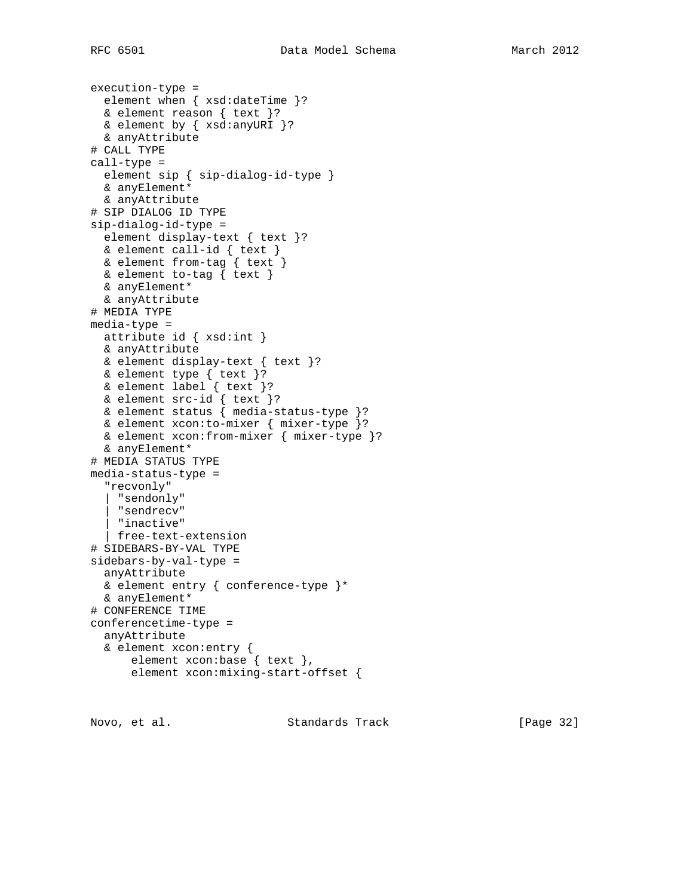```
execution-type =
  element when { xsd:dateTime }?
  & element reason { text }?
  & element by { xsd:anyURI }?
  & anyAttribute
# CALL TYPE
call-type =
  element sip { sip-dialog-id-type }
  & anyElement*
  & anyAttribute
# SIP DIALOG ID TYPE
sip-dialog-id-type =
  element display-text { text }?
  & element call-id { text }
  & element from-tag { text }
  & element to-tag { text }
  & anyElement*
  & anyAttribute
# MEDIA TYPE
media-type =
  attribute id { xsd:int }
  & anyAttribute
  & element display-text { text }?
  & element type { text }?
  & element label { text }?
  & element src-id { text }?
  & element status { media-status-type }?
  & element xcon:to-mixer { mixer-type }?
  & element xcon:from-mixer { mixer-type }?
  & anyElement*
# MEDIA STATUS TYPE
media-status-type =
  "recvonly"
  | "sendonly"
  | "sendrecv"
  | "inactive"
  | free-text-extension
# SIDEBARS-BY-VAL TYPE
sidebars-by-val-type =
  anyAttribute
  & element entry { conference-type }*
  & anyElement*
# CONFERENCE TIME
conferencetime-type =
  anyAttribute
  & element xcon:entry {
      element xcon:base { text },
      element xcon:mixing-start-offset {
```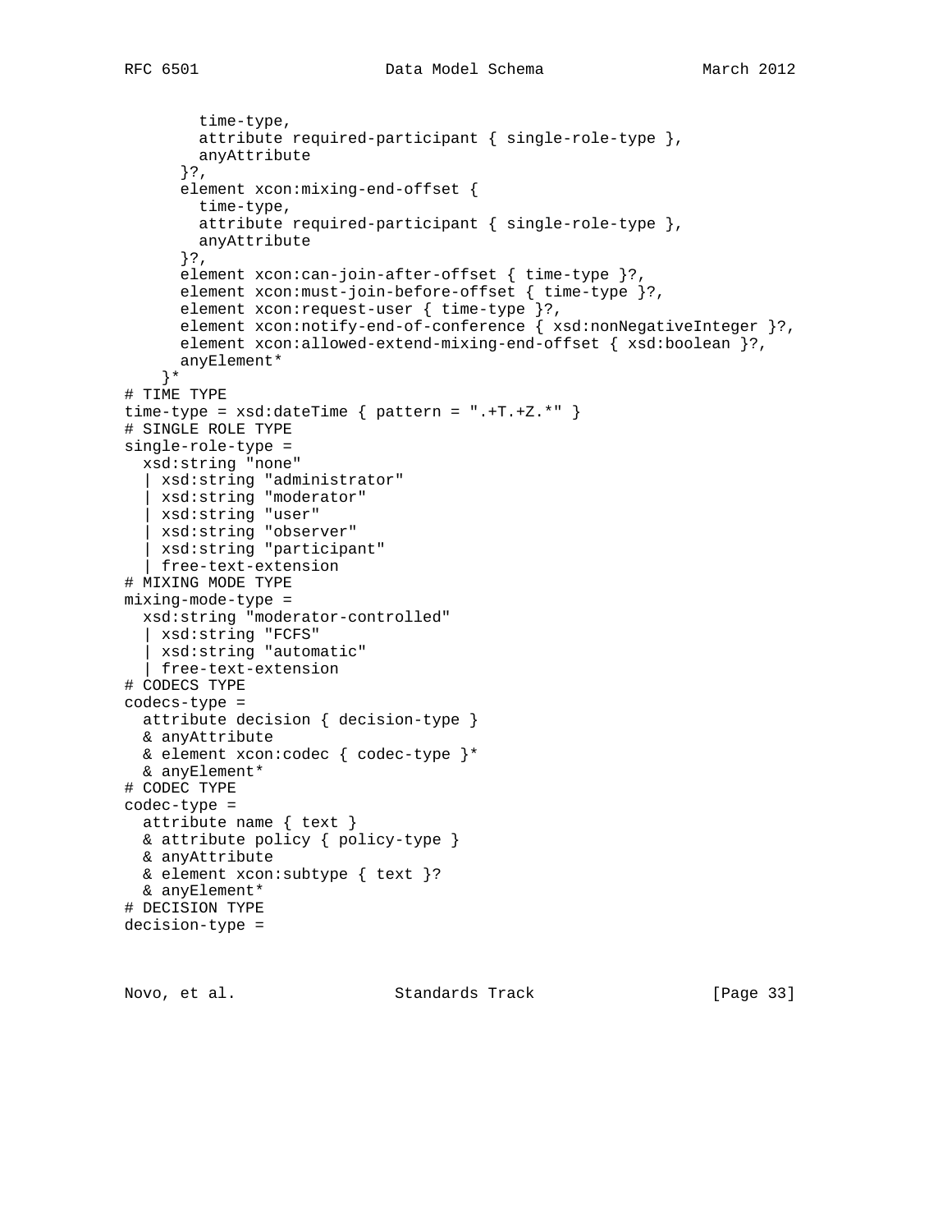```
        time-type,
        attribute required-participant { single-role-type },
        anyAttribute
      }?,
      element xcon:mixing-end-offset {
        time-type,
        attribute required-participant { single-role-type },
        anyAttribute
      }?,
      element xcon:can-join-after-offset { time-type }?,
      element xcon:must-join-before-offset { time-type }?,
      element xcon:request-user { time-type }?,
      element xcon:notify-end-of-conference { xsd:nonNegativeInteger }?,
      element xcon:allowed-extend-mixing-end-offset { xsd:boolean }?,
      anyElement*
    }*
# TIME TYPE
time-type = xsd:dateTime { pattern = ".+T.+Z.*" }
# SINGLE ROLE TYPE
single-role-type =
  xsd:string "none"
  | xsd:string "administrator"
  | xsd:string "moderator"
  | xsd:string "user"
  | xsd:string "observer"
  | xsd:string "participant"
  | free-text-extension
# MIXING MODE TYPE
mixing-mode-type =
  xsd:string "moderator-controlled"
  | xsd:string "FCFS"
  | xsd:string "automatic"
  | free-text-extension
# CODECS TYPE
codecs-type =
  attribute decision { decision-type }
  & anyAttribute
  & element xcon:codec { codec-type }*
  & anyElement*
# CODEC TYPE
codec-type =
  attribute name { text }
  & attribute policy { policy-type }
  & anyAttribute
  & element xcon:subtype { text }?
  & anyElement*
# DECISION TYPE
decision-type =
```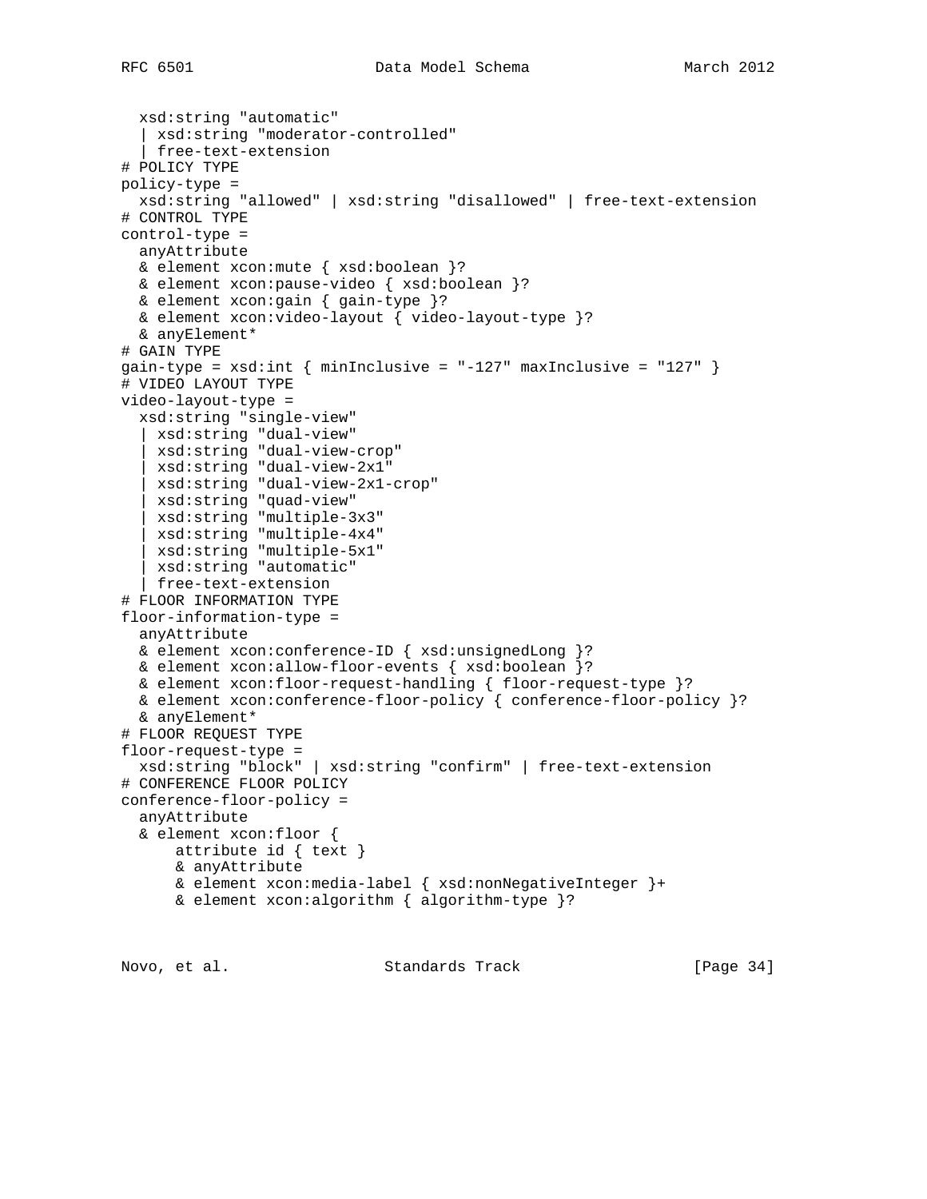```
  xsd:string "automatic"
  | xsd:string "moderator-controlled"
  | free-text-extension
# POLICY TYPE
policy-type =
  xsd:string "allowed" | xsd:string "disallowed" | free-text-extension
# CONTROL TYPE
control-type =
  anyAttribute
  & element xcon:mute { xsd:boolean }?
  & element xcon:pause-video { xsd:boolean }?
  & element xcon:gain { gain-type }?
  & element xcon:video-layout { video-layout-type }?
  & anyElement*
# GAIN TYPE
gain-type = xsd:int { minInclusive = "-127" maxInclusive = "127" }
# VIDEO LAYOUT TYPE
video-layout-type =
  xsd:string "single-view"
  | xsd:string "dual-view"
  | xsd:string "dual-view-crop"
  | xsd:string "dual-view-2x1"
  | xsd:string "dual-view-2x1-crop"
  | xsd:string "quad-view"
  | xsd:string "multiple-3x3"
  | xsd:string "multiple-4x4"
  | xsd:string "multiple-5x1"
  | xsd:string "automatic"
  | free-text-extension
# FLOOR INFORMATION TYPE
floor-information-type =
  anyAttribute
  & element xcon:conference-ID { xsd:unsignedLong }?
  & element xcon:allow-floor-events { xsd:boolean }?
  & element xcon:floor-request-handling { floor-request-type }?
  & element xcon:conference-floor-policy { conference-floor-policy }?
  & anyElement*
# FLOOR REQUEST TYPE
floor-request-type =
  xsd:string "block" | xsd:string "confirm" | free-text-extension
# CONFERENCE FLOOR POLICY
conference-floor-policy =
  anyAttribute
  & element xcon:floor {
      attribute id { text }
      & anyAttribute
      & element xcon:media-label { xsd:nonNegativeInteger }+
      & element xcon:algorithm { algorithm-type }?
```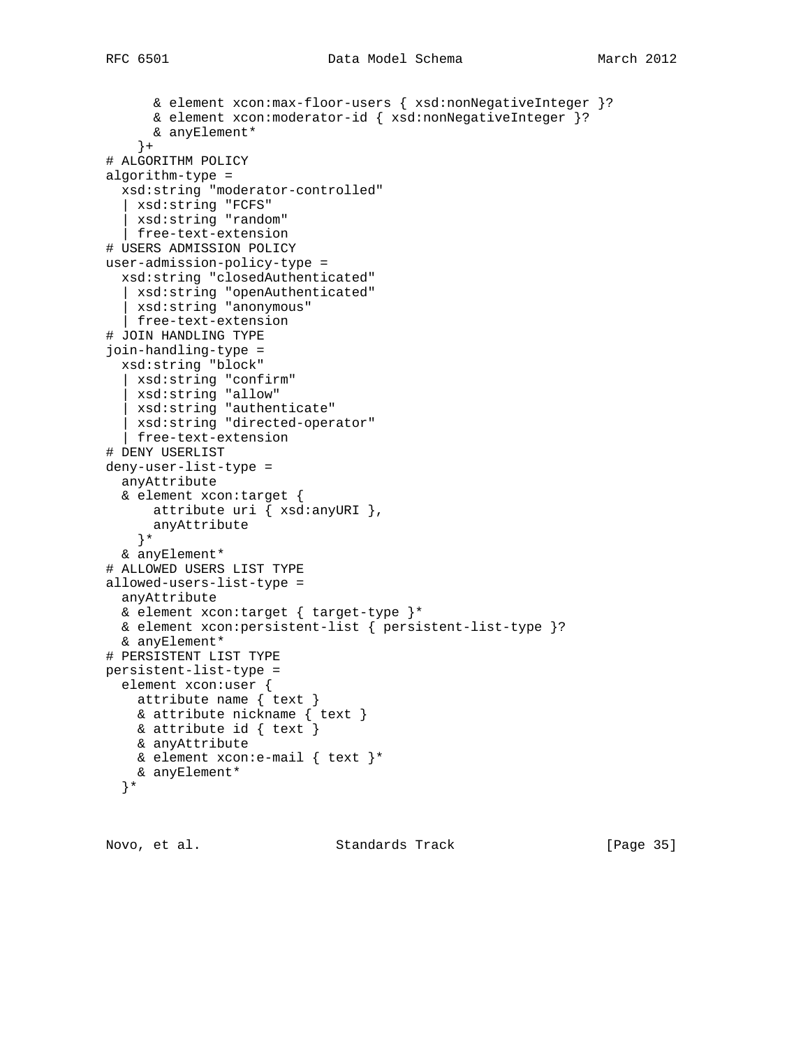```
      & element xcon:max-floor-users { xsd:nonNegativeInteger }?
      & element xcon:moderator-id { xsd:nonNegativeInteger }?
      & anyElement*
    }+
# ALGORITHM POLICY
algorithm-type =
  xsd:string "moderator-controlled"
  | xsd:string "FCFS"
  | xsd:string "random"
  | free-text-extension
# USERS ADMISSION POLICY
user-admission-policy-type =
  xsd:string "closedAuthenticated"
  | xsd:string "openAuthenticated"
  | xsd:string "anonymous"
  | free-text-extension
# JOIN HANDLING TYPE
join-handling-type =
  xsd:string "block"
  | xsd:string "confirm"
  | xsd:string "allow"
  | xsd:string "authenticate"
  | xsd:string "directed-operator"
  | free-text-extension
# DENY USERLIST
deny-user-list-type =
  anyAttribute
  & element xcon:target {
      attribute uri { xsd:anyURI },
      anyAttribute
    }*
  & anyElement*
# ALLOWED USERS LIST TYPE
allowed-users-list-type =
  anyAttribute
  & element xcon:target { target-type }*
  & element xcon:persistent-list { persistent-list-type }?
  & anyElement*
# PERSISTENT LIST TYPE
persistent-list-type =
  element xcon:user {
    attribute name { text }
    & attribute nickname { text }
    & attribute id { text }
    & anyAttribute
    & element xcon:e-mail { text }*
    & anyElement*
  }*
```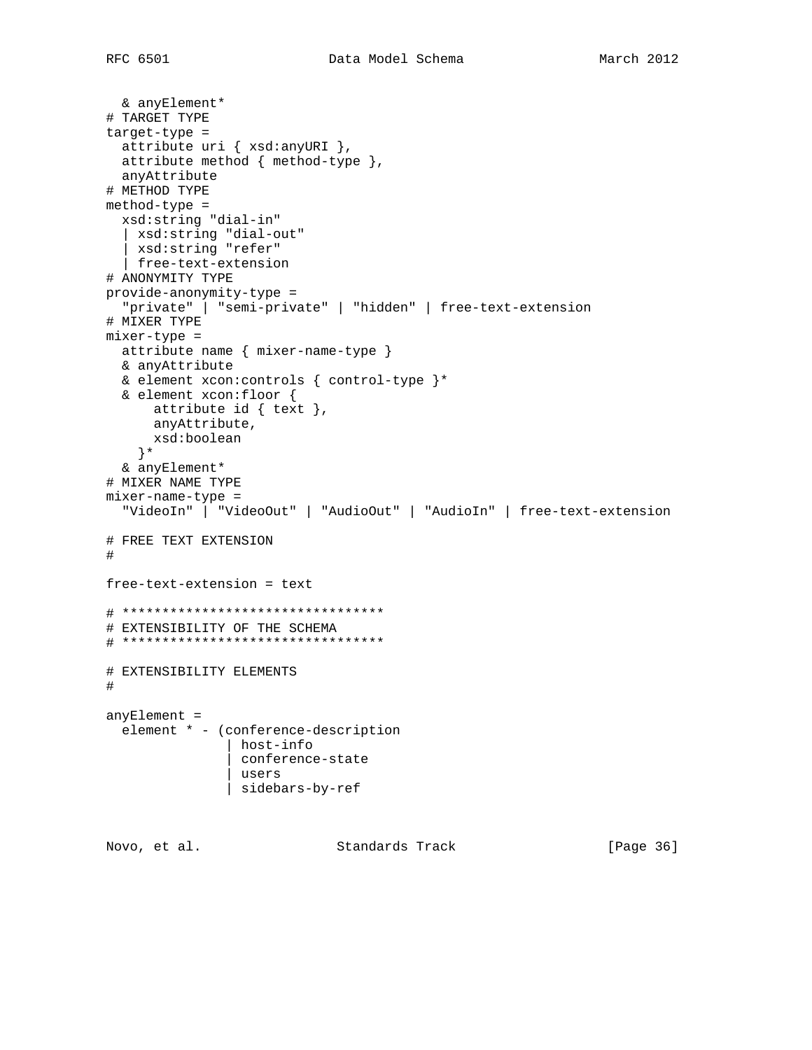```
  & anyElement*
# TARGET TYPE
target-type =
  attribute uri { xsd:anyURI },
  attribute method { method-type },
  anyAttribute
# METHOD TYPE
method-type =
  xsd:string "dial-in"
  | xsd:string "dial-out"
  | xsd:string "refer"
  | free-text-extension
# ANONYMITY TYPE
provide-anonymity-type =
  "private" | "semi-private" | "hidden" | free-text-extension
# MIXER TYPE
mixer-type =
  attribute name { mixer-name-type }
  & anyAttribute
  & element xcon:controls { control-type }*
  & element xcon:floor {
      attribute id { text },
      anyAttribute,
      xsd:boolean
    }*
  & anyElement*
# MIXER NAME TYPE
mixer-name-type =
  "VideoIn" | "VideoOut" | "AudioOut" | "AudioIn" | free-text-extension

# FREE TEXT EXTENSION
#

free-text-extension = text

# *********************************
# EXTENSIBILITY OF THE SCHEMA
# *********************************

# EXTENSIBILITY ELEMENTS
#

anyElement =
  element * - (conference-description
               | host-info
               | conference-state
               | users
               | sidebars-by-ref
```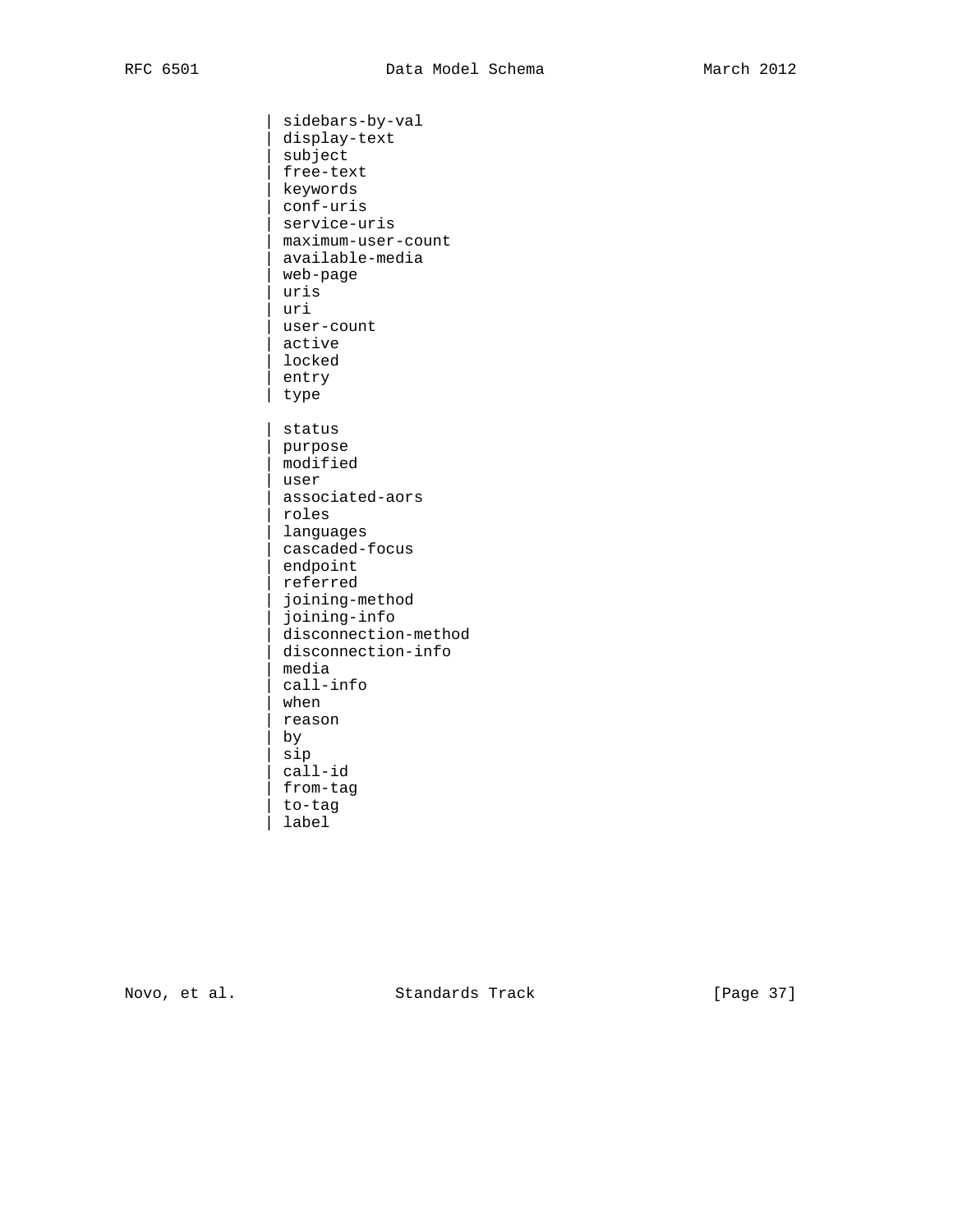```
               | sidebars-by-val
               | display-text
               | subject
               | free-text
               | keywords
               | conf-uris
               | service-uris
               | maximum-user-count
               | available-media
               | web-page
               | uris
               | uri
               | user-count
               | active
               | locked
               | entry
               | type

               | status
               | purpose
               | modified
               | user
               | associated-aors
               | roles
               | languages
               | cascaded-focus
               | endpoint
               | referred
               | joining-method
               | joining-info
               | disconnection-method
               | disconnection-info
               | media
               | call-info
               | when
               | reason
               | by
               | sip
               | call-id
               | from-tag
               | to-tag
               | label
```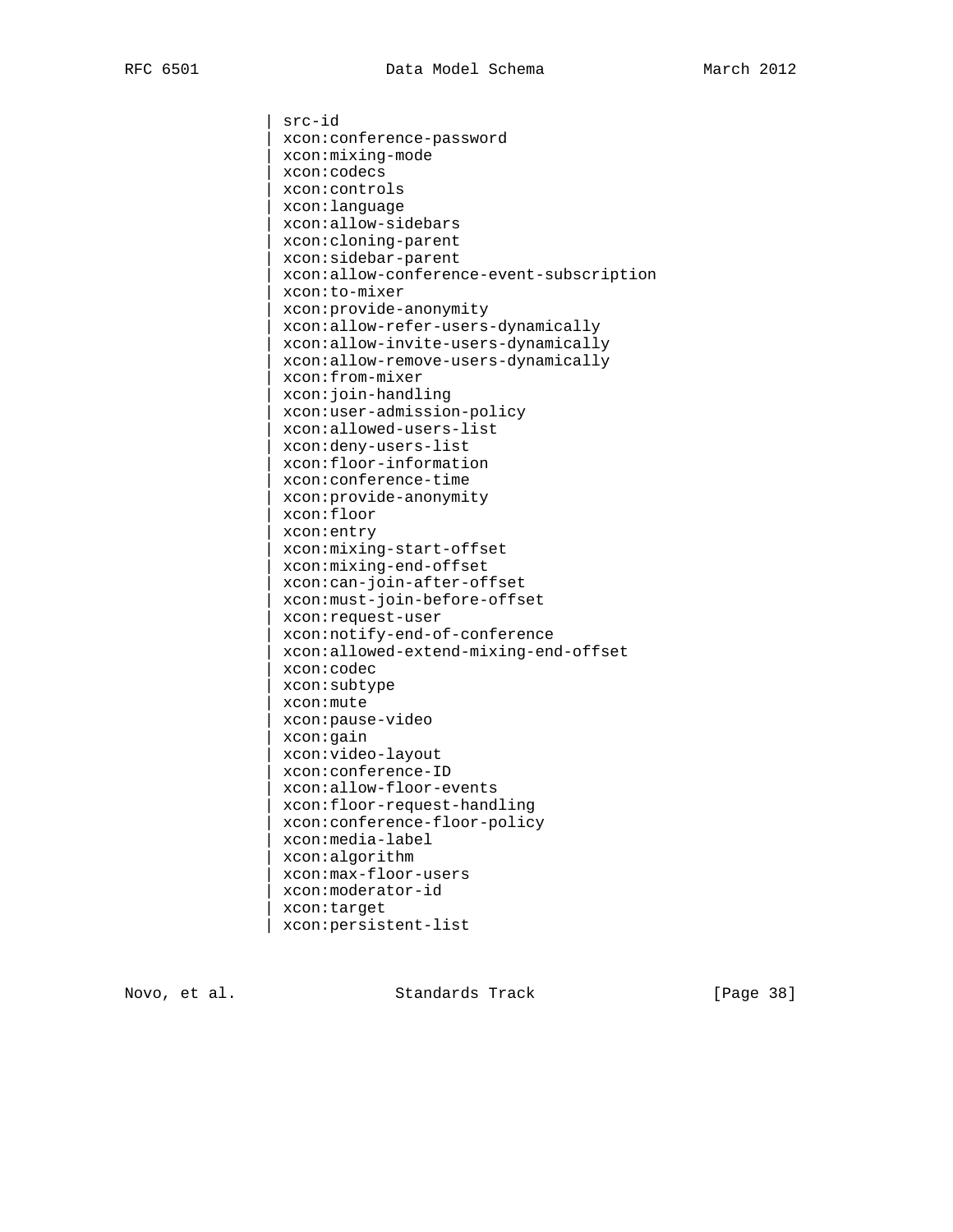```
              | src-id
              | xcon:conference-password
              | xcon:mixing-mode
              | xcon:codecs
              | xcon:controls
              | xcon:language
              | xcon:allow-sidebars
              | xcon:cloning-parent
              | xcon:sidebar-parent
              | xcon:allow-conference-event-subscription
              | xcon:to-mixer
              | xcon:provide-anonymity
              | xcon:allow-refer-users-dynamically
              | xcon:allow-invite-users-dynamically
              | xcon:allow-remove-users-dynamically
              | xcon:from-mixer
              | xcon:join-handling
              | xcon:user-admission-policy
              | xcon:allowed-users-list
              | xcon:deny-users-list
              | xcon:floor-information
              | xcon:conference-time
              | xcon:provide-anonymity
              | xcon:floor
              | xcon:entry
              | xcon:mixing-start-offset
              | xcon:mixing-end-offset
              | xcon:can-join-after-offset
              | xcon:must-join-before-offset
              | xcon:request-user
              | xcon:notify-end-of-conference
              | xcon:allowed-extend-mixing-end-offset
              | xcon:codec
              | xcon:subtype
              | xcon:mute
              | xcon:pause-video
              | xcon:gain
              | xcon:video-layout
              | xcon:conference-ID
              | xcon:allow-floor-events
              | xcon:floor-request-handling
              | xcon:conference-floor-policy
              | xcon:media-label
              | xcon:algorithm
              | xcon:max-floor-users
              | xcon:moderator-id
              | xcon:target
              | xcon:persistent-list
```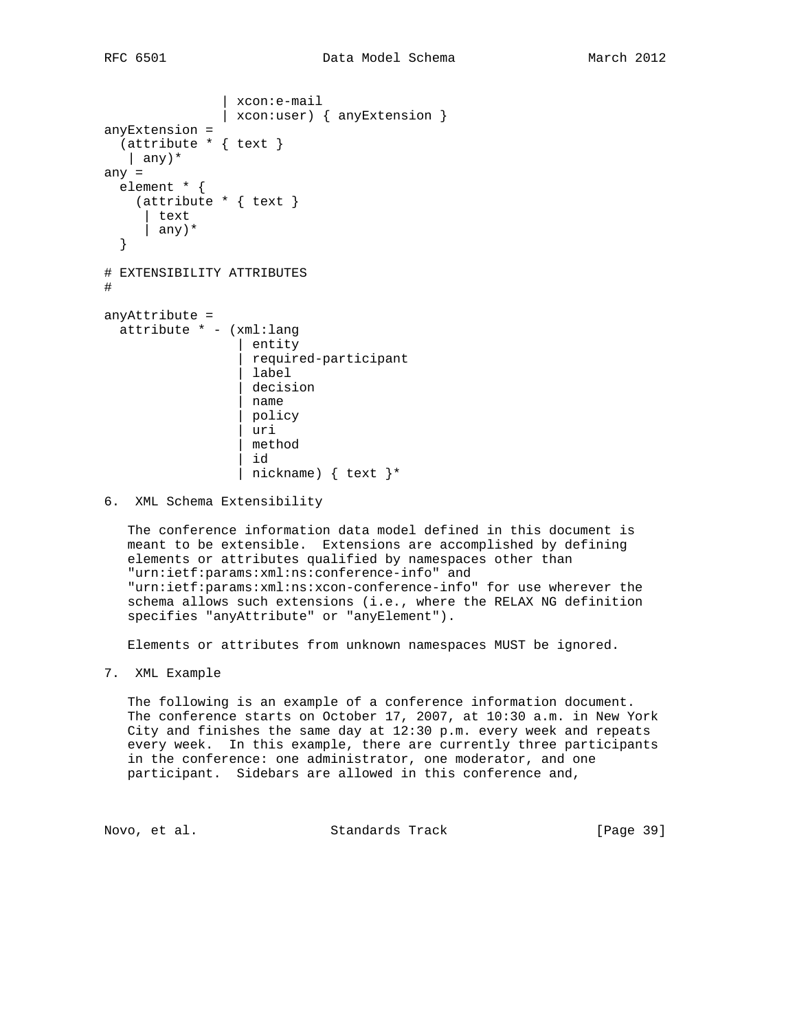```
               | xcon:e-mail
               | xcon:user) { anyExtension }
anyExtension =
  (attribute * { text }
   | any)*
any =
  element * {
    (attribute * { text }
     | text
     | any)*
  }

# EXTENSIBILITY ATTRIBUTES
#

anyAttribute =
  attribute * - (xml:lang
                 | entity
                 | required-participant
                 | label
                 | decision
                 | name
                 | policy
                 | uri
                 | method
                 | id
                 | nickname) { text }*
```

## 6. XML Schema Extensibility

The conference information data model defined in this document is meant to be extensible. Extensions are accomplished by defining elements or attributes qualified by namespaces other than "urn:ietf:params:xml:ns:conference-info" and "urn:ietf:params:xml:ns:xcon-conference-info" for use wherever the schema allows such extensions (i.e., where the RELAX NG definition specifies "anyAttribute" or "anyElement").

Elements or attributes from unknown namespaces MUST be ignored.

## 7. XML Example

The following is an example of a conference information document. The conference starts on October 17, 2007, at 10:30 a.m. in New York City and finishes the same day at 12:30 p.m. every week and repeats every week. In this example, there are currently three participants in the conference: one administrator, one moderator, and one participant. Sidebars are allowed in this conference and,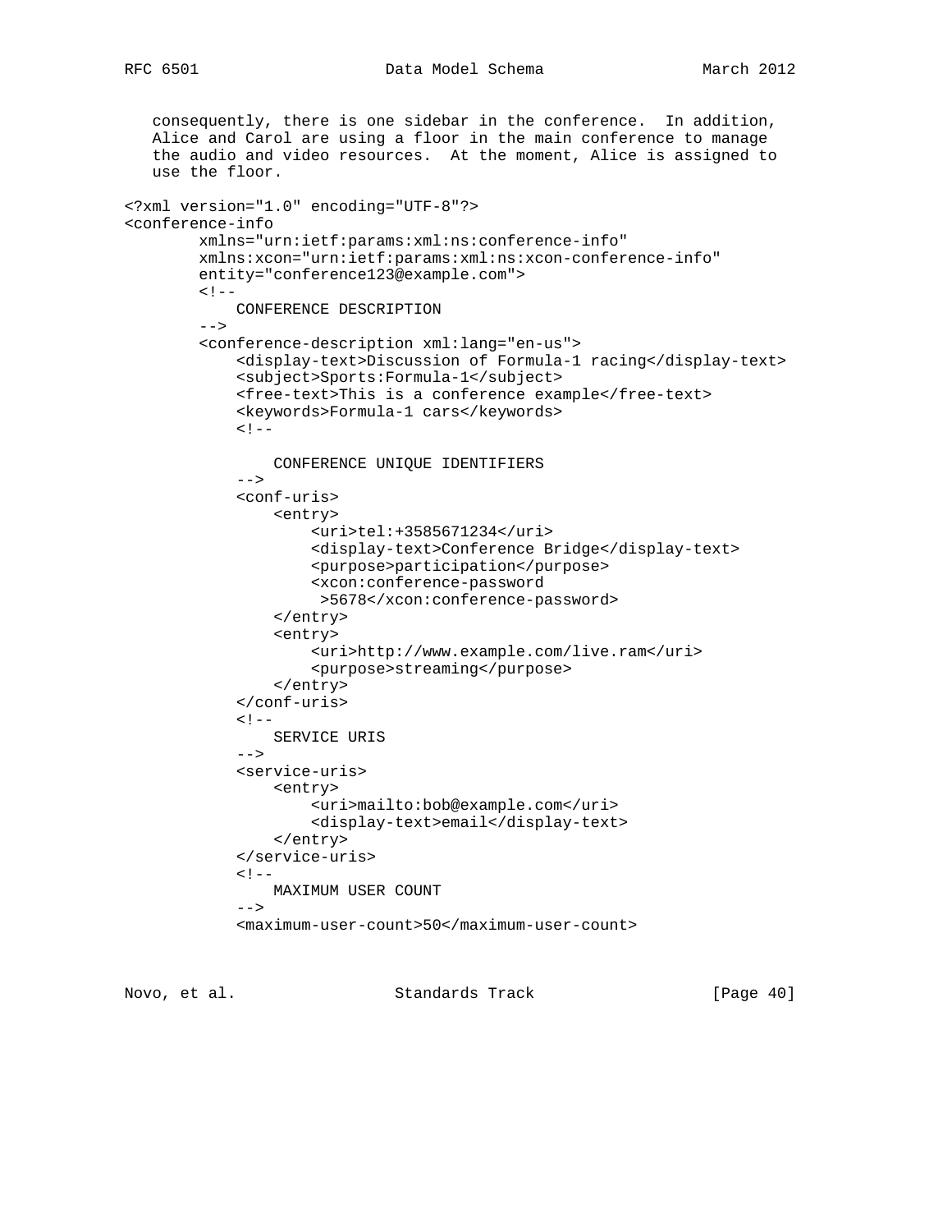consequently, there is one sidebar in the conference. In addition, Alice and Carol are using a floor in the main conference to manage the audio and video resources. At the moment, Alice is assigned to use the floor.

```
<?xml version="1.0" encoding="UTF-8"?>
<conference-info
        xmlns="urn:ietf:params:xml:ns:conference-info"
        xmlns:xcon="urn:ietf:params:xml:ns:xcon-conference-info"
        entity="conference123@example.com">
        <!--
            CONFERENCE DESCRIPTION
        -->
        <conference-description xml:lang="en-us">
            <display-text>Discussion of Formula-1 racing</display-text>
            <subject>Sports:Formula-1</subject>
            <free-text>This is a conference example</free-text>
            <keywords>Formula-1 cars</keywords>
            <!--

                CONFERENCE UNIQUE IDENTIFIERS
            -->
            <conf-uris>
                <entry>
                    <uri>tel:+3585671234</uri>
                    <display-text>Conference Bridge</display-text>
                    <purpose>participation</purpose>
                    <xcon:conference-password
                     >5678</xcon:conference-password>
                </entry>
                <entry>
                    <uri>http://www.example.com/live.ram</uri>
                    <purpose>streaming</purpose>
                </entry>
            </conf-uris>
            <!--
                SERVICE URIS
            -->
            <service-uris>
                <entry>
                    <uri>mailto:bob@example.com</uri>
                    <display-text>email</display-text>
                </entry>
            </service-uris>
            <!--
                MAXIMUM USER COUNT
            -->
            <maximum-user-count>50</maximum-user-count>
```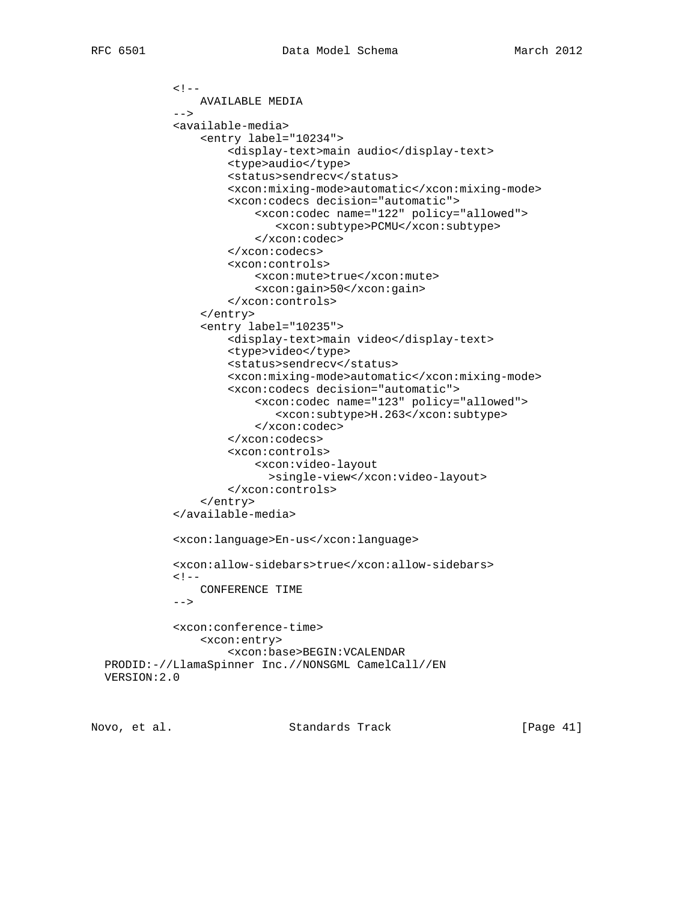```
           <!--
               AVAILABLE MEDIA
           -->
           <available-media>
               <entry label="10234">
                   <display-text>main audio</display-text>
                   <type>audio</type>
                   <status>sendrecv</status>
                   <xcon:mixing-mode>automatic</xcon:mixing-mode>
                   <xcon:codecs decision="automatic">
                       <xcon:codec name="122" policy="allowed">
                          <xcon:subtype>PCMU</xcon:subtype>
                       </xcon:codec>
                   </xcon:codecs>
                   <xcon:controls>
                       <xcon:mute>true</xcon:mute>
                       <xcon:gain>50</xcon:gain>
                   </xcon:controls>
               </entry>
               <entry label="10235">
                   <display-text>main video</display-text>
                   <type>video</type>
                   <status>sendrecv</status>
                   <xcon:mixing-mode>automatic</xcon:mixing-mode>
                   <xcon:codecs decision="automatic">
                       <xcon:codec name="123" policy="allowed">
                          <xcon:subtype>H.263</xcon:subtype>
                       </xcon:codec>
                   </xcon:codecs>
                   <xcon:controls>
                       <xcon:video-layout
                         >single-view</xcon:video-layout>
                   </xcon:controls>
               </entry>
           </available-media>

           <xcon:language>En-us</xcon:language>

           <xcon:allow-sidebars>true</xcon:allow-sidebars>
           <!--
               CONFERENCE TIME
           -->

           <xcon:conference-time>
               <xcon:entry>
                   <xcon:base>BEGIN:VCALENDAR
  PRODID:-//LlamaSpinner Inc.//NONSGML CamelCall//EN
  VERSION:2.0
```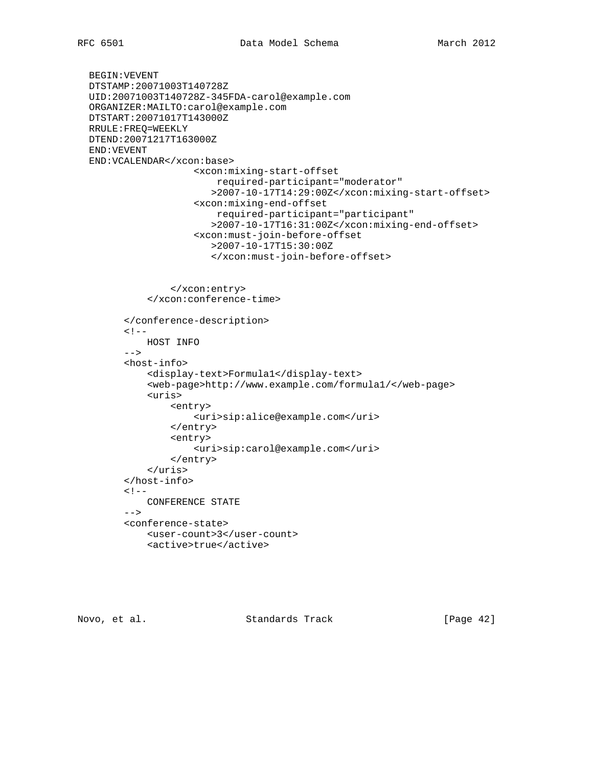```
  BEGIN:VEVENT
  DTSTAMP:20071003T140728Z
  UID:20071003T140728Z-345FDA-carol@example.com
  ORGANIZER:MAILTO:carol@example.com
  DTSTART:20071017T143000Z
  RRULE:FREQ=WEEKLY
  DTEND:20071217T163000Z
  END:VEVENT
  END:VCALENDAR</xcon:base>
                  <xcon:mixing-start-offset
                      required-participant="moderator"
                     >2007-10-17T14:29:00Z</xcon:mixing-start-offset>
                  <xcon:mixing-end-offset
                      required-participant="participant"
                     >2007-10-17T16:31:00Z</xcon:mixing-end-offset>
                  <xcon:must-join-before-offset
                     >2007-10-17T15:30:00Z
                     </xcon:must-join-before-offset>


              </xcon:entry>
          </xcon:conference-time>

      </conference-description>
      <!--
          HOST INFO
      -->
      <host-info>
          <display-text>Formula1</display-text>
          <web-page>http://www.example.com/formula1/</web-page>
          <uris>
              <entry>
                  <uri>sip:alice@example.com</uri>
              </entry>
              <entry>
                  <uri>sip:carol@example.com</uri>
              </entry>
          </uris>
      </host-info>
      <!--
          CONFERENCE STATE
      -->
      <conference-state>
          <user-count>3</user-count>
          <active>true</active>
```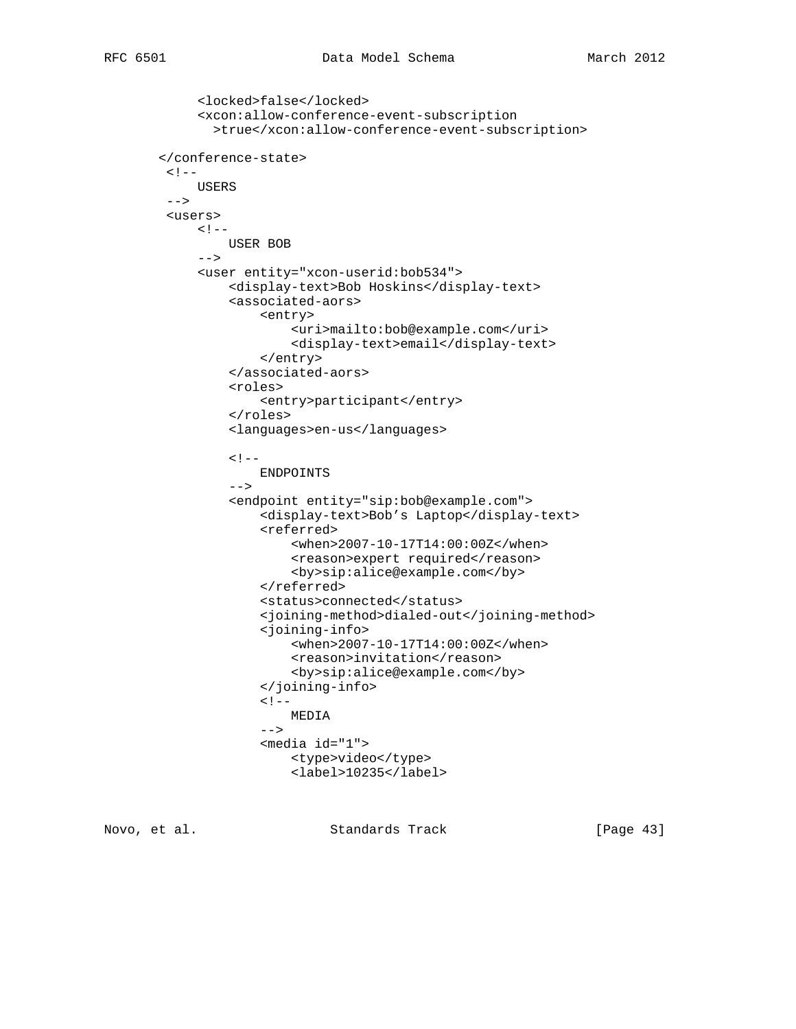```
            <locked>false</locked>
            <xcon:allow-conference-event-subscription
              >true</xcon:allow-conference-event-subscription>

       </conference-state>
        <!--
            USERS
        -->
        <users>
            <!--
                USER BOB
            -->
            <user entity="xcon-userid:bob534">
                <display-text>Bob Hoskins</display-text>
                <associated-aors>
                    <entry>
                        <uri>mailto:bob@example.com</uri>
                        <display-text>email</display-text>
                    </entry>
                </associated-aors>
                <roles>
                    <entry>participant</entry>
                </roles>
                <languages>en-us</languages>

                <!--
                    ENDPOINTS
                -->
                <endpoint entity="sip:bob@example.com">
                    <display-text>Bob's Laptop</display-text>
                    <referred>
                        <when>2007-10-17T14:00:00Z</when>
                        <reason>expert required</reason>
                        <by>sip:alice@example.com</by>
                    </referred>
                    <status>connected</status>
                    <joining-method>dialed-out</joining-method>
                    <joining-info>
                        <when>2007-10-17T14:00:00Z</when>
                        <reason>invitation</reason>
                        <by>sip:alice@example.com</by>
                    </joining-info>
                    <!--
                        MEDIA
                    -->
                    <media id="1">
                        <type>video</type>
                        <label>10235</label>
```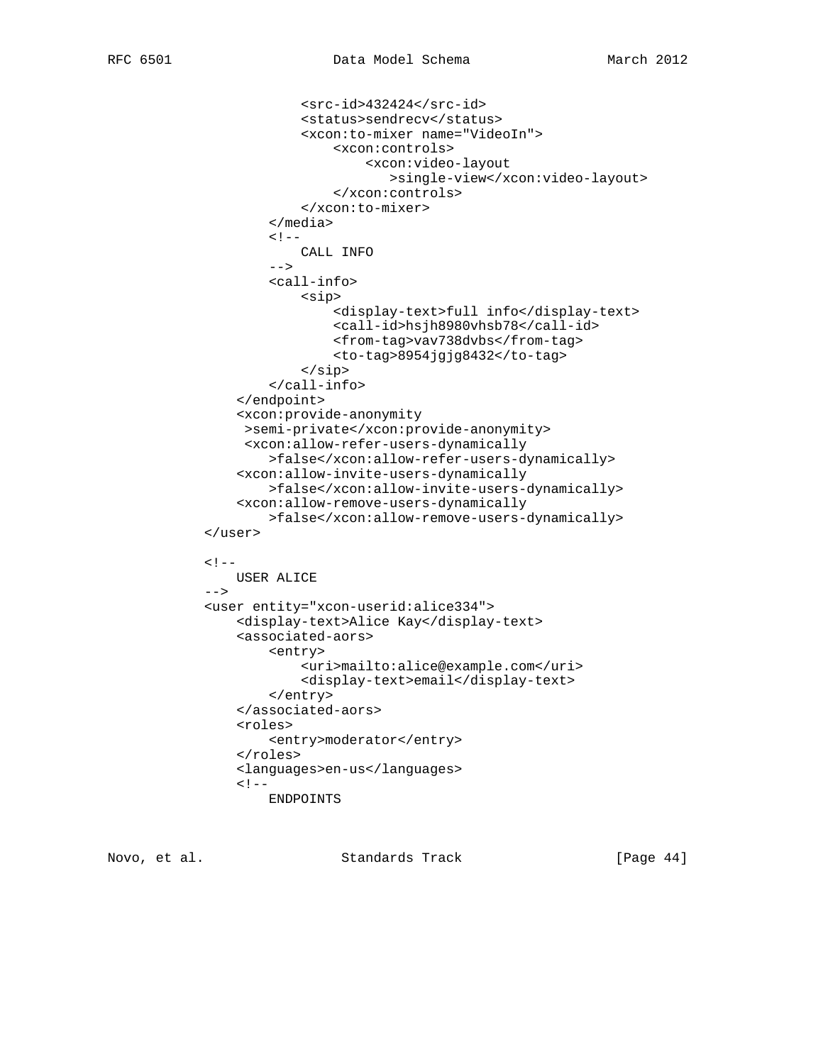```
                <src-id>432424</src-id>
                <status>sendrecv</status>
                <xcon:to-mixer name="VideoIn">
                    <xcon:controls>
                        <xcon:video-layout
                           >single-view</xcon:video-layout>
                    </xcon:controls>
                </xcon:to-mixer>
            </media>
            <!--
                CALL INFO
            -->
            <call-info>
                <sip>
                    <display-text>full info</display-text>
                    <call-id>hsjh8980vhsb78</call-id>
                    <from-tag>vav738dvbs</from-tag>
                    <to-tag>8954jgjg8432</to-tag>
                </sip>
            </call-info>
        </endpoint>
        <xcon:provide-anonymity
         >semi-private</xcon:provide-anonymity>
         <xcon:allow-refer-users-dynamically
            >false</xcon:allow-refer-users-dynamically>
        <xcon:allow-invite-users-dynamically
            >false</xcon:allow-invite-users-dynamically>
        <xcon:allow-remove-users-dynamically
            >false</xcon:allow-remove-users-dynamically>
    </user>

    <!--
        USER ALICE
    -->
    <user entity="xcon-userid:alice334">
        <display-text>Alice Kay</display-text>
        <associated-aors>
            <entry>
                <uri>mailto:alice@example.com</uri>
                <display-text>email</display-text>
            </entry>
        </associated-aors>
        <roles>
            <entry>moderator</entry>
        </roles>
        <languages>en-us</languages>
        <!--
            ENDPOINTS
```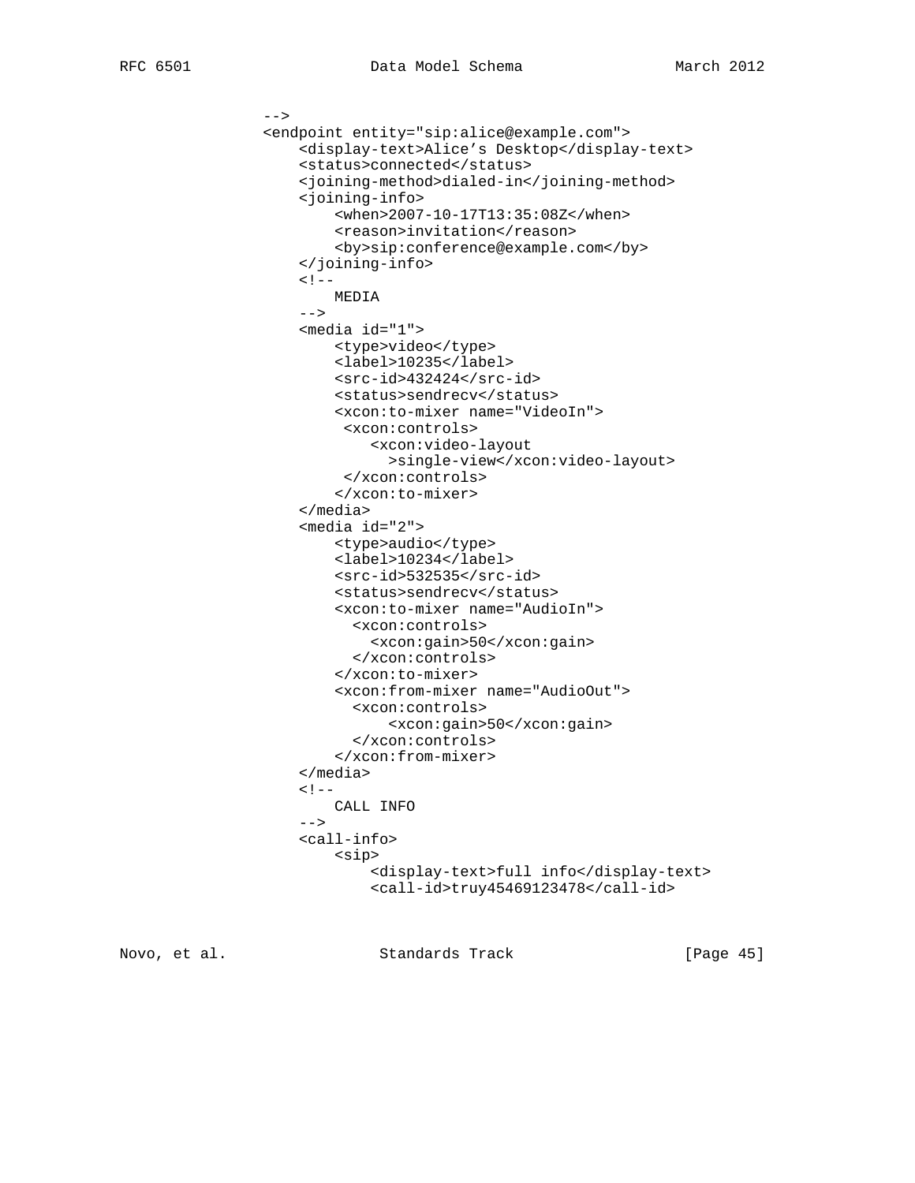```
                -->
                <endpoint entity="sip:alice@example.com">
                    <display-text>Alice’s Desktop</display-text>
                    <status>connected</status>
                    <joining-method>dialed-in</joining-method>
                    <joining-info>
                        <when>2007-10-17T13:35:08Z</when>
                        <reason>invitation</reason>
                        <by>sip:conference@example.com</by>
                    </joining-info>
                    <!--
                        MEDIA
                    -->
                    <media id="1">
                        <type>video</type>
                        <label>10235</label>
                        <src-id>432424</src-id>
                        <status>sendrecv</status>
                        <xcon:to-mixer name="VideoIn">
                         <xcon:controls>
                            <xcon:video-layout
                              >single-view</xcon:video-layout>
                         </xcon:controls>
                        </xcon:to-mixer>
                    </media>
                    <media id="2">
                        <type>audio</type>
                        <label>10234</label>
                        <src-id>532535</src-id>
                        <status>sendrecv</status>
                        <xcon:to-mixer name="AudioIn">
                          <xcon:controls>
                            <xcon:gain>50</xcon:gain>
                          </xcon:controls>
                        </xcon:to-mixer>
                        <xcon:from-mixer name="AudioOut">
                          <xcon:controls>
                              <xcon:gain>50</xcon:gain>
                          </xcon:controls>
                        </xcon:from-mixer>
                    </media>
                    <!--
                        CALL INFO
                    -->
                    <call-info>
                        <sip>
                            <display-text>full info</display-text>
                            <call-id>truy45469123478</call-id>
```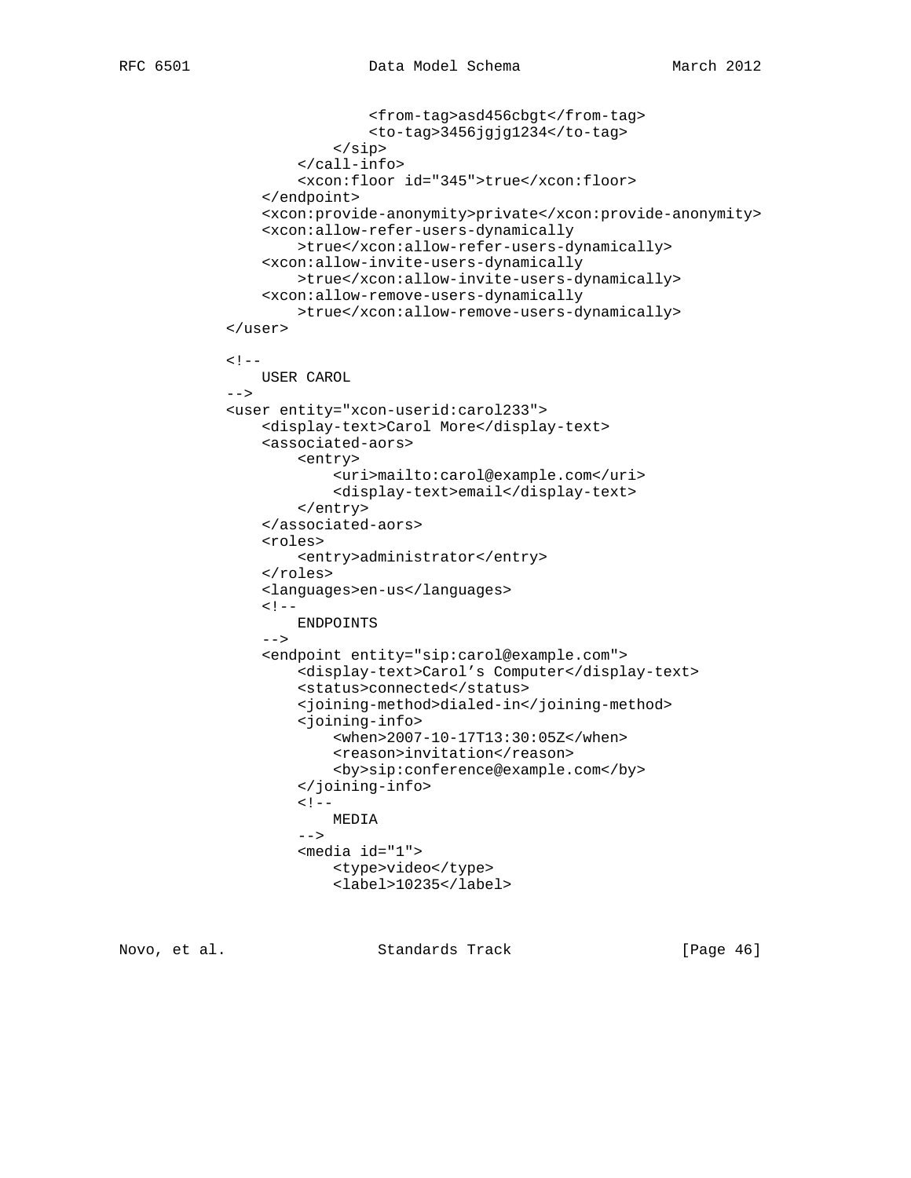```
                    <from-tag>asd456cbgt</from-tag>
                    <to-tag>3456jgjg1234</to-tag>
                </sip>
            </call-info>
            <xcon:floor id="345">true</xcon:floor>
        </endpoint>
        <xcon:provide-anonymity>private</xcon:provide-anonymity>
        <xcon:allow-refer-users-dynamically
            >true</xcon:allow-refer-users-dynamically>
        <xcon:allow-invite-users-dynamically
            >true</xcon:allow-invite-users-dynamically>
        <xcon:allow-remove-users-dynamically
            >true</xcon:allow-remove-users-dynamically>
    </user>

    <!--
        USER CAROL
    -->
    <user entity="xcon-userid:carol233">
        <display-text>Carol More</display-text>
        <associated-aors>
            <entry>
                <uri>mailto:carol@example.com</uri>
                <display-text>email</display-text>
            </entry>
        </associated-aors>
        <roles>
            <entry>administrator</entry>
        </roles>
        <languages>en-us</languages>
        <!--
            ENDPOINTS
        -->
        <endpoint entity="sip:carol@example.com">
            <display-text>Carol's Computer</display-text>
            <status>connected</status>
            <joining-method>dialed-in</joining-method>
            <joining-info>
                <when>2007-10-17T13:30:05Z</when>
                <reason>invitation</reason>
                <by>sip:conference@example.com</by>
            </joining-info>
            <!--
                MEDIA
            -->
            <media id="1">
                <type>video</type>
                <label>10235</label>
```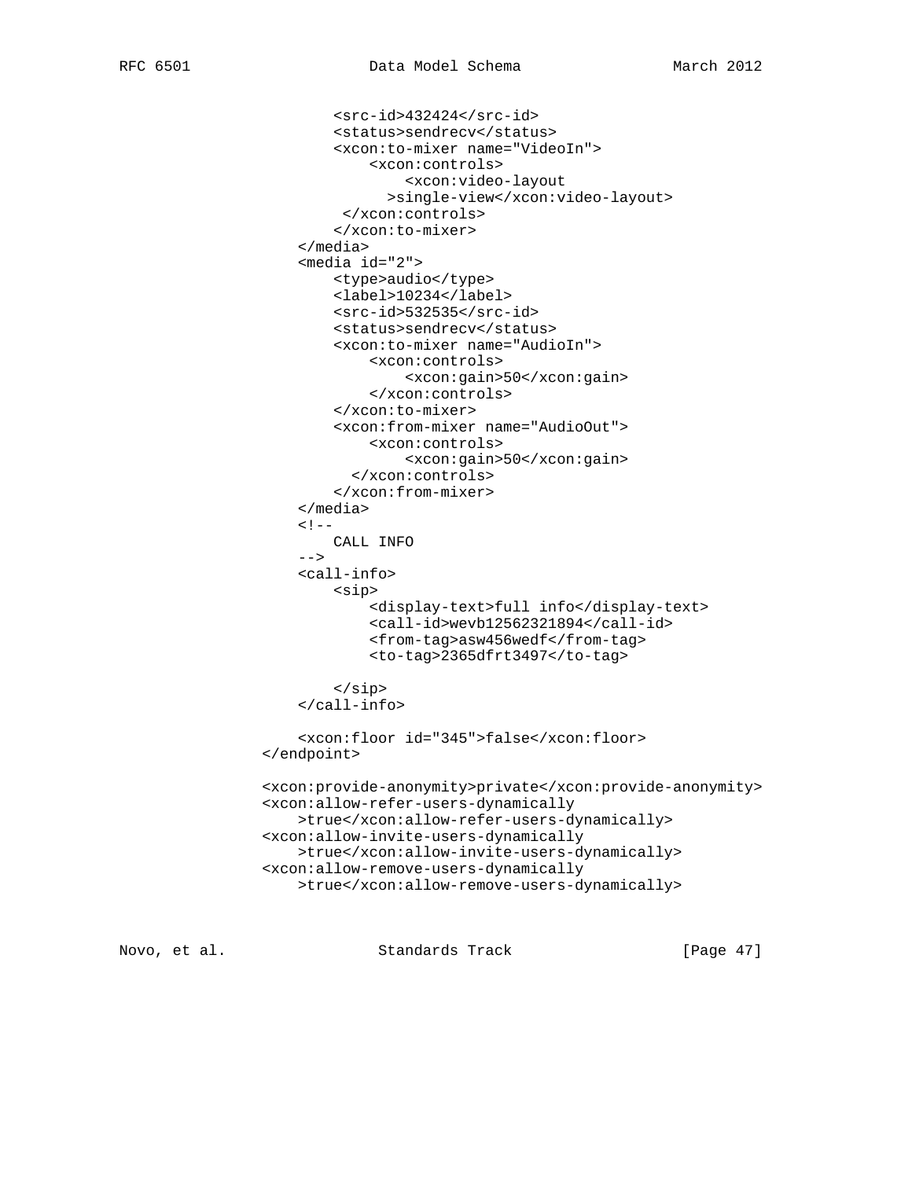```
                <src-id>432424</src-id>
                <status>sendrecv</status>
                <xcon:to-mixer name="VideoIn">
                    <xcon:controls>
                        <xcon:video-layout
                      >single-view</xcon:video-layout>
                 </xcon:controls>
                </xcon:to-mixer>
            </media>
            <media id="2">
                <type>audio</type>
                <label>10234</label>
                <src-id>532535</src-id>
                <status>sendrecv</status>
                <xcon:to-mixer name="AudioIn">
                    <xcon:controls>
                        <xcon:gain>50</xcon:gain>
                    </xcon:controls>
                </xcon:to-mixer>
                <xcon:from-mixer name="AudioOut">
                    <xcon:controls>
                        <xcon:gain>50</xcon:gain>
                  </xcon:controls>
                </xcon:from-mixer>
            </media>
            <!--
                CALL INFO
            -->
            <call-info>
                <sip>
                    <display-text>full info</display-text>
                    <call-id>wevb12562321894</call-id>
                    <from-tag>asw456wedf</from-tag>
                    <to-tag>2365dfrt3497</to-tag>

                </sip>
            </call-info>

            <xcon:floor id="345">false</xcon:floor>
        </endpoint>

        <xcon:provide-anonymity>private</xcon:provide-anonymity>
        <xcon:allow-refer-users-dynamically
            >true</xcon:allow-refer-users-dynamically>
        <xcon:allow-invite-users-dynamically
            >true</xcon:allow-invite-users-dynamically>
        <xcon:allow-remove-users-dynamically
            >true</xcon:allow-remove-users-dynamically>
```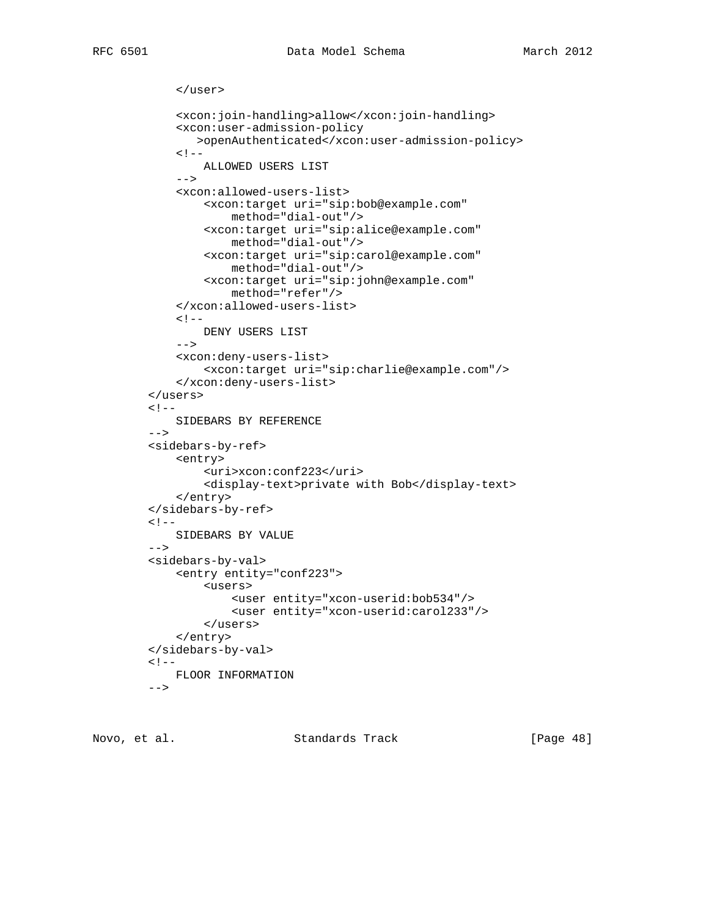```
            </user>

            <xcon:join-handling>allow</xcon:join-handling>
            <xcon:user-admission-policy
               >openAuthenticated</xcon:user-admission-policy>
            <!--
                ALLOWED USERS LIST
            -->
            <xcon:allowed-users-list>
                <xcon:target uri="sip:bob@example.com"
                    method="dial-out"/>
                <xcon:target uri="sip:alice@example.com"
                    method="dial-out"/>
                <xcon:target uri="sip:carol@example.com"
                    method="dial-out"/>
                <xcon:target uri="sip:john@example.com"
                    method="refer"/>
            </xcon:allowed-users-list>
            <!--
                DENY USERS LIST
            -->
            <xcon:deny-users-list>
                <xcon:target uri="sip:charlie@example.com"/>
            </xcon:deny-users-list>
        </users>
        <!--
            SIDEBARS BY REFERENCE
        -->
        <sidebars-by-ref>
            <entry>
                <uri>xcon:conf223</uri>
                <display-text>private with Bob</display-text>
            </entry>
        </sidebars-by-ref>
        <!--
            SIDEBARS BY VALUE
        -->
        <sidebars-by-val>
            <entry entity="conf223">
                <users>
                    <user entity="xcon-userid:bob534"/>
                    <user entity="xcon-userid:carol233"/>
                </users>
            </entry>
        </sidebars-by-val>
        <!--
            FLOOR INFORMATION
        -->
```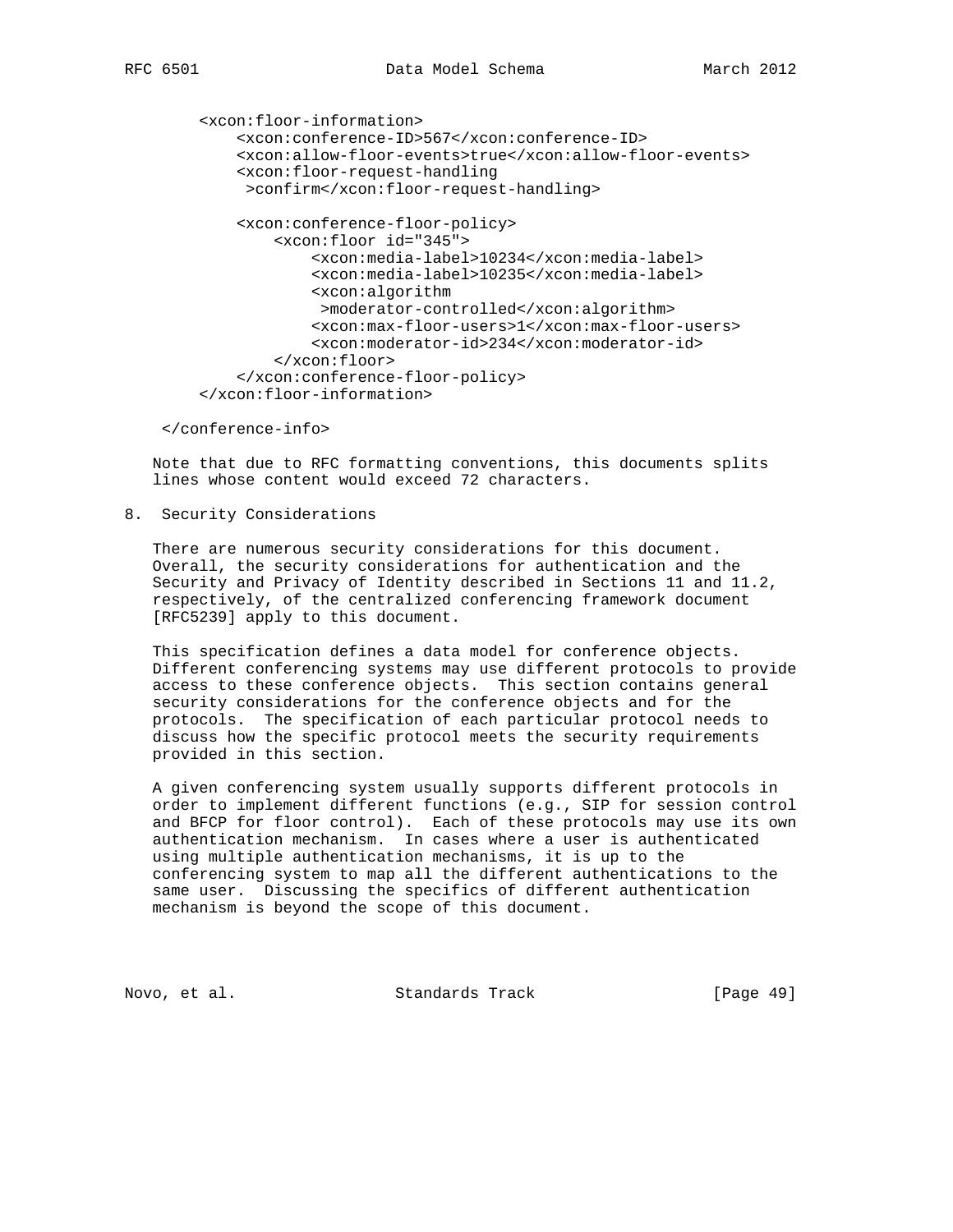```
    <xcon:floor-information>
        <xcon:conference-ID>567</xcon:conference-ID>
        <xcon:allow-floor-events>true</xcon:allow-floor-events>
        <xcon:floor-request-handling
         >confirm</xcon:floor-request-handling>

        <xcon:conference-floor-policy>
            <xcon:floor id="345">
                <xcon:media-label>10234</xcon:media-label>
                <xcon:media-label>10235</xcon:media-label>
                <xcon:algorithm
                 >moderator-controlled</xcon:algorithm>
                <xcon:max-floor-users>1</xcon:max-floor-users>
                <xcon:moderator-id>234</xcon:moderator-id>
            </xcon:floor>
        </xcon:conference-floor-policy>
    </xcon:floor-information>

 </conference-info>
```

Note that due to RFC formatting conventions, this documents splits lines whose content would exceed 72 characters.

## 8. Security Considerations

There are numerous security considerations for this document. Overall, the security considerations for authentication and the Security and Privacy of Identity described in Sections 11 and 11.2, respectively, of the centralized conferencing framework document [RFC5239] apply to this document.

This specification defines a data model for conference objects. Different conferencing systems may use different protocols to provide access to these conference objects. This section contains general security considerations for the conference objects and for the protocols. The specification of each particular protocol needs to discuss how the specific protocol meets the security requirements provided in this section.

A given conferencing system usually supports different protocols in order to implement different functions (e.g., SIP for session control and BFCP for floor control). Each of these protocols may use its own authentication mechanism. In cases where a user is authenticated using multiple authentication mechanisms, it is up to the conferencing system to map all the different authentications to the same user. Discussing the specifics of different authentication mechanism is beyond the scope of this document.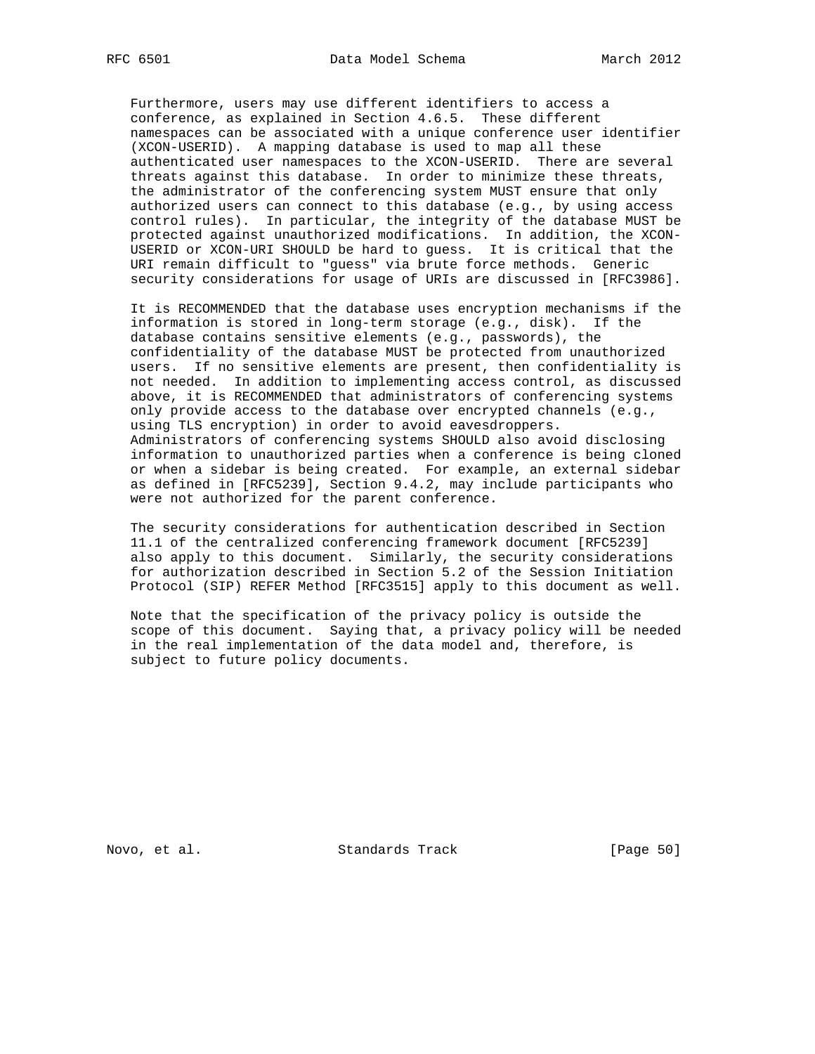Furthermore, users may use different identifiers to access a conference, as explained in Section 4.6.5. These different namespaces can be associated with a unique conference user identifier (XCON-USERID). A mapping database is used to map all these authenticated user namespaces to the XCON-USERID. There are several threats against this database. In order to minimize these threats, the administrator of the conferencing system MUST ensure that only authorized users can connect to this database (e.g., by using access control rules). In particular, the integrity of the database MUST be protected against unauthorized modifications. In addition, the XCON-USERID or XCON-URI SHOULD be hard to guess. It is critical that the URI remain difficult to "guess" via brute force methods. Generic security considerations for usage of URIs are discussed in [RFC3986].

It is RECOMMENDED that the database uses encryption mechanisms if the information is stored in long-term storage (e.g., disk). If the database contains sensitive elements (e.g., passwords), the confidentiality of the database MUST be protected from unauthorized users. If no sensitive elements are present, then confidentiality is not needed. In addition to implementing access control, as discussed above, it is RECOMMENDED that administrators of conferencing systems only provide access to the database over encrypted channels (e.g., using TLS encryption) in order to avoid eavesdroppers. Administrators of conferencing systems SHOULD also avoid disclosing information to unauthorized parties when a conference is being cloned or when a sidebar is being created. For example, an external sidebar as defined in [RFC5239], Section 9.4.2, may include participants who were not authorized for the parent conference.

The security considerations for authentication described in Section 11.1 of the centralized conferencing framework document [RFC5239] also apply to this document. Similarly, the security considerations for authorization described in Section 5.2 of the Session Initiation Protocol (SIP) REFER Method [RFC3515] apply to this document as well.

Note that the specification of the privacy policy is outside the scope of this document. Saying that, a privacy policy will be needed in the real implementation of the data model and, therefore, is subject to future policy documents.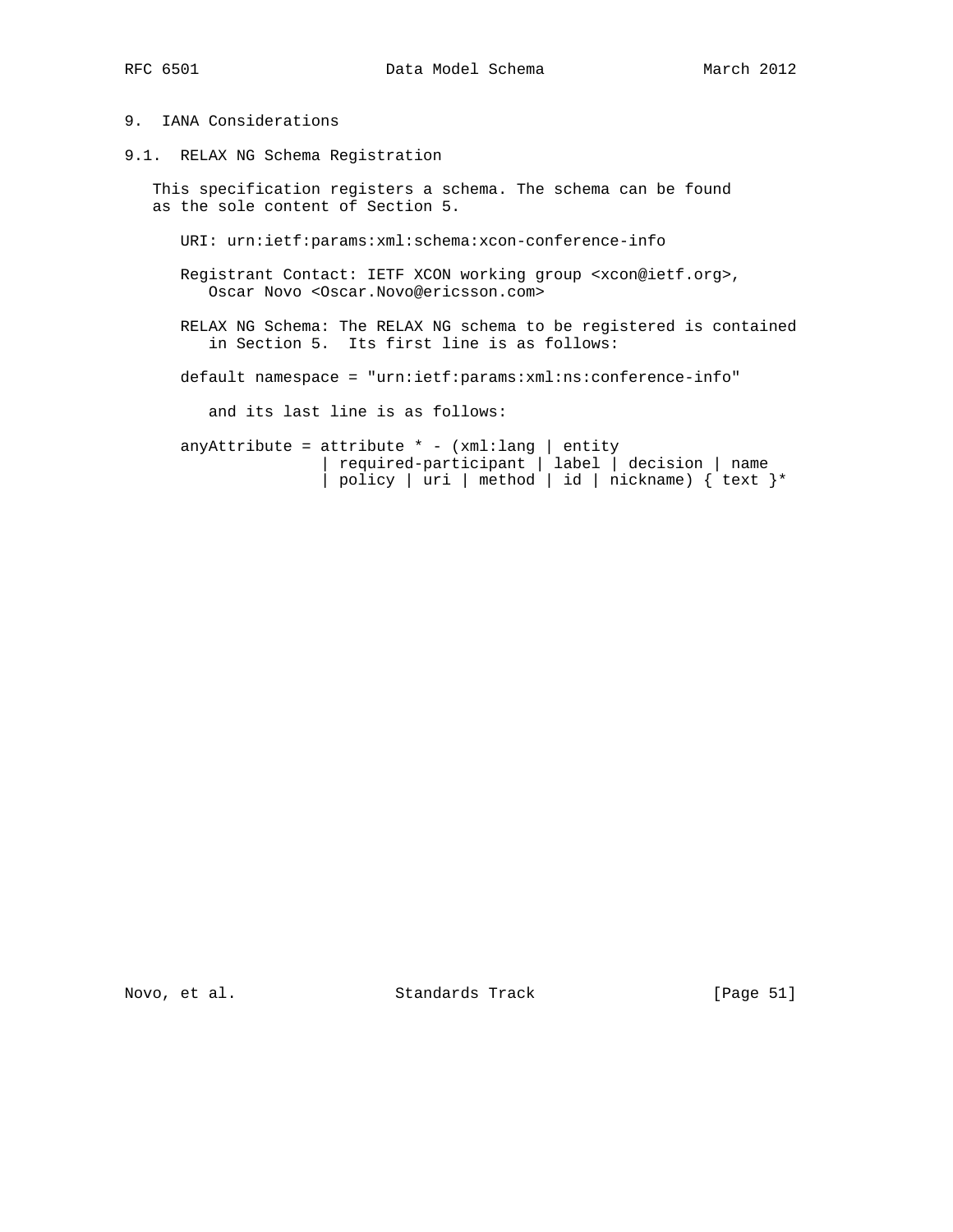# 9. IANA Considerations

## 9.1. RELAX NG Schema Registration

This specification registers a schema. The schema can be found as the sole content of Section 5.

URI: urn:ietf:params:xml:schema:xcon-conference-info

Registrant Contact: IETF XCON working group <xcon@ietf.org>, Oscar Novo <Oscar.Novo@ericsson.com>

RELAX NG Schema: The RELAX NG schema to be registered is contained in Section 5. Its first line is as follows:

```
default namespace = "urn:ietf:params:xml:ns:conference-info"
```

and its last line is as follows:

```
anyAttribute = attribute * - (xml:lang | entity
               | required-participant | label | decision | name
               | policy | uri | method | id | nickname) { text }*
```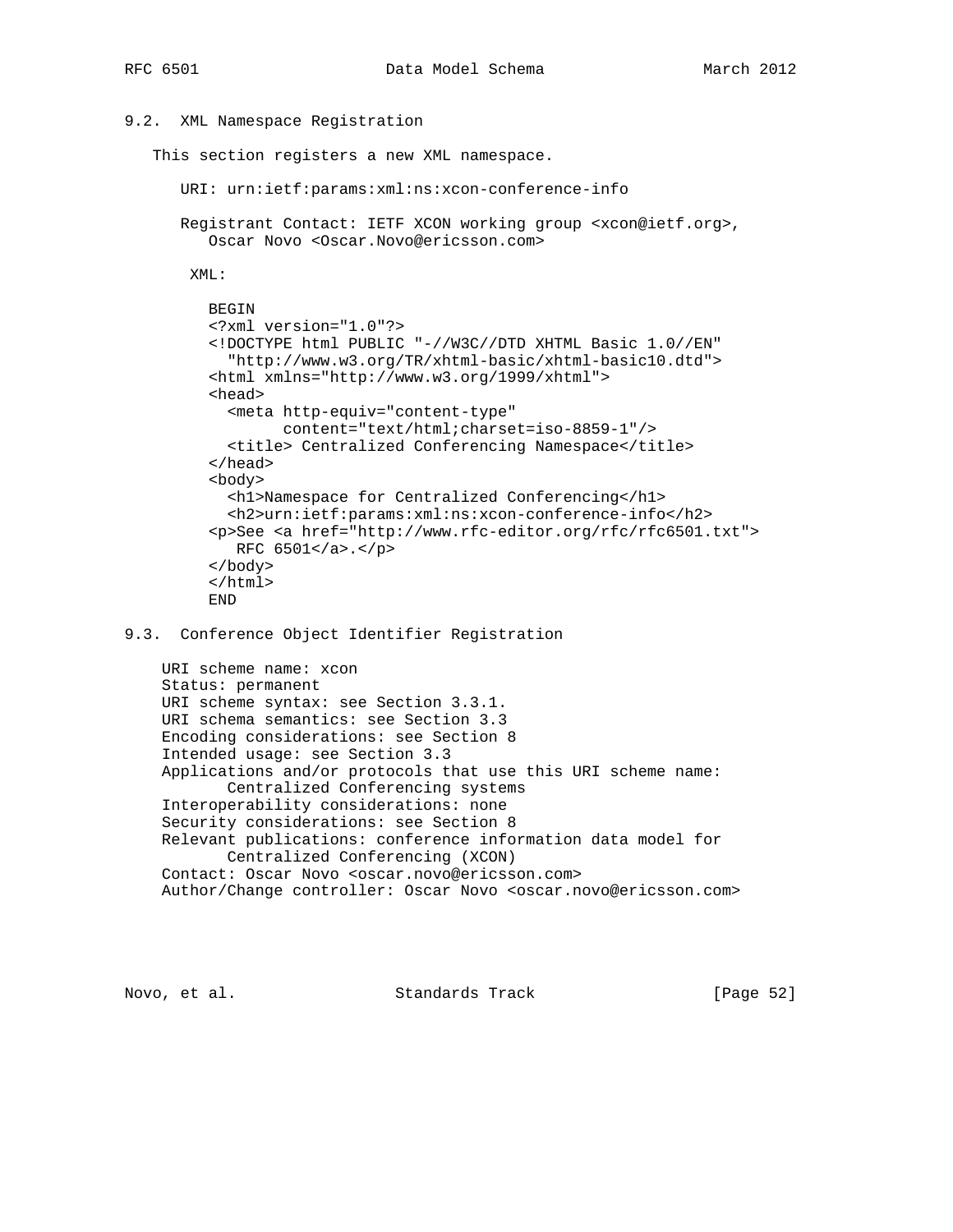## 9.2. XML Namespace Registration

This section registers a new XML namespace.

URI: urn:ietf:params:xml:ns:xcon-conference-info

Registrant Contact: IETF XCON working group <xcon@ietf.org>, Oscar Novo <Oscar.Novo@ericsson.com>

XML:

```
BEGIN
<?xml version="1.0"?>
<!DOCTYPE html PUBLIC "-//W3C//DTD XHTML Basic 1.0//EN"
  "http://www.w3.org/TR/xhtml-basic/xhtml-basic10.dtd">
<html xmlns="http://www.w3.org/1999/xhtml">
<head>
  <meta http-equiv="content-type"
        content="text/html;charset=iso-8859-1"/>
  <title> Centralized Conferencing Namespace</title>
</head>
<body>
  <h1>Namespace for Centralized Conferencing</h1>
  <h2>urn:ietf:params:xml:ns:xcon-conference-info</h2>
<p>See <a href="http://www.rfc-editor.org/rfc/rfc6501.txt">
   RFC 6501</a>.</p>
</body>
</html>
END
```

## 9.3. Conference Object Identifier Registration

URI scheme name: xcon
Status: permanent
URI scheme syntax: see Section 3.3.1.
URI schema semantics: see Section 3.3
Encoding considerations: see Section 8
Intended usage: see Section 3.3
Applications and/or protocols that use this URI scheme name:
Centralized Conferencing systems
Interoperability considerations: none
Security considerations: see Section 8
Relevant publications: conference information data model for
Centralized Conferencing (XCON)
Contact: Oscar Novo <oscar.novo@ericsson.com>
Author/Change controller: Oscar Novo <oscar.novo@ericsson.com>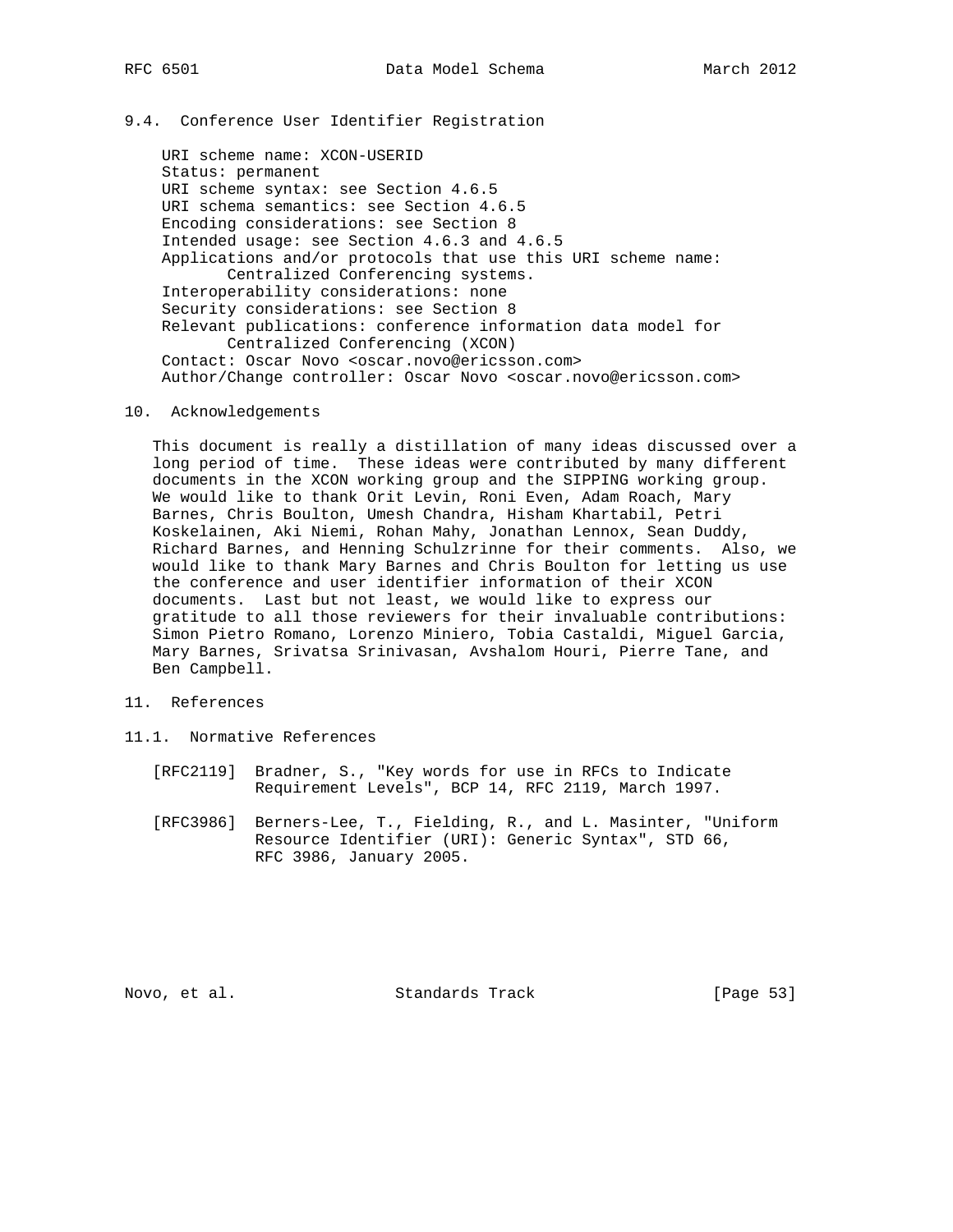## 9.4. Conference User Identifier Registration

URI scheme name: XCON-USERID
Status: permanent
URI scheme syntax: see Section 4.6.5
URI schema semantics: see Section 4.6.5
Encoding considerations: see Section 8
Intended usage: see Section 4.6.3 and 4.6.5
Applications and/or protocols that use this URI scheme name: Centralized Conferencing systems.
Interoperability considerations: none
Security considerations: see Section 8
Relevant publications: conference information data model for Centralized Conferencing (XCON)
Contact: Oscar Novo <oscar.novo@ericsson.com>
Author/Change controller: Oscar Novo <oscar.novo@ericsson.com>

# 10. Acknowledgements

This document is really a distillation of many ideas discussed over a long period of time. These ideas were contributed by many different documents in the XCON working group and the SIPPING working group. We would like to thank Orit Levin, Roni Even, Adam Roach, Mary Barnes, Chris Boulton, Umesh Chandra, Hisham Khartabil, Petri Koskelainen, Aki Niemi, Rohan Mahy, Jonathan Lennox, Sean Duddy, Richard Barnes, and Henning Schulzrinne for their comments. Also, we would like to thank Mary Barnes and Chris Boulton for letting us use the conference and user identifier information of their XCON documents. Last but not least, we would like to express our gratitude to all those reviewers for their invaluable contributions: Simon Pietro Romano, Lorenzo Miniero, Tobia Castaldi, Miguel Garcia, Mary Barnes, Srivatsa Srinivasan, Avshalom Houri, Pierre Tane, and Ben Campbell.

# 11. References

## 11.1. Normative References

[RFC2119] Bradner, S., "Key words for use in RFCs to Indicate Requirement Levels", BCP 14, RFC 2119, March 1997.

[RFC3986] Berners-Lee, T., Fielding, R., and L. Masinter, "Uniform Resource Identifier (URI): Generic Syntax", STD 66, RFC 3986, January 2005.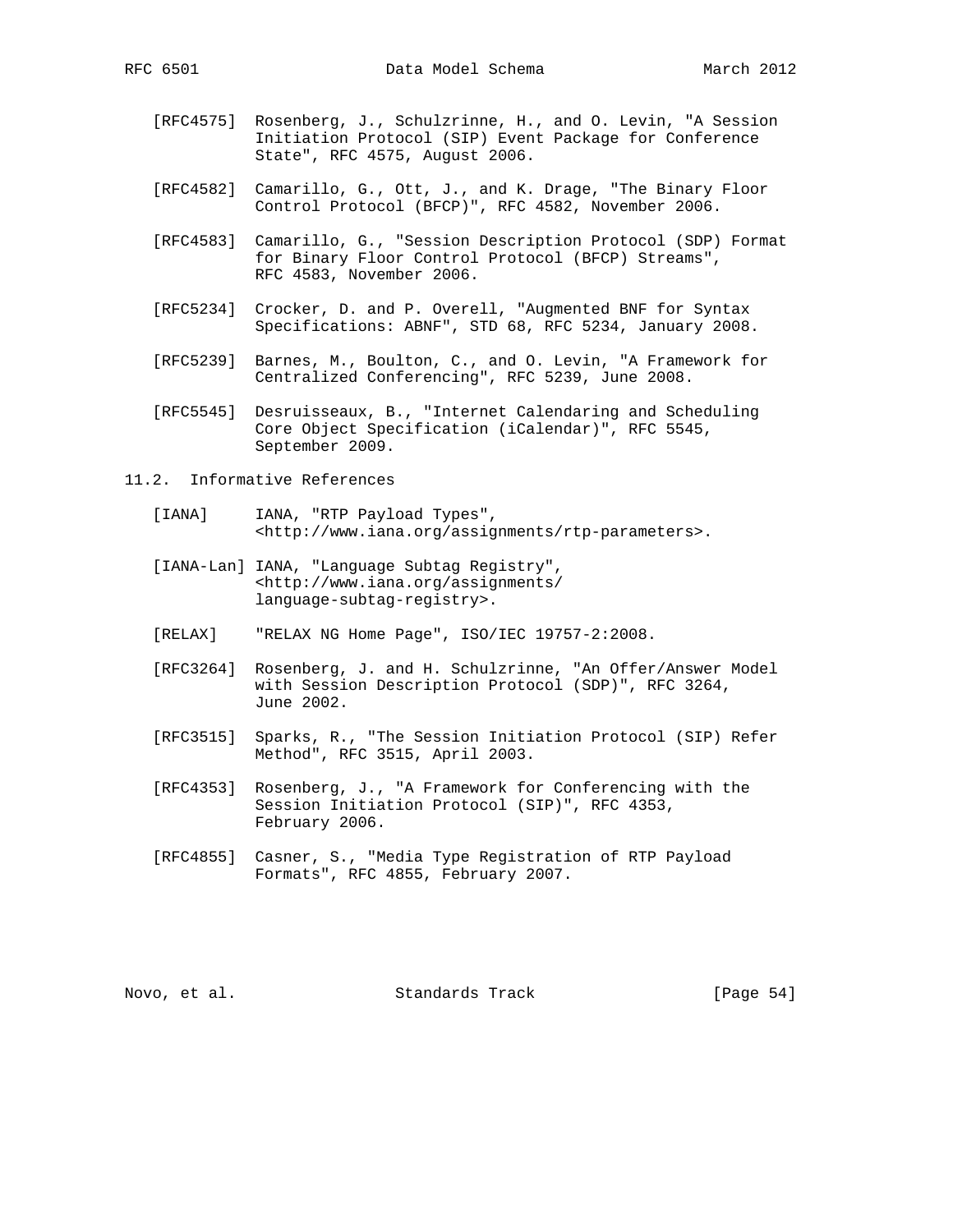[RFC4575] Rosenberg, J., Schulzrinne, H., and O. Levin, "A Session Initiation Protocol (SIP) Event Package for Conference State", RFC 4575, August 2006.

[RFC4582] Camarillo, G., Ott, J., and K. Drage, "The Binary Floor Control Protocol (BFCP)", RFC 4582, November 2006.

[RFC4583] Camarillo, G., "Session Description Protocol (SDP) Format for Binary Floor Control Protocol (BFCP) Streams", RFC 4583, November 2006.

[RFC5234] Crocker, D. and P. Overell, "Augmented BNF for Syntax Specifications: ABNF", STD 68, RFC 5234, January 2008.

[RFC5239] Barnes, M., Boulton, C., and O. Levin, "A Framework for Centralized Conferencing", RFC 5239, June 2008.

[RFC5545] Desruisseaux, B., "Internet Calendaring and Scheduling Core Object Specification (iCalendar)", RFC 5545, September 2009.

## 11.2. Informative References

[IANA] IANA, "RTP Payload Types", <http://www.iana.org/assignments/rtp-parameters>.

[IANA-Lan] IANA, "Language Subtag Registry", <http://www.iana.org/assignments/language-subtag-registry>.

[RELAX] "RELAX NG Home Page", ISO/IEC 19757-2:2008.

[RFC3264] Rosenberg, J. and H. Schulzrinne, "An Offer/Answer Model with Session Description Protocol (SDP)", RFC 3264, June 2002.

[RFC3515] Sparks, R., "The Session Initiation Protocol (SIP) Refer Method", RFC 3515, April 2003.

[RFC4353] Rosenberg, J., "A Framework for Conferencing with the Session Initiation Protocol (SIP)", RFC 4353, February 2006.

[RFC4855] Casner, S., "Media Type Registration of RTP Payload Formats", RFC 4855, February 2007.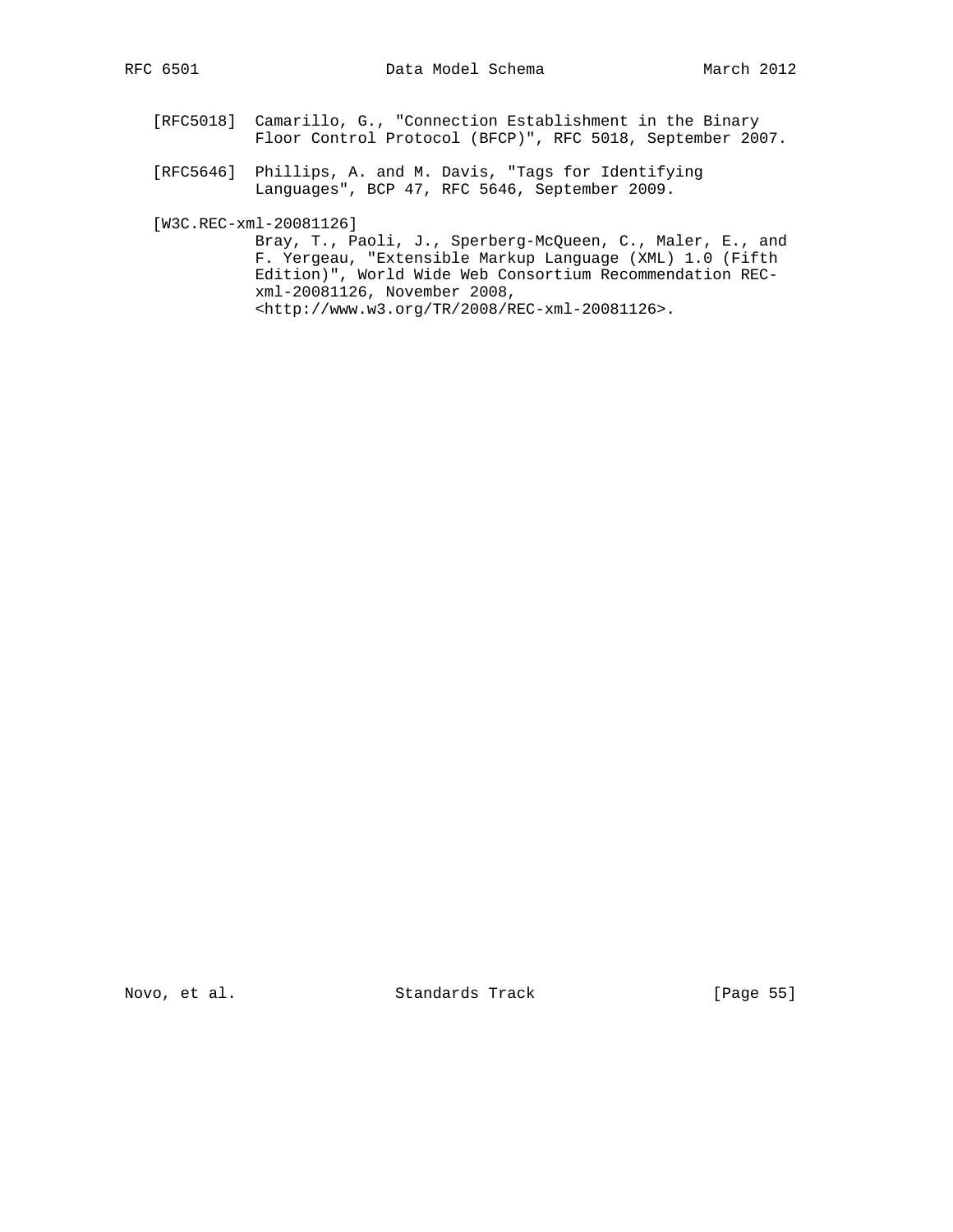[RFC5018] Camarillo, G., "Connection Establishment in the Binary Floor Control Protocol (BFCP)", RFC 5018, September 2007.

[RFC5646] Phillips, A. and M. Davis, "Tags for Identifying Languages", BCP 47, RFC 5646, September 2009.

[W3C.REC-xml-20081126]
Bray, T., Paoli, J., Sperberg-McQueen, C., Maler, E., and F. Yergeau, "Extensible Markup Language (XML) 1.0 (Fifth Edition)", World Wide Web Consortium Recommendation REC-xml-20081126, November 2008, <http://www.w3.org/TR/2008/REC-xml-20081126>.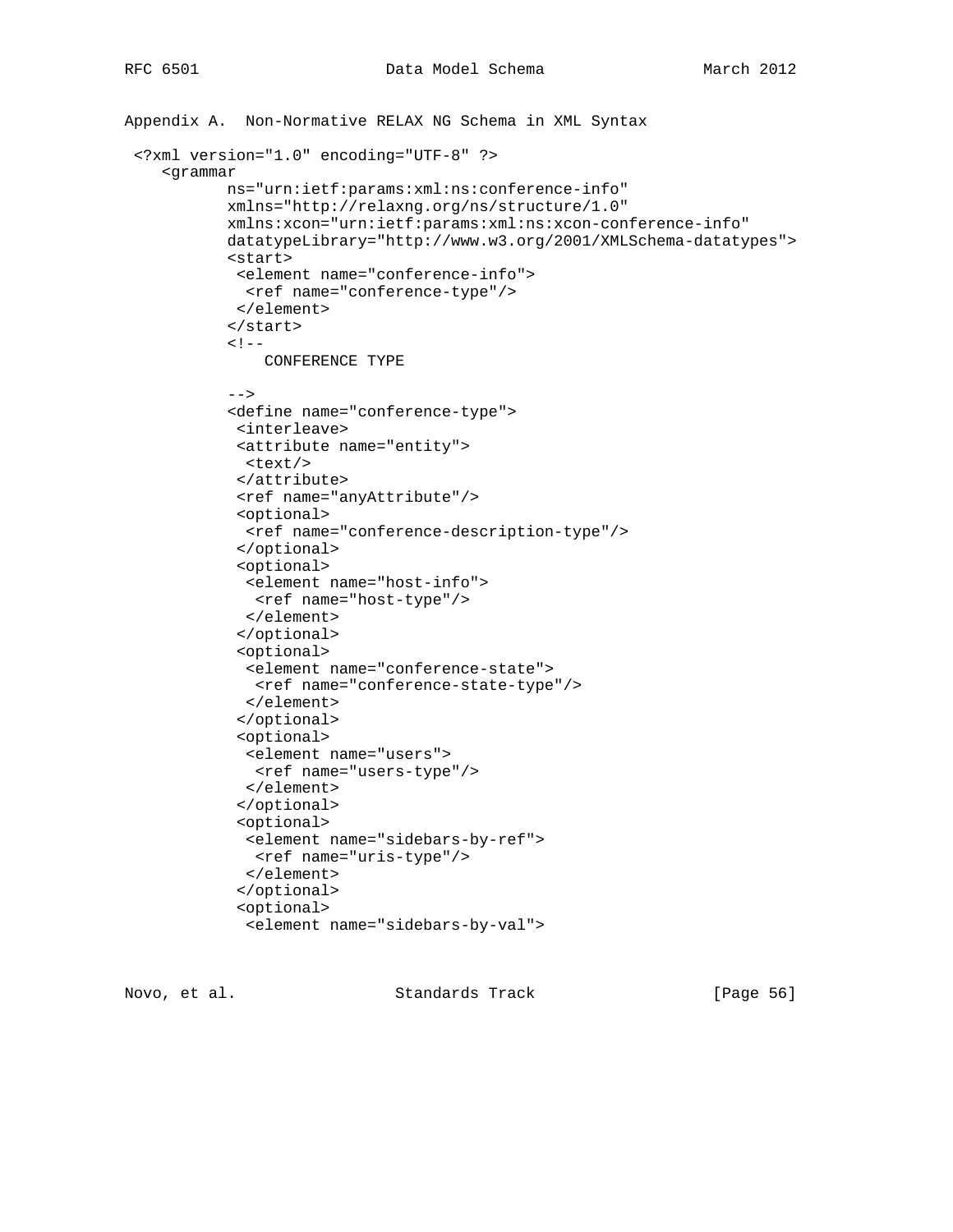## Appendix A.  Non-Normative RELAX NG Schema in XML Syntax

```
 <?xml version="1.0" encoding="UTF-8" ?>
    <grammar
           ns="urn:ietf:params:xml:ns:conference-info"
           xmlns="http://relaxng.org/ns/structure/1.0"
           xmlns:xcon="urn:ietf:params:xml:ns:xcon-conference-info"
           datatypeLibrary="http://www.w3.org/2001/XMLSchema-datatypes">
           <start>
            <element name="conference-info">
             <ref name="conference-type"/>
            </element>
           </start>
           <!--
               CONFERENCE TYPE

           -->
           <define name="conference-type">
            <interleave>
            <attribute name="entity">
             <text/>
            </attribute>
            <ref name="anyAttribute"/>
            <optional>
             <ref name="conference-description-type"/>
            </optional>
            <optional>
             <element name="host-info">
              <ref name="host-type"/>
             </element>
            </optional>
            <optional>
             <element name="conference-state">
              <ref name="conference-state-type"/>
             </element>
            </optional>
            <optional>
             <element name="users">
              <ref name="users-type"/>
             </element>
            </optional>
            <optional>
             <element name="sidebars-by-ref">
              <ref name="uris-type"/>
             </element>
            </optional>
            <optional>
             <element name="sidebars-by-val">
```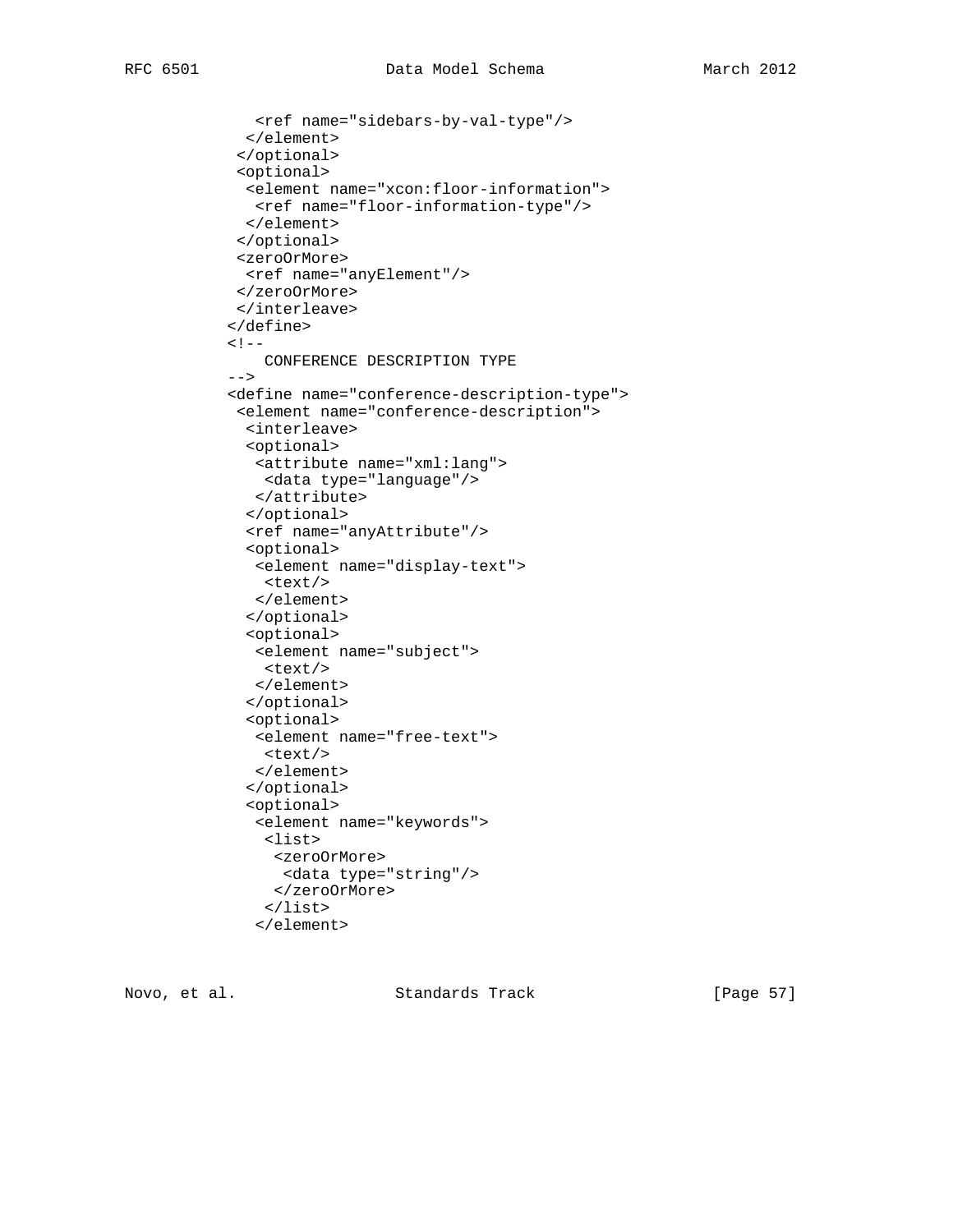```
            <ref name="sidebars-by-val-type"/>
           </element>
          </optional>
          <optional>
           <element name="xcon:floor-information">
            <ref name="floor-information-type"/>
           </element>
          </optional>
          <zeroOrMore>
           <ref name="anyElement"/>
          </zeroOrMore>
          </interleave>
         </define>
         <!--
             CONFERENCE DESCRIPTION TYPE
         -->
         <define name="conference-description-type">
          <element name="conference-description">
           <interleave>
           <optional>
            <attribute name="xml:lang">
             <data type="language"/>
            </attribute>
           </optional>
           <ref name="anyAttribute"/>
           <optional>
            <element name="display-text">
             <text/>
            </element>
           </optional>
           <optional>
            <element name="subject">
             <text/>
            </element>
           </optional>
           <optional>
            <element name="free-text">
             <text/>
            </element>
           </optional>
           <optional>
            <element name="keywords">
             <list>
              <zeroOrMore>
               <data type="string"/>
              </zeroOrMore>
             </list>
            </element>
```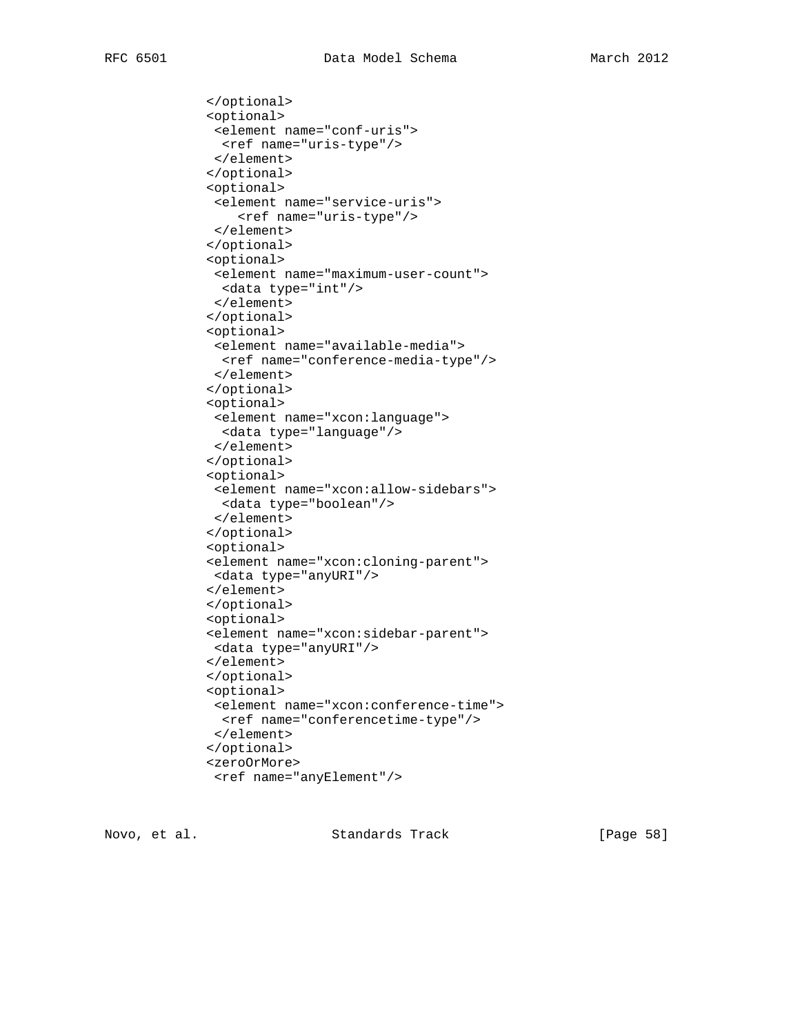```
          </optional>
          <optional>
           <element name="conf-uris">
            <ref name="uris-type"/>
           </element>
          </optional>
          <optional>
           <element name="service-uris">
              <ref name="uris-type"/>
           </element>
          </optional>
          <optional>
           <element name="maximum-user-count">
            <data type="int"/>
           </element>
          </optional>
          <optional>
           <element name="available-media">
            <ref name="conference-media-type"/>
           </element>
          </optional>
          <optional>
           <element name="xcon:language">
            <data type="language"/>
           </element>
          </optional>
          <optional>
           <element name="xcon:allow-sidebars">
            <data type="boolean"/>
           </element>
          </optional>
          <optional>
          <element name="xcon:cloning-parent">
           <data type="anyURI"/>
          </element>
          </optional>
          <optional>
          <element name="xcon:sidebar-parent">
           <data type="anyURI"/>
          </element>
          </optional>
          <optional>
           <element name="xcon:conference-time">
            <ref name="conferencetime-type"/>
           </element>
          </optional>
          <zeroOrMore>
           <ref name="anyElement"/>
```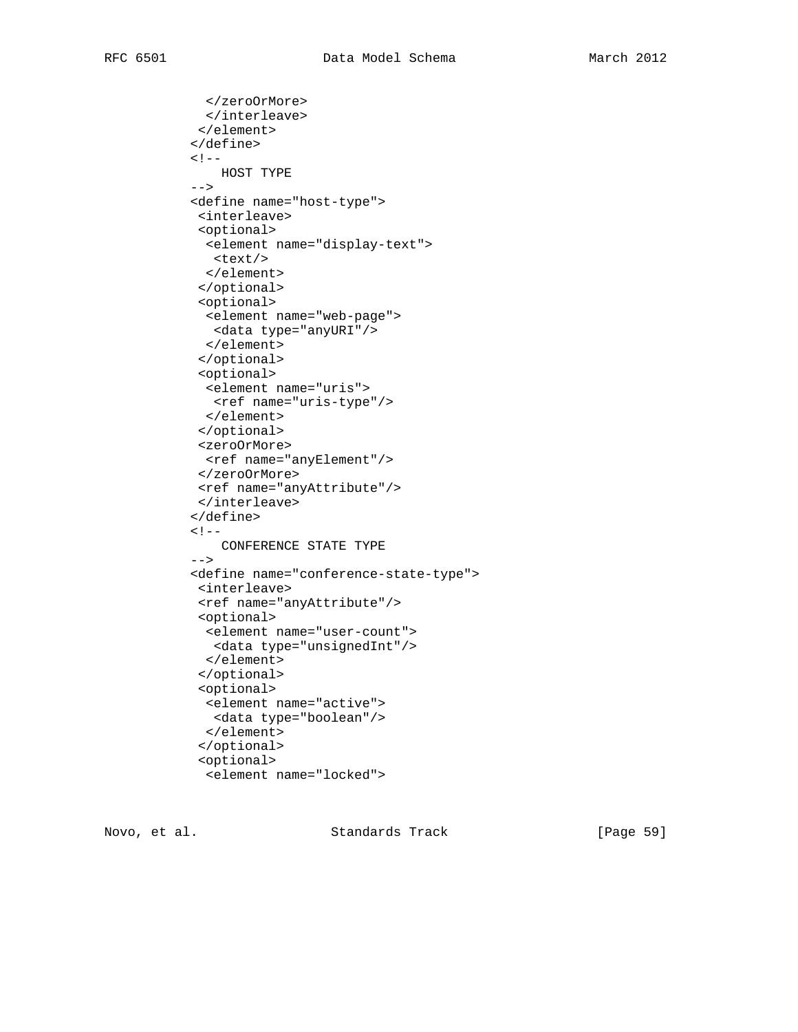```
            </zeroOrMore>
            </interleave>
           </element>
          </define>
          <!--
              HOST TYPE
          -->
          <define name="host-type">
           <interleave>
           <optional>
            <element name="display-text">
             <text/>
            </element>
           </optional>
           <optional>
            <element name="web-page">
             <data type="anyURI"/>
            </element>
           </optional>
           <optional>
            <element name="uris">
             <ref name="uris-type"/>
            </element>
           </optional>
           <zeroOrMore>
            <ref name="anyElement"/>
           </zeroOrMore>
           <ref name="anyAttribute"/>
           </interleave>
          </define>
          <!--
              CONFERENCE STATE TYPE
          -->
          <define name="conference-state-type">
           <interleave>
           <ref name="anyAttribute"/>
           <optional>
            <element name="user-count">
             <data type="unsignedInt"/>
            </element>
           </optional>
           <optional>
            <element name="active">
             <data type="boolean"/>
            </element>
           </optional>
           <optional>
            <element name="locked">
```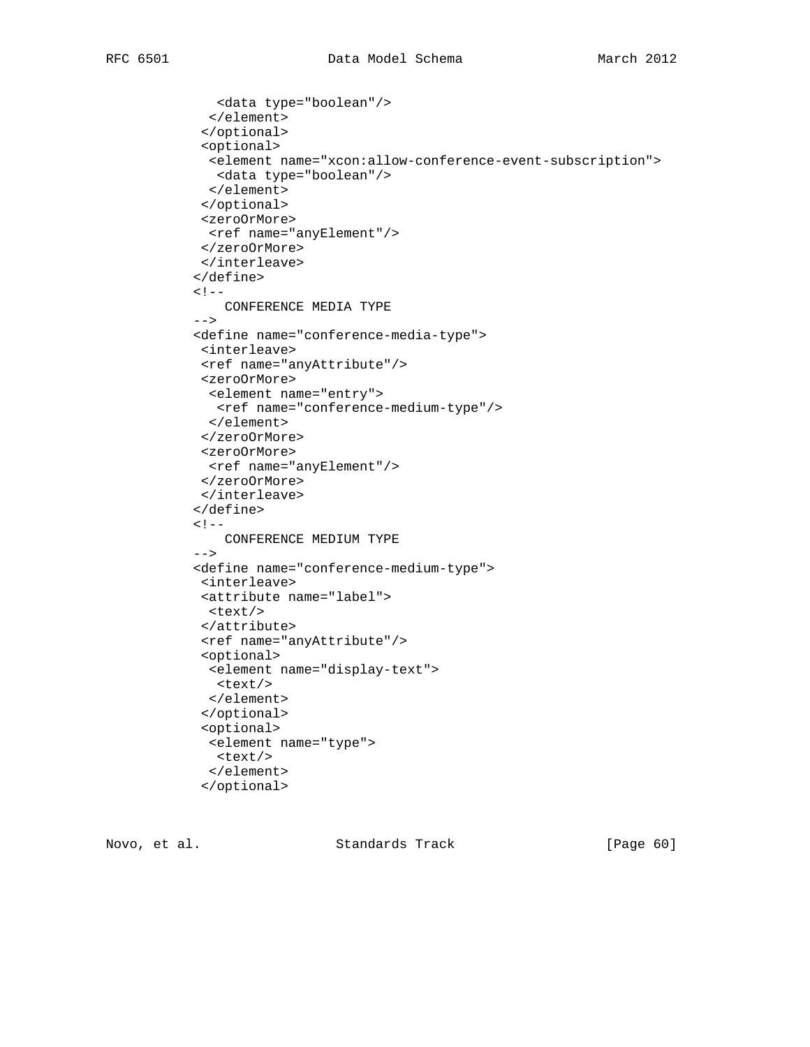```
             <data type="boolean"/>
            </element>
           </optional>
           <optional>
            <element name="xcon:allow-conference-event-subscription">
             <data type="boolean"/>
            </element>
           </optional>
           <zeroOrMore>
            <ref name="anyElement"/>
           </zeroOrMore>
           </interleave>
          </define>
          <!--
              CONFERENCE MEDIA TYPE
          -->
          <define name="conference-media-type">
           <interleave>
           <ref name="anyAttribute"/>
           <zeroOrMore>
            <element name="entry">
             <ref name="conference-medium-type"/>
            </element>
           </zeroOrMore>
           <zeroOrMore>
            <ref name="anyElement"/>
           </zeroOrMore>
           </interleave>
          </define>
          <!--
              CONFERENCE MEDIUM TYPE
          -->
          <define name="conference-medium-type">
           <interleave>
           <attribute name="label">
            <text/>
           </attribute>
           <ref name="anyAttribute"/>
           <optional>
            <element name="display-text">
             <text/>
            </element>
           </optional>
           <optional>
            <element name="type">
             <text/>
            </element>
           </optional>
```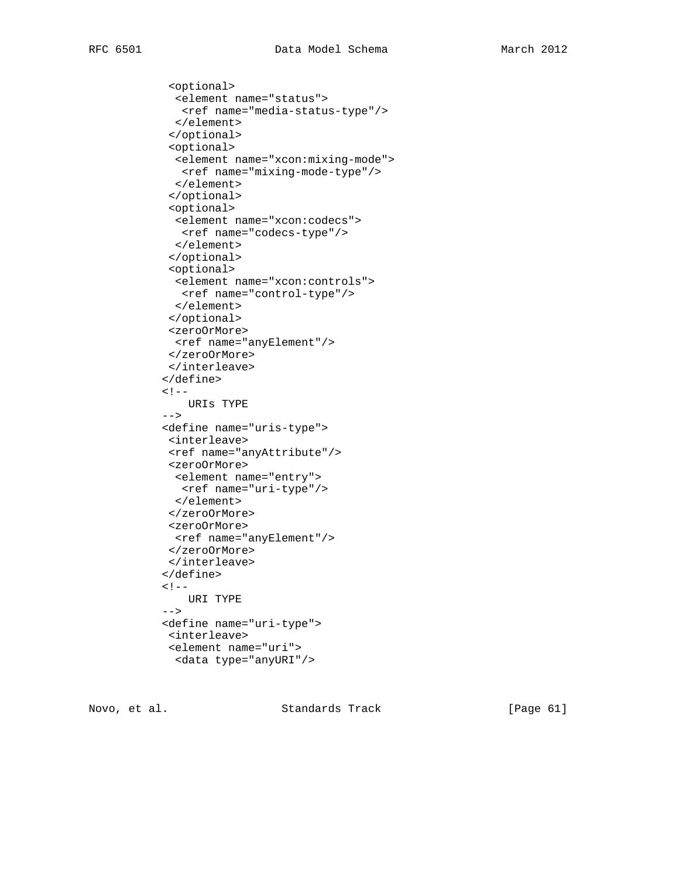```
           <optional>
            <element name="status">
             <ref name="media-status-type"/>
            </element>
           </optional>
           <optional>
            <element name="xcon:mixing-mode">
             <ref name="mixing-mode-type"/>
            </element>
           </optional>
           <optional>
            <element name="xcon:codecs">
             <ref name="codecs-type"/>
            </element>
           </optional>
           <optional>
            <element name="xcon:controls">
             <ref name="control-type"/>
            </element>
           </optional>
           <zeroOrMore>
            <ref name="anyElement"/>
           </zeroOrMore>
           </interleave>
          </define>
          <!--
              URIs TYPE
          -->
          <define name="uris-type">
           <interleave>
           <ref name="anyAttribute"/>
           <zeroOrMore>
            <element name="entry">
             <ref name="uri-type"/>
            </element>
           </zeroOrMore>
           <zeroOrMore>
            <ref name="anyElement"/>
           </zeroOrMore>
           </interleave>
          </define>
          <!--
              URI TYPE
          -->
          <define name="uri-type">
           <interleave>
           <element name="uri">
            <data type="anyURI"/>
```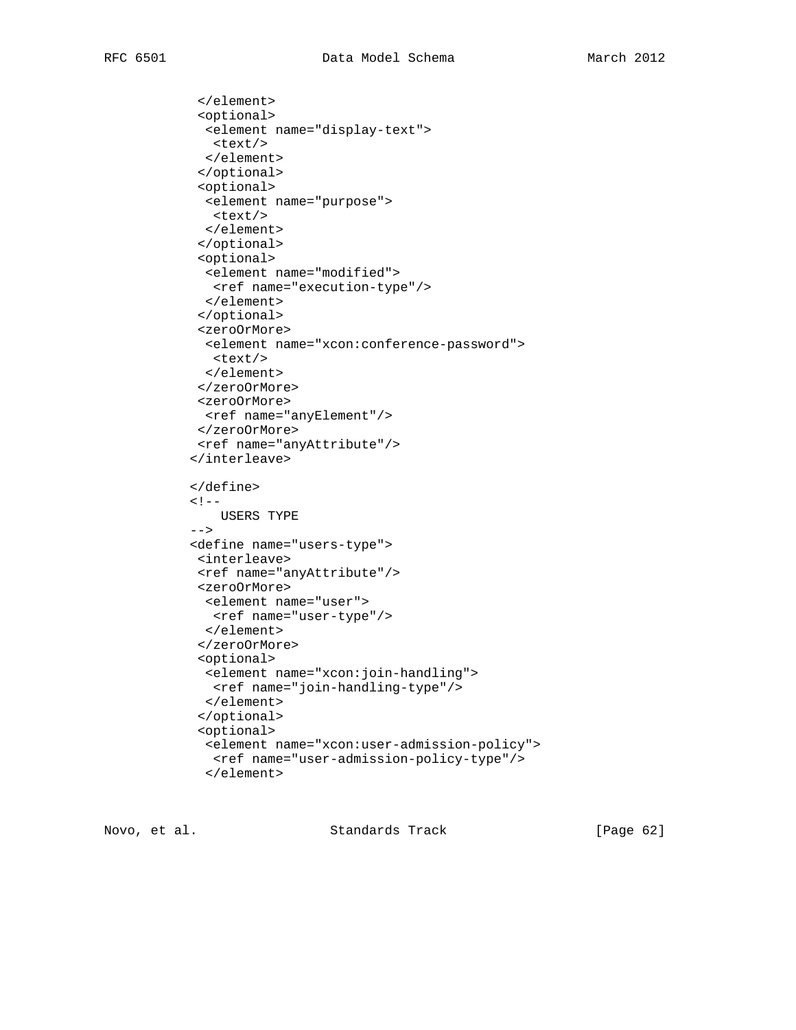```
           </element>
           <optional>
            <element name="display-text">
             <text/>
            </element>
           </optional>
           <optional>
            <element name="purpose">
             <text/>
            </element>
           </optional>
           <optional>
            <element name="modified">
             <ref name="execution-type"/>
            </element>
           </optional>
           <zeroOrMore>
            <element name="xcon:conference-password">
             <text/>
            </element>
           </zeroOrMore>
           <zeroOrMore>
            <ref name="anyElement"/>
           </zeroOrMore>
           <ref name="anyAttribute"/>
          </interleave>

         </define>
         <!--
             USERS TYPE
         -->
         <define name="users-type">
          <interleave>
           <ref name="anyAttribute"/>
           <zeroOrMore>
            <element name="user">
             <ref name="user-type"/>
            </element>
           </zeroOrMore>
           <optional>
            <element name="xcon:join-handling">
             <ref name="join-handling-type"/>
            </element>
           </optional>
           <optional>
            <element name="xcon:user-admission-policy">
             <ref name="user-admission-policy-type"/>
            </element>
```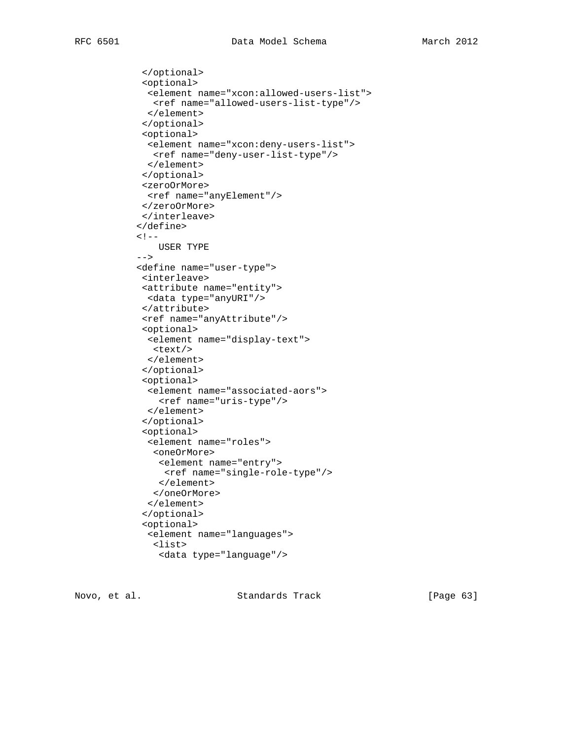```
          </optional>
          <optional>
           <element name="xcon:allowed-users-list">
            <ref name="allowed-users-list-type"/>
           </element>
          </optional>
          <optional>
           <element name="xcon:deny-users-list">
            <ref name="deny-user-list-type"/>
           </element>
          </optional>
          <zeroOrMore>
           <ref name="anyElement"/>
          </zeroOrMore>
          </interleave>
         </define>
         <!--
             USER TYPE
         -->
         <define name="user-type">
          <interleave>
          <attribute name="entity">
           <data type="anyURI"/>
          </attribute>
          <ref name="anyAttribute"/>
          <optional>
           <element name="display-text">
            <text/>
           </element>
          </optional>
          <optional>
           <element name="associated-aors">
             <ref name="uris-type"/>
           </element>
          </optional>
          <optional>
           <element name="roles">
            <oneOrMore>
             <element name="entry">
              <ref name="single-role-type"/>
             </element>
            </oneOrMore>
           </element>
          </optional>
          <optional>
           <element name="languages">
            <list>
             <data type="language"/>
```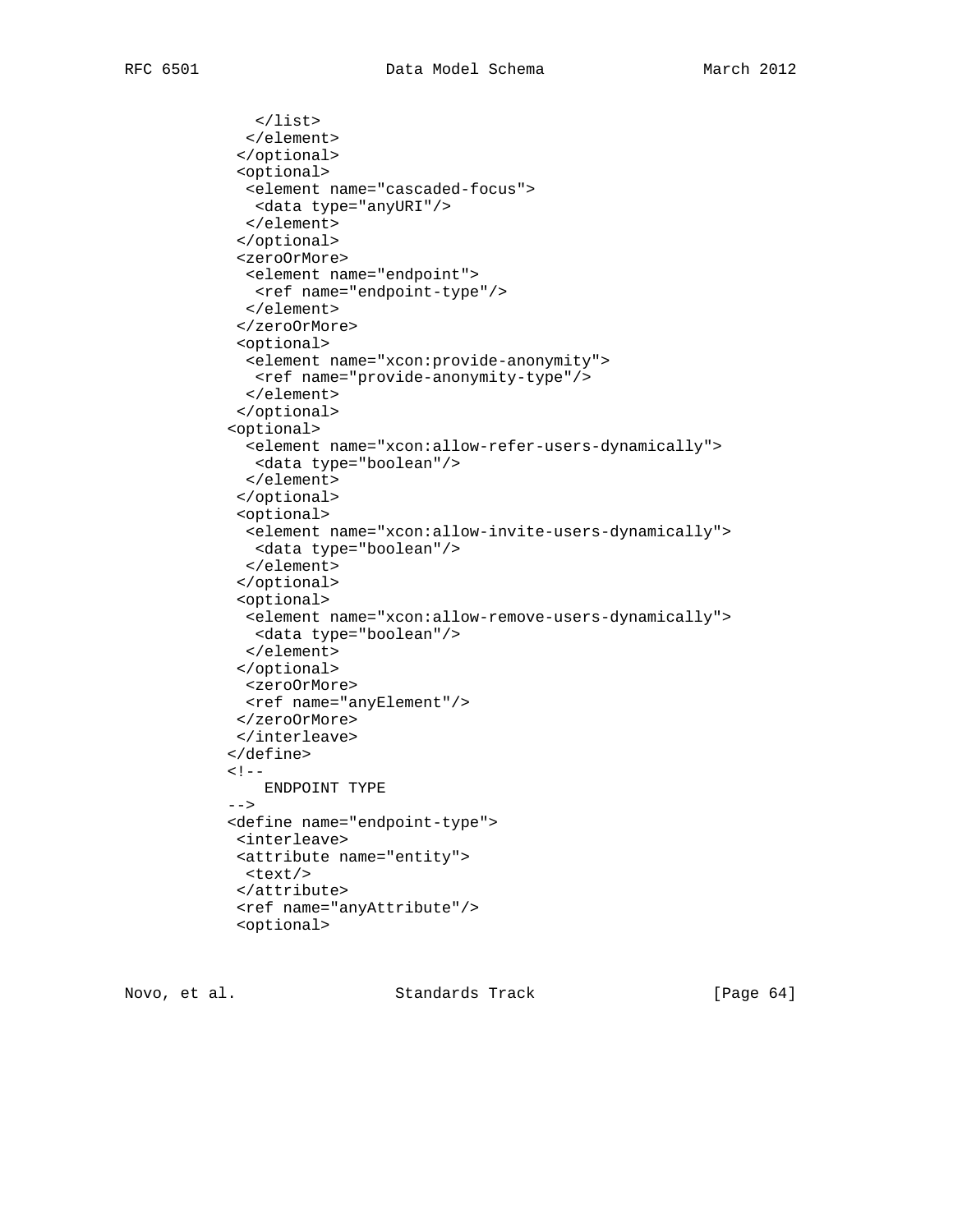```
              </list>
             </element>
            </optional>
            <optional>
             <element name="cascaded-focus">
              <data type="anyURI"/>
             </element>
            </optional>
            <zeroOrMore>
             <element name="endpoint">
              <ref name="endpoint-type"/>
             </element>
            </zeroOrMore>
            <optional>
             <element name="xcon:provide-anonymity">
              <ref name="provide-anonymity-type"/>
             </element>
            </optional>
           <optional>
             <element name="xcon:allow-refer-users-dynamically">
              <data type="boolean"/>
             </element>
            </optional>
            <optional>
             <element name="xcon:allow-invite-users-dynamically">
              <data type="boolean"/>
             </element>
            </optional>
            <optional>
             <element name="xcon:allow-remove-users-dynamically">
              <data type="boolean"/>
             </element>
            </optional>
             <zeroOrMore>
             <ref name="anyElement"/>
            </zeroOrMore>
            </interleave>
           </define>
           <!--
              ENDPOINT TYPE
           -->
           <define name="endpoint-type">
            <interleave>
            <attribute name="entity">
             <text/>
            </attribute>
            <ref name="anyAttribute"/>
            <optional>
```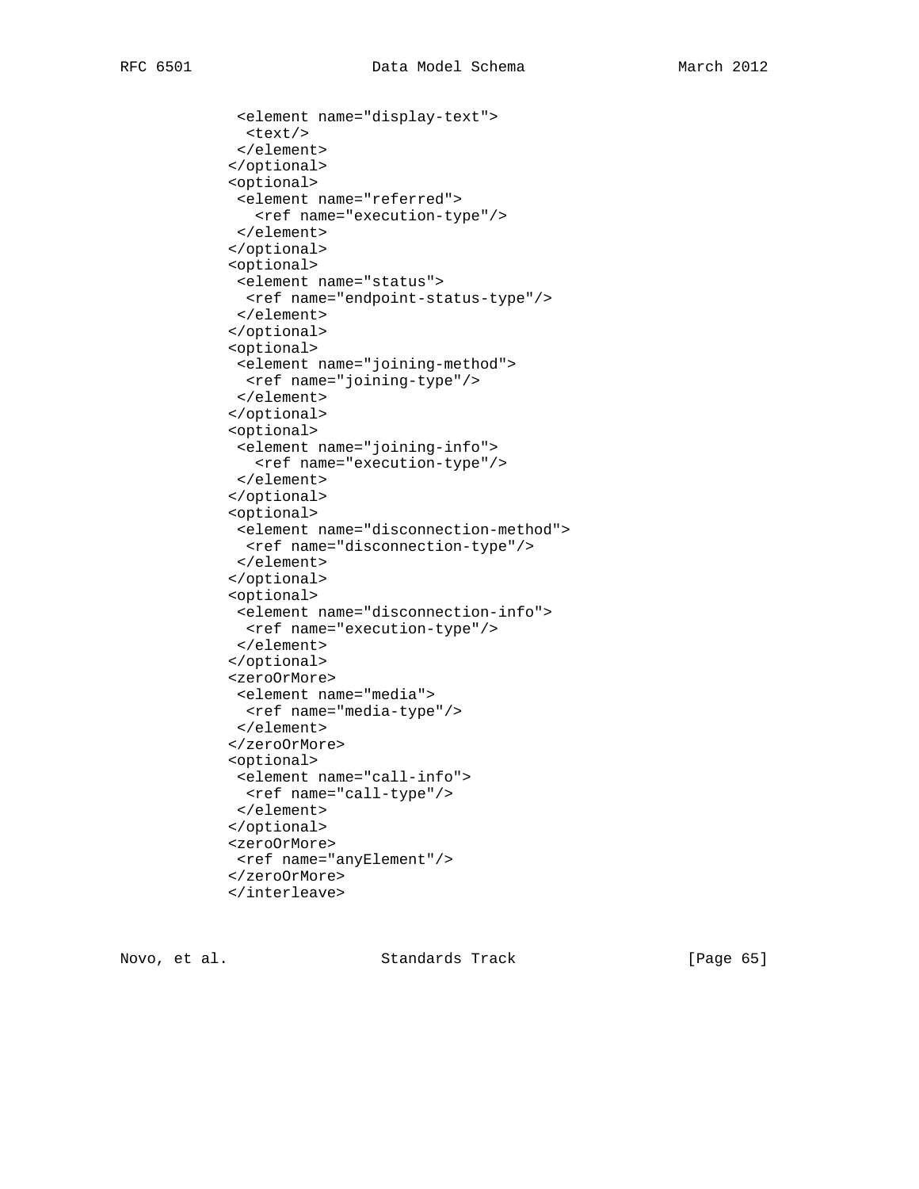```
              <element name="display-text">
               <text/>
              </element>
             </optional>
             <optional>
              <element name="referred">
                <ref name="execution-type"/>
              </element>
             </optional>
             <optional>
              <element name="status">
               <ref name="endpoint-status-type"/>
              </element>
             </optional>
             <optional>
              <element name="joining-method">
               <ref name="joining-type"/>
              </element>
             </optional>
             <optional>
              <element name="joining-info">
                <ref name="execution-type"/>
              </element>
             </optional>
             <optional>
              <element name="disconnection-method">
               <ref name="disconnection-type"/>
              </element>
             </optional>
             <optional>
              <element name="disconnection-info">
               <ref name="execution-type"/>
              </element>
             </optional>
             <zeroOrMore>
              <element name="media">
               <ref name="media-type"/>
              </element>
             </zeroOrMore>
             <optional>
              <element name="call-info">
               <ref name="call-type"/>
              </element>
             </optional>
             <zeroOrMore>
              <ref name="anyElement"/>
             </zeroOrMore>
             </interleave>
```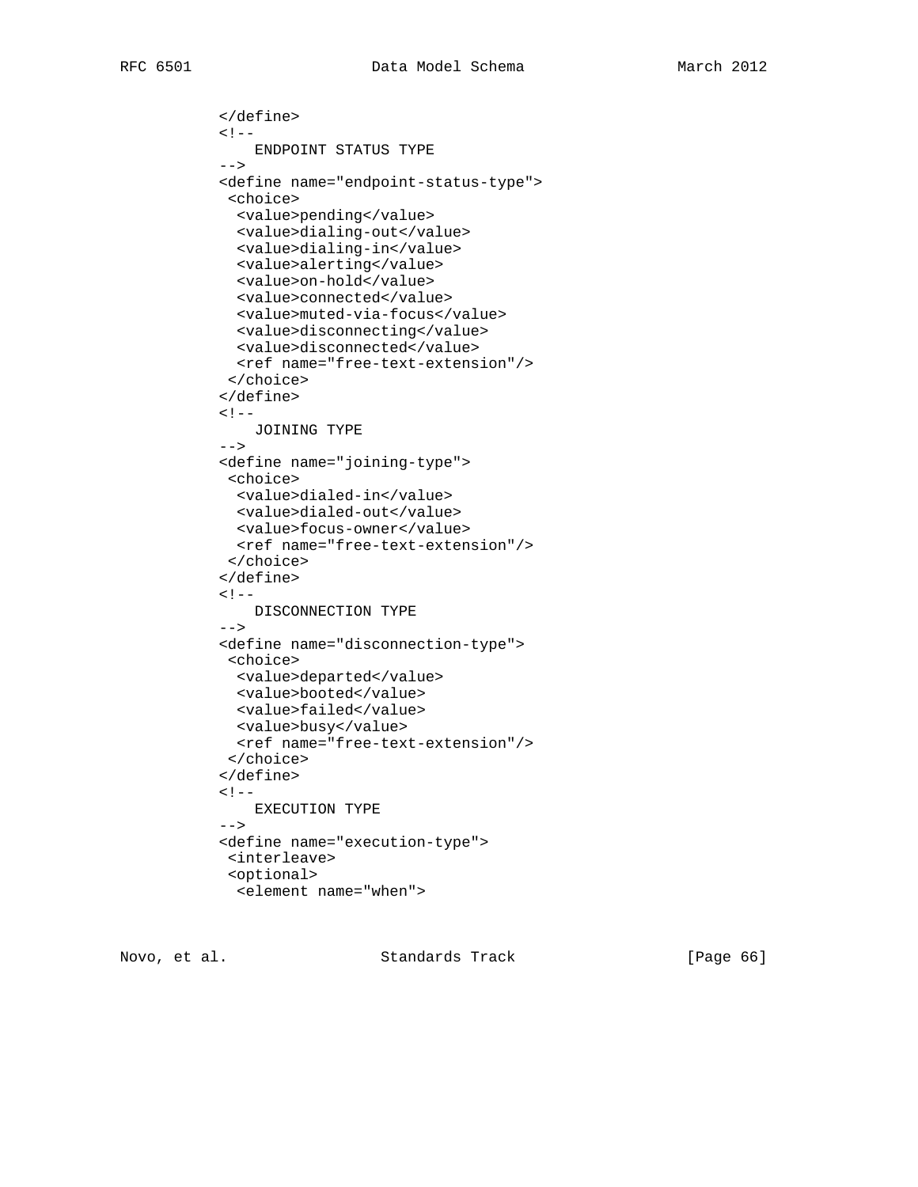```
          </define>
          <!--
              ENDPOINT STATUS TYPE
          -->
          <define name="endpoint-status-type">
           <choice>
            <value>pending</value>
            <value>dialing-out</value>
            <value>dialing-in</value>
            <value>alerting</value>
            <value>on-hold</value>
            <value>connected</value>
            <value>muted-via-focus</value>
            <value>disconnecting</value>
            <value>disconnected</value>
            <ref name="free-text-extension"/>
           </choice>
          </define>
          <!--
              JOINING TYPE
          -->
          <define name="joining-type">
           <choice>
            <value>dialed-in</value>
            <value>dialed-out</value>
            <value>focus-owner</value>
            <ref name="free-text-extension"/>
           </choice>
          </define>
          <!--
              DISCONNECTION TYPE
          -->
          <define name="disconnection-type">
           <choice>
            <value>departed</value>
            <value>booted</value>
            <value>failed</value>
            <value>busy</value>
            <ref name="free-text-extension"/>
           </choice>
          </define>
          <!--
              EXECUTION TYPE
          -->
          <define name="execution-type">
           <interleave>
           <optional>
            <element name="when">
```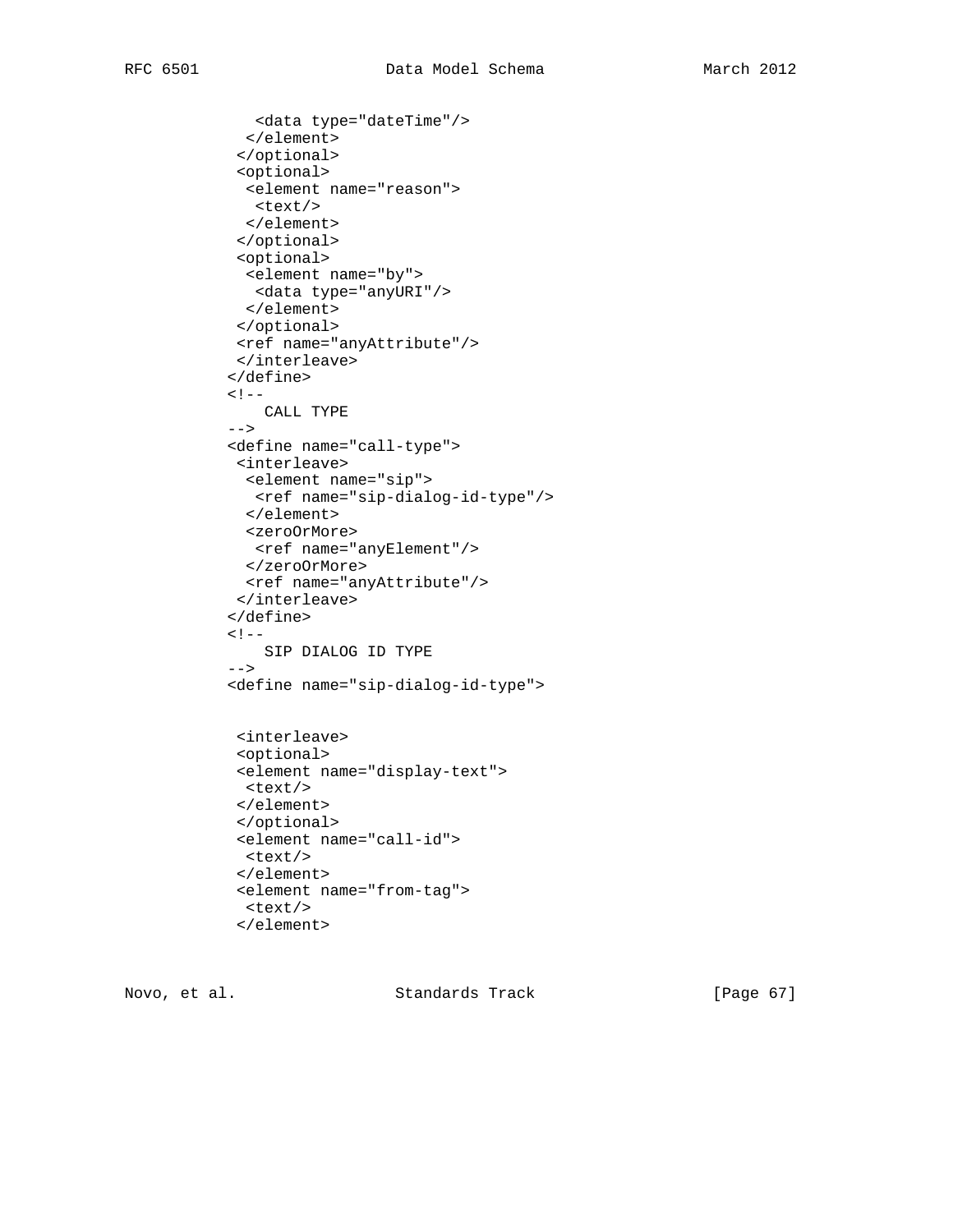```
             <data type="dateTime"/>
            </element>
           </optional>
           <optional>
            <element name="reason">
             <text/>
            </element>
           </optional>
           <optional>
            <element name="by">
             <data type="anyURI"/>
            </element>
           </optional>
           <ref name="anyAttribute"/>
           </interleave>
          </define>
          <!--
              CALL TYPE
          -->
          <define name="call-type">
           <interleave>
            <element name="sip">
             <ref name="sip-dialog-id-type"/>
            </element>
            <zeroOrMore>
             <ref name="anyElement"/>
            </zeroOrMore>
            <ref name="anyAttribute"/>
           </interleave>
          </define>
          <!--
              SIP DIALOG ID TYPE
          -->
          <define name="sip-dialog-id-type">


           <interleave>
           <optional>
           <element name="display-text">
            <text/>
           </element>
           </optional>
           <element name="call-id">
            <text/>
           </element>
           <element name="from-tag">
            <text/>
           </element>
```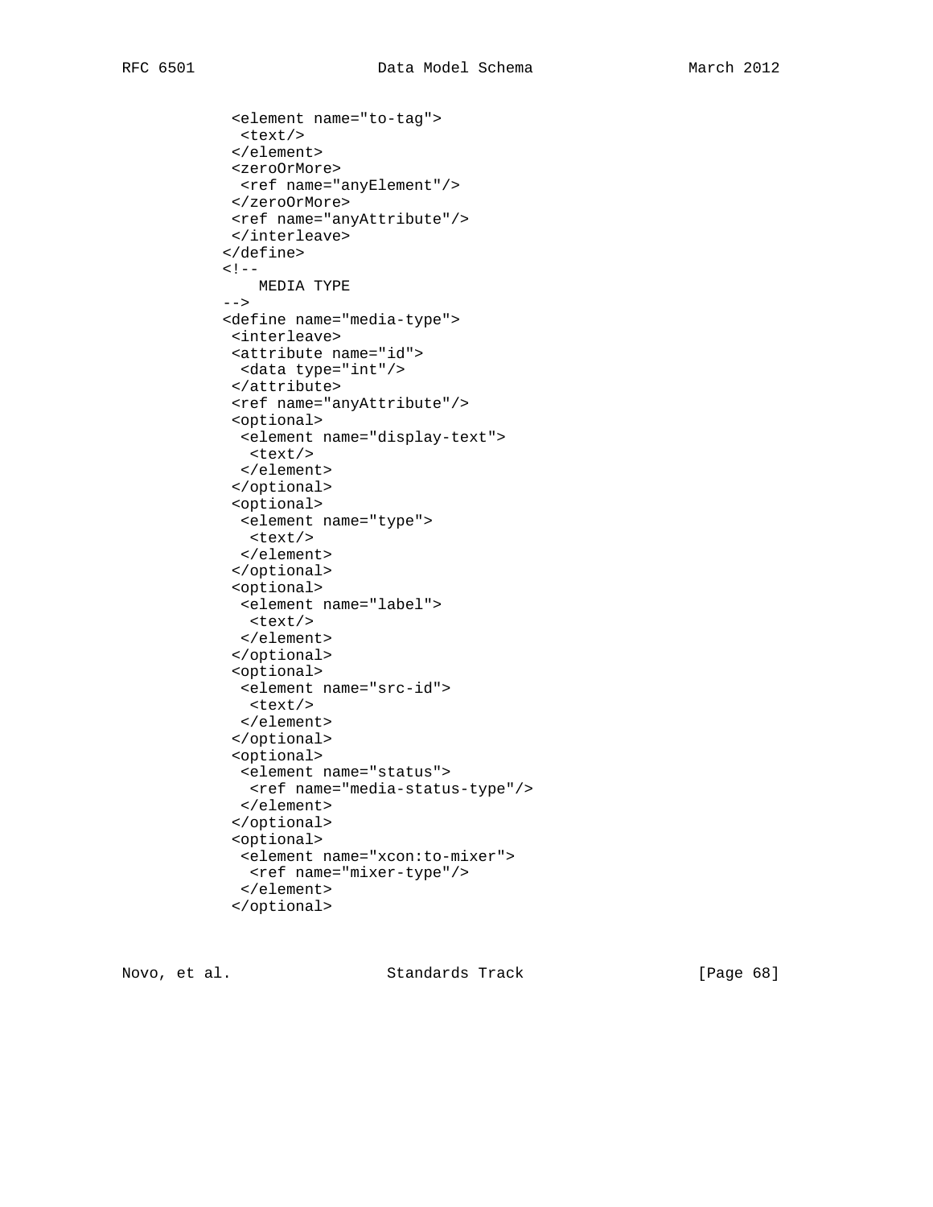```
          <element name="to-tag">
           <text/>
          </element>
          <zeroOrMore>
           <ref name="anyElement"/>
          </zeroOrMore>
          <ref name="anyAttribute"/>
          </interleave>
         </define>
         <!--
            MEDIA TYPE
         -->
         <define name="media-type">
          <interleave>
          <attribute name="id">
           <data type="int"/>
          </attribute>
          <ref name="anyAttribute"/>
          <optional>
           <element name="display-text">
            <text/>
           </element>
          </optional>
          <optional>
           <element name="type">
            <text/>
           </element>
          </optional>
          <optional>
           <element name="label">
            <text/>
           </element>
          </optional>
          <optional>
           <element name="src-id">
            <text/>
           </element>
          </optional>
          <optional>
           <element name="status">
            <ref name="media-status-type"/>
           </element>
          </optional>
          <optional>
           <element name="xcon:to-mixer">
            <ref name="mixer-type"/>
           </element>
          </optional>
```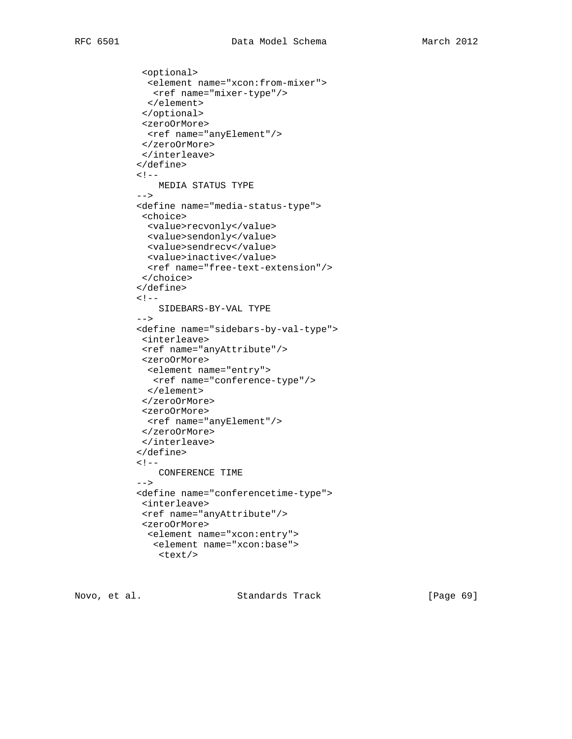```
           <optional>
            <element name="xcon:from-mixer">
             <ref name="mixer-type"/>
            </element>
           </optional>
           <zeroOrMore>
            <ref name="anyElement"/>
           </zeroOrMore>
           </interleave>
          </define>
          <!--
              MEDIA STATUS TYPE
          -->
          <define name="media-status-type">
           <choice>
            <value>recvonly</value>
            <value>sendonly</value>
            <value>sendrecv</value>
            <value>inactive</value>
            <ref name="free-text-extension"/>
           </choice>
          </define>
          <!--
              SIDEBARS-BY-VAL TYPE
          -->
          <define name="sidebars-by-val-type">
           <interleave>
           <ref name="anyAttribute"/>
           <zeroOrMore>
            <element name="entry">
             <ref name="conference-type"/>
            </element>
           </zeroOrMore>
           <zeroOrMore>
            <ref name="anyElement"/>
           </zeroOrMore>
           </interleave>
          </define>
          <!--
              CONFERENCE TIME
          -->
          <define name="conferencetime-type">
           <interleave>
           <ref name="anyAttribute"/>
           <zeroOrMore>
            <element name="xcon:entry">
             <element name="xcon:base">
              <text/>
```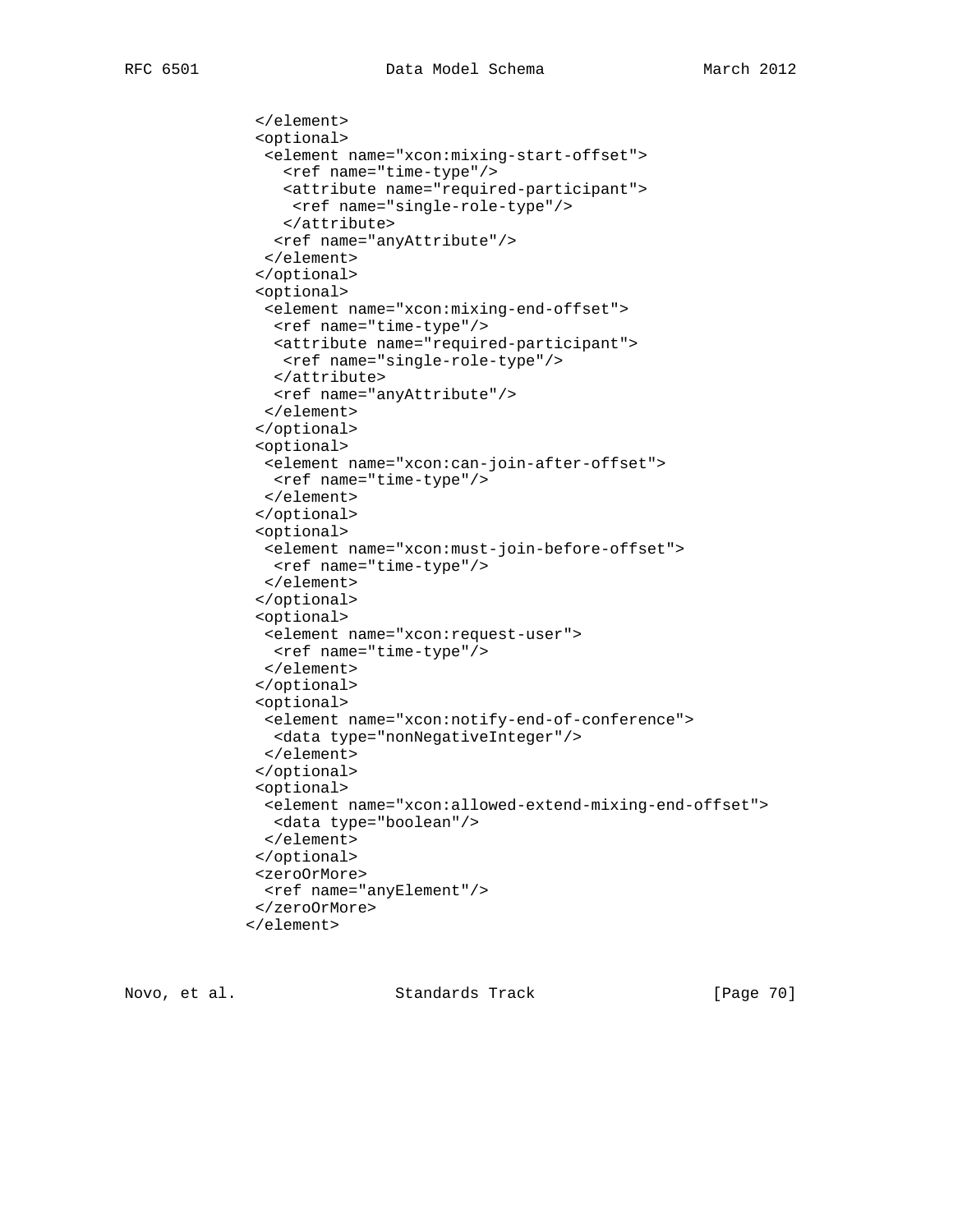```
              </element>
              <optional>
               <element name="xcon:mixing-start-offset">
                 <ref name="time-type"/>
                 <attribute name="required-participant">
                  <ref name="single-role-type"/>
                 </attribute>
                <ref name="anyAttribute"/>
               </element>
              </optional>
              <optional>
               <element name="xcon:mixing-end-offset">
                <ref name="time-type"/>
                <attribute name="required-participant">
                 <ref name="single-role-type"/>
                </attribute>
                <ref name="anyAttribute"/>
               </element>
              </optional>
              <optional>
               <element name="xcon:can-join-after-offset">
                <ref name="time-type"/>
               </element>
              </optional>
              <optional>
               <element name="xcon:must-join-before-offset">
                <ref name="time-type"/>
               </element>
              </optional>
              <optional>
               <element name="xcon:request-user">
                <ref name="time-type"/>
               </element>
              </optional>
              <optional>
               <element name="xcon:notify-end-of-conference">
                <data type="nonNegativeInteger"/>
               </element>
              </optional>
              <optional>
               <element name="xcon:allowed-extend-mixing-end-offset">
                <data type="boolean"/>
               </element>
              </optional>
              <zeroOrMore>
               <ref name="anyElement"/>
              </zeroOrMore>
             </element>
```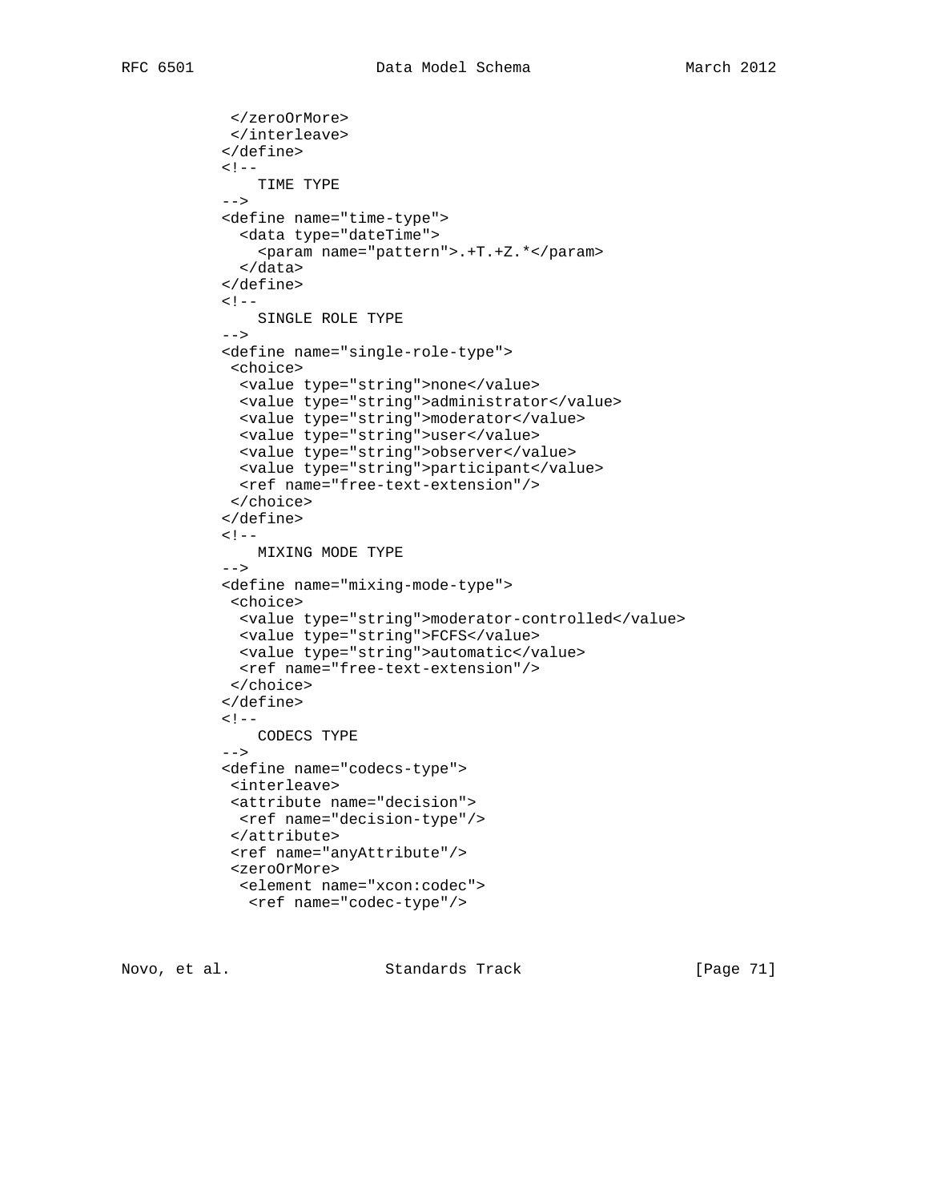```
           </zeroOrMore>
          </interleave>
         </define>
         <!--
             TIME TYPE
         -->
         <define name="time-type">
           <data type="dateTime">
             <param name="pattern">.+T.+Z.*</param>
           </data>
         </define>
         <!--
             SINGLE ROLE TYPE
         -->
         <define name="single-role-type">
          <choice>
           <value type="string">none</value>
           <value type="string">administrator</value>
           <value type="string">moderator</value>
           <value type="string">user</value>
           <value type="string">observer</value>
           <value type="string">participant</value>
           <ref name="free-text-extension"/>
          </choice>
         </define>
         <!--
             MIXING MODE TYPE
         -->
         <define name="mixing-mode-type">
          <choice>
           <value type="string">moderator-controlled</value>
           <value type="string">FCFS</value>
           <value type="string">automatic</value>
           <ref name="free-text-extension"/>
          </choice>
         </define>
         <!--
             CODECS TYPE
         -->
         <define name="codecs-type">
          <interleave>
          <attribute name="decision">
           <ref name="decision-type"/>
          </attribute>
          <ref name="anyAttribute"/>
          <zeroOrMore>
           <element name="xcon:codec">
            <ref name="codec-type"/>
```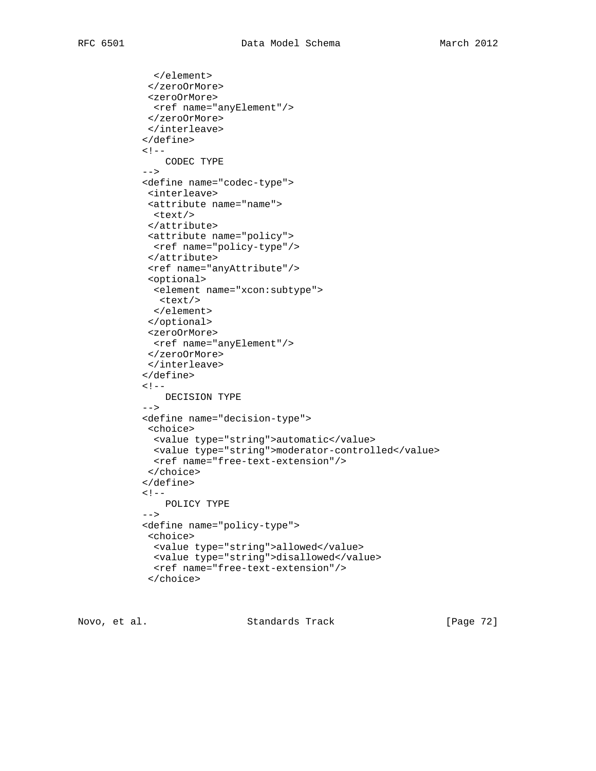```
              </element>
             </zeroOrMore>
             <zeroOrMore>
              <ref name="anyElement"/>
             </zeroOrMore>
             </interleave>
            </define>
            <!--
               CODEC TYPE
            -->
            <define name="codec-type">
             <interleave>
             <attribute name="name">
              <text/>
             </attribute>
             <attribute name="policy">
              <ref name="policy-type"/>
             </attribute>
             <ref name="anyAttribute"/>
             <optional>
              <element name="xcon:subtype">
               <text/>
              </element>
             </optional>
             <zeroOrMore>
              <ref name="anyElement"/>
             </zeroOrMore>
             </interleave>
            </define>
            <!--
               DECISION TYPE
            -->
            <define name="decision-type">
             <choice>
              <value type="string">automatic</value>
              <value type="string">moderator-controlled</value>
              <ref name="free-text-extension"/>
             </choice>
            </define>
            <!--
               POLICY TYPE
            -->
            <define name="policy-type">
             <choice>
              <value type="string">allowed</value>
              <value type="string">disallowed</value>
              <ref name="free-text-extension"/>
             </choice>
```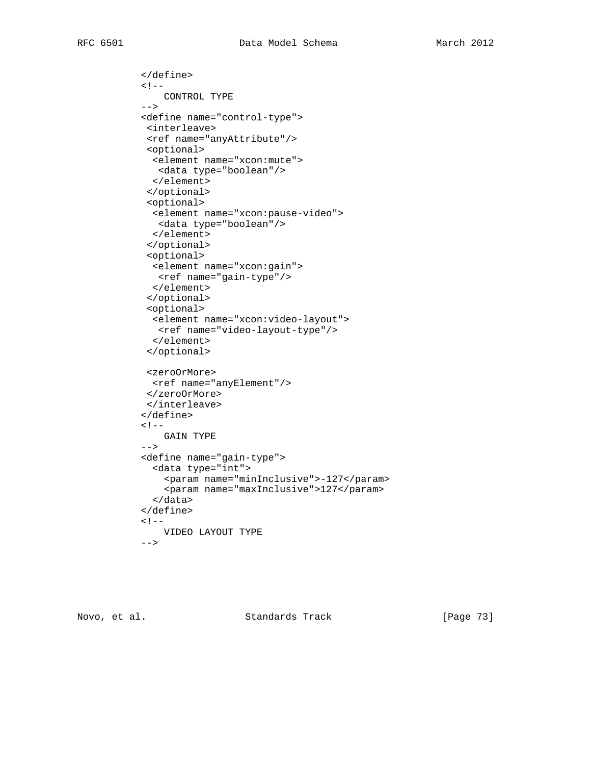```
        </define>
        <!--
            CONTROL TYPE
        -->
        <define name="control-type">
         <interleave>
         <ref name="anyAttribute"/>
         <optional>
          <element name="xcon:mute">
           <data type="boolean"/>
          </element>
         </optional>
         <optional>
          <element name="xcon:pause-video">
           <data type="boolean"/>
          </element>
         </optional>
         <optional>
          <element name="xcon:gain">
           <ref name="gain-type"/>
          </element>
         </optional>
         <optional>
          <element name="xcon:video-layout">
           <ref name="video-layout-type"/>
          </element>
         </optional>

         <zeroOrMore>
          <ref name="anyElement"/>
         </zeroOrMore>
         </interleave>
        </define>
        <!--
            GAIN TYPE
        -->
        <define name="gain-type">
          <data type="int">
            <param name="minInclusive">-127</param>
            <param name="maxInclusive">127</param>
          </data>
        </define>
        <!--
            VIDEO LAYOUT TYPE
        -->
```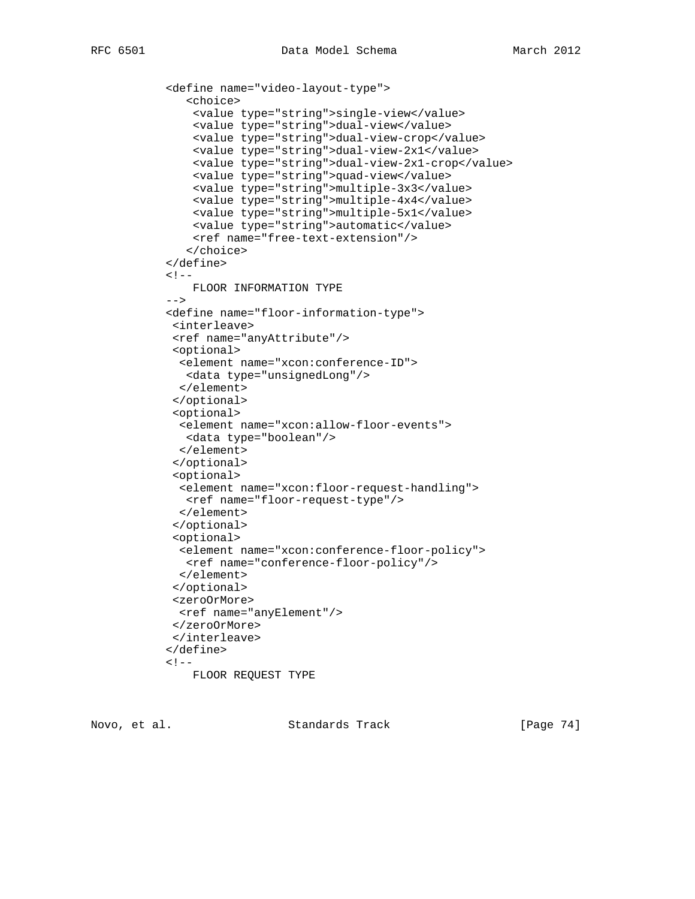```
          <define name="video-layout-type">
             <choice>
              <value type="string">single-view</value>
              <value type="string">dual-view</value>
              <value type="string">dual-view-crop</value>
              <value type="string">dual-view-2x1</value>
              <value type="string">dual-view-2x1-crop</value>
              <value type="string">quad-view</value>
              <value type="string">multiple-3x3</value>
              <value type="string">multiple-4x4</value>
              <value type="string">multiple-5x1</value>
              <value type="string">automatic</value>
              <ref name="free-text-extension"/>
             </choice>
          </define>
          <!--
              FLOOR INFORMATION TYPE
          -->
          <define name="floor-information-type">
           <interleave>
           <ref name="anyAttribute"/>
           <optional>
            <element name="xcon:conference-ID">
             <data type="unsignedLong"/>
            </element>
           </optional>
           <optional>
            <element name="xcon:allow-floor-events">
             <data type="boolean"/>
            </element>
           </optional>
           <optional>
            <element name="xcon:floor-request-handling">
             <ref name="floor-request-type"/>
            </element>
           </optional>
           <optional>
            <element name="xcon:conference-floor-policy">
             <ref name="conference-floor-policy"/>
            </element>
           </optional>
           <zeroOrMore>
            <ref name="anyElement"/>
           </zeroOrMore>
           </interleave>
          </define>
          <!--
              FLOOR REQUEST TYPE
```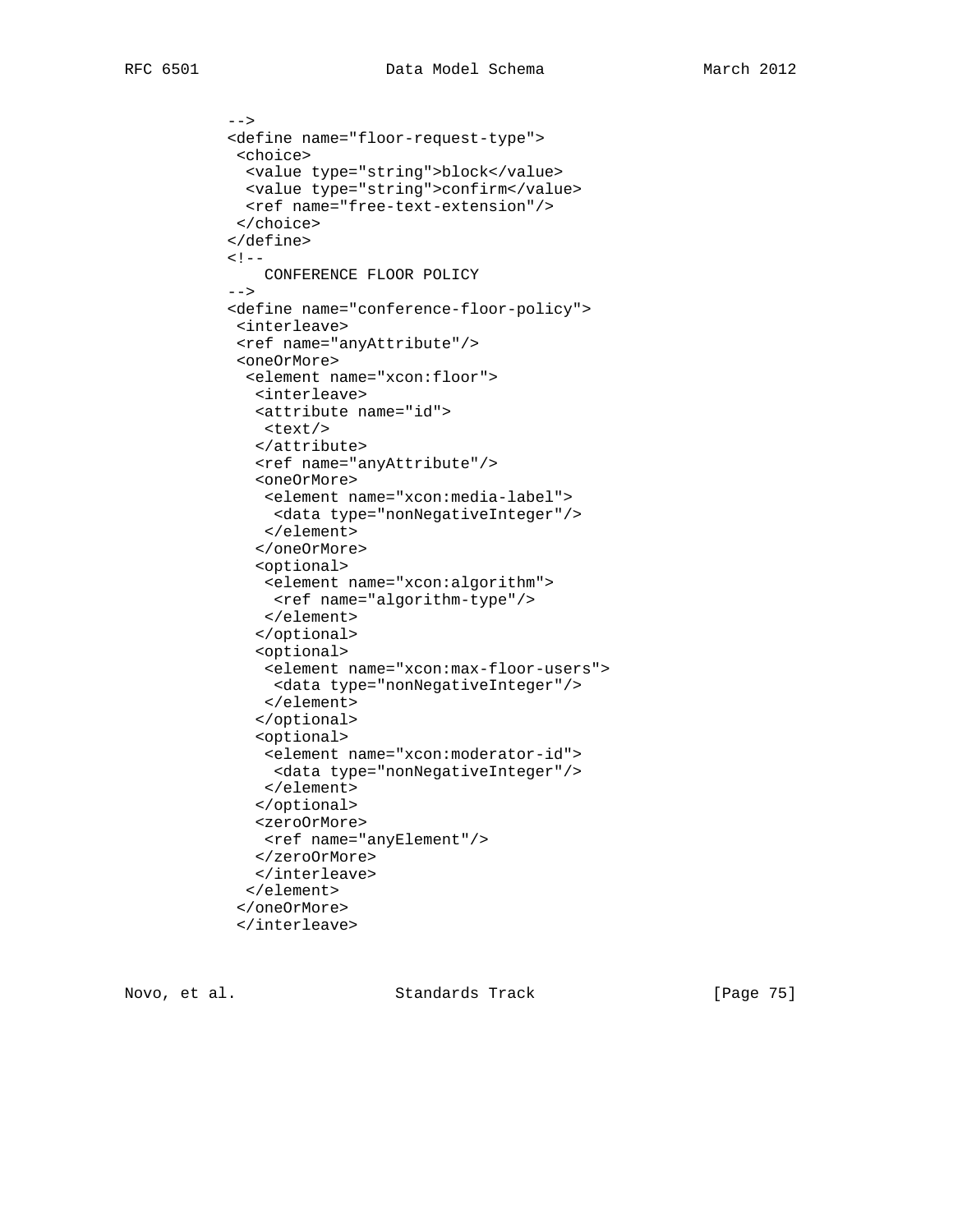```
   -->
   <define name="floor-request-type">
    <choice>
     <value type="string">block</value>
     <value type="string">confirm</value>
     <ref name="free-text-extension"/>
    </choice>
   </define>
   <!--
       CONFERENCE FLOOR POLICY
   -->
   <define name="conference-floor-policy">
    <interleave>
    <ref name="anyAttribute"/>
    <oneOrMore>
     <element name="xcon:floor">
      <interleave>
      <attribute name="id">
       <text/>
      </attribute>
      <ref name="anyAttribute"/>
      <oneOrMore>
       <element name="xcon:media-label">
        <data type="nonNegativeInteger"/>
       </element>
      </oneOrMore>
      <optional>
       <element name="xcon:algorithm">
        <ref name="algorithm-type"/>
       </element>
      </optional>
      <optional>
       <element name="xcon:max-floor-users">
        <data type="nonNegativeInteger"/>
       </element>
      </optional>
      <optional>
       <element name="xcon:moderator-id">
        <data type="nonNegativeInteger"/>
       </element>
      </optional>
      <zeroOrMore>
       <ref name="anyElement"/>
      </zeroOrMore>
      </interleave>
     </element>
    </oneOrMore>
    </interleave>
```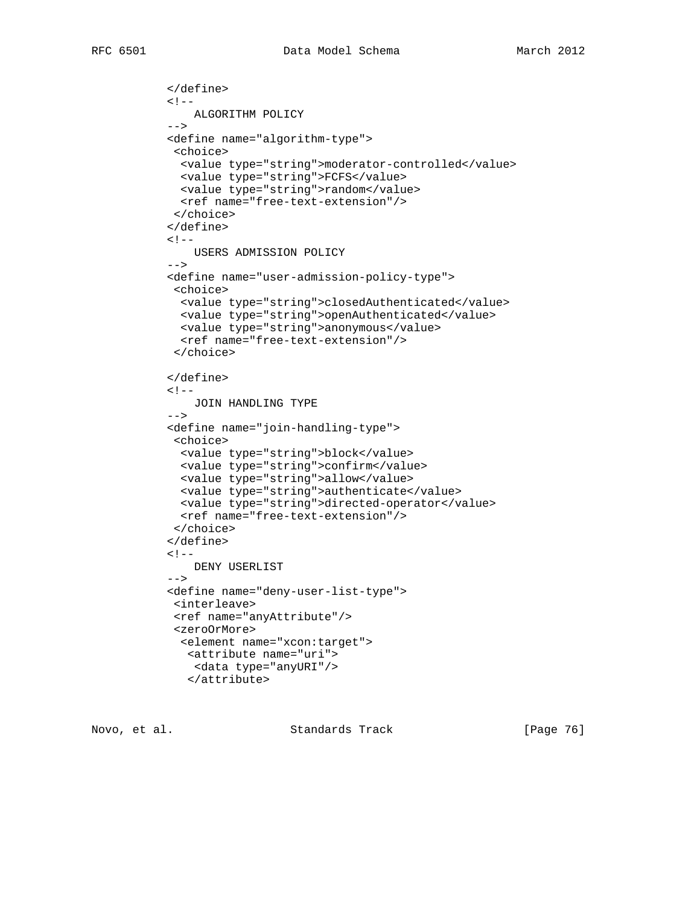```
          </define>
          <!--
              ALGORITHM POLICY
          -->
          <define name="algorithm-type">
           <choice>
            <value type="string">moderator-controlled</value>
            <value type="string">FCFS</value>
            <value type="string">random</value>
            <ref name="free-text-extension"/>
           </choice>
          </define>
          <!--
              USERS ADMISSION POLICY
          -->
          <define name="user-admission-policy-type">
           <choice>
            <value type="string">closedAuthenticated</value>
            <value type="string">openAuthenticated</value>
            <value type="string">anonymous</value>
            <ref name="free-text-extension"/>
           </choice>

          </define>
          <!--
              JOIN HANDLING TYPE
          -->
          <define name="join-handling-type">
           <choice>
            <value type="string">block</value>
            <value type="string">confirm</value>
            <value type="string">allow</value>
            <value type="string">authenticate</value>
            <value type="string">directed-operator</value>
            <ref name="free-text-extension"/>
           </choice>
          </define>
          <!--
              DENY USERLIST
          -->
          <define name="deny-user-list-type">
           <interleave>
           <ref name="anyAttribute"/>
           <zeroOrMore>
            <element name="xcon:target">
             <attribute name="uri">
              <data type="anyURI"/>
             </attribute>
```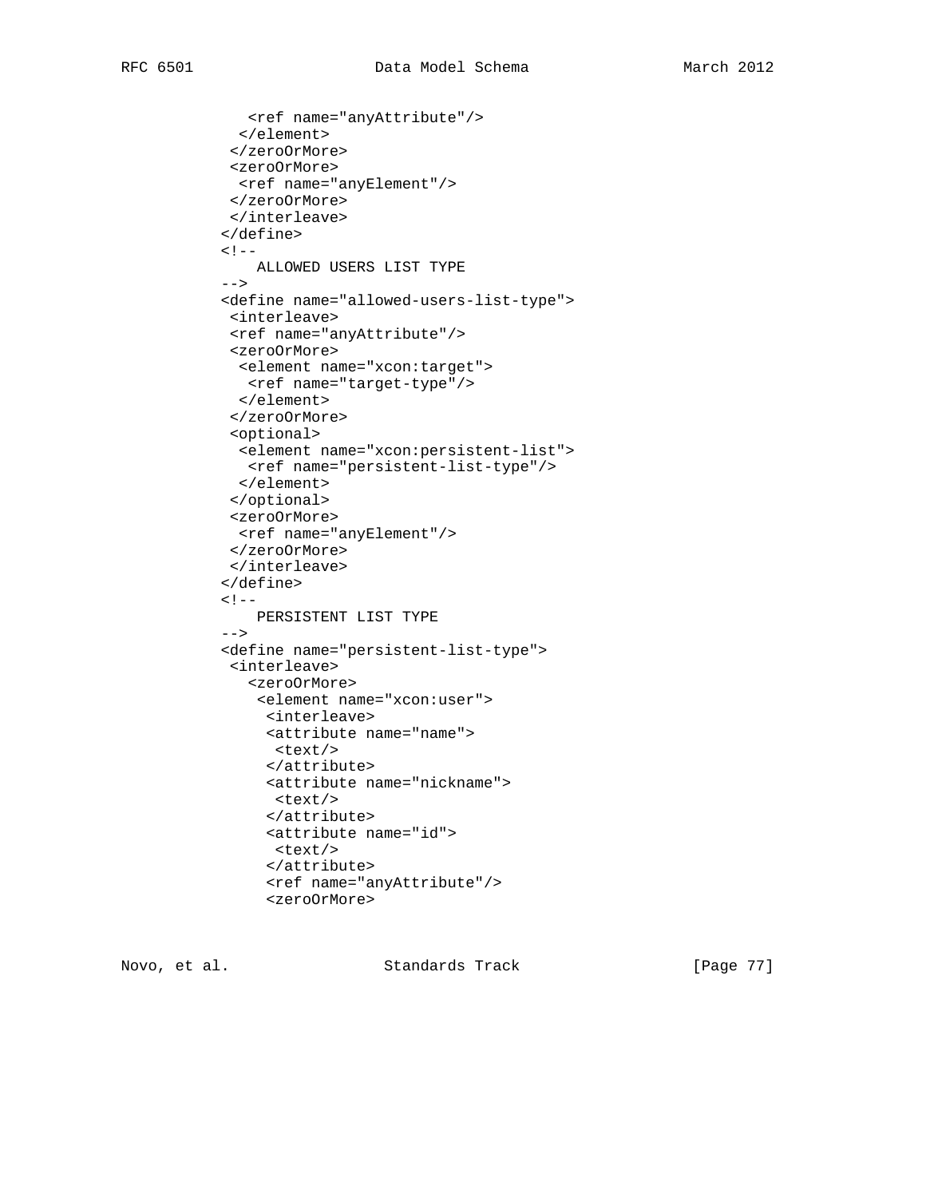```
             <ref name="anyAttribute"/>
            </element>
           </zeroOrMore>
           <zeroOrMore>
            <ref name="anyElement"/>
           </zeroOrMore>
           </interleave>
          </define>
          <!--
              ALLOWED USERS LIST TYPE
          -->
          <define name="allowed-users-list-type">
           <interleave>
           <ref name="anyAttribute"/>
           <zeroOrMore>
            <element name="xcon:target">
             <ref name="target-type"/>
            </element>
           </zeroOrMore>
           <optional>
            <element name="xcon:persistent-list">
             <ref name="persistent-list-type"/>
            </element>
           </optional>
           <zeroOrMore>
            <ref name="anyElement"/>
           </zeroOrMore>
           </interleave>
          </define>
          <!--
              PERSISTENT LIST TYPE
          -->
          <define name="persistent-list-type">
           <interleave>
             <zeroOrMore>
              <element name="xcon:user">
               <interleave>
               <attribute name="name">
                <text/>
               </attribute>
               <attribute name="nickname">
                <text/>
               </attribute>
               <attribute name="id">
                <text/>
               </attribute>
               <ref name="anyAttribute"/>
               <zeroOrMore>
```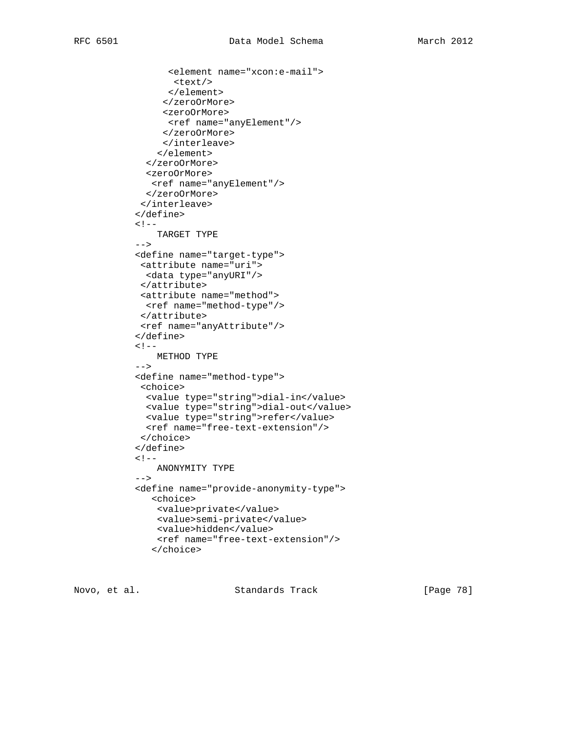```
                <element name="xcon:e-mail">
                 <text/>
                </element>
               </zeroOrMore>
               <zeroOrMore>
                <ref name="anyElement"/>
               </zeroOrMore>
               </interleave>
              </element>
           </zeroOrMore>
           <zeroOrMore>
            <ref name="anyElement"/>
           </zeroOrMore>
          </interleave>
         </define>
         <!--
             TARGET TYPE
         -->
         <define name="target-type">
          <attribute name="uri">
           <data type="anyURI"/>
          </attribute>
          <attribute name="method">
           <ref name="method-type"/>
          </attribute>
          <ref name="anyAttribute"/>
         </define>
         <!--
             METHOD TYPE
         -->
         <define name="method-type">
          <choice>
           <value type="string">dial-in</value>
           <value type="string">dial-out</value>
           <value type="string">refer</value>
           <ref name="free-text-extension"/>
          </choice>
         </define>
         <!--
             ANONYMITY TYPE
         -->
         <define name="provide-anonymity-type">
            <choice>
             <value>private</value>
             <value>semi-private</value>
             <value>hidden</value>
             <ref name="free-text-extension"/>
            </choice>
```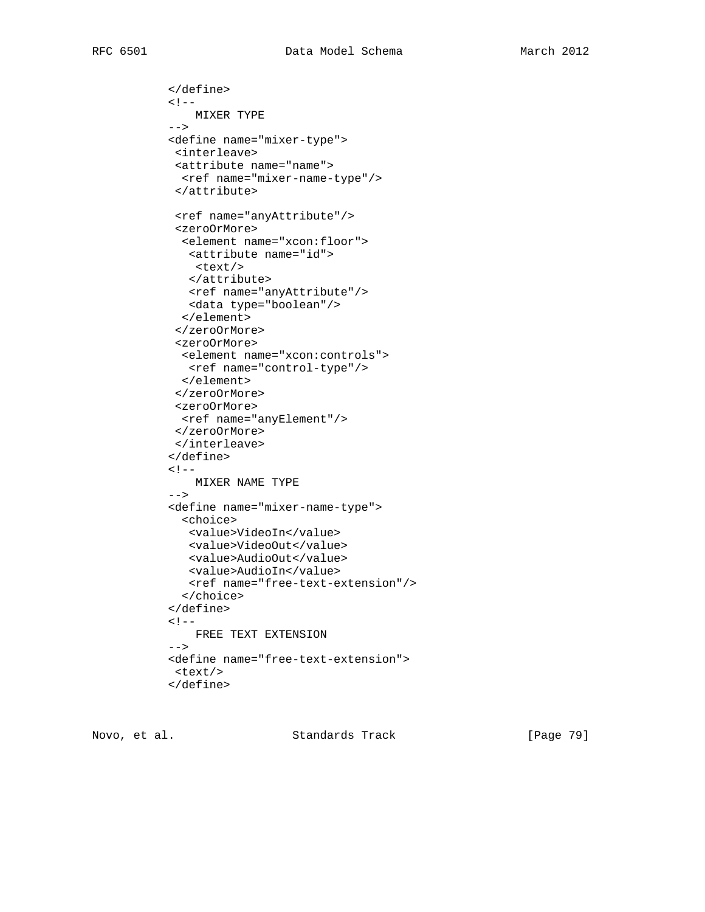```
         </define>
         <!--
             MIXER TYPE
         -->
         <define name="mixer-type">
          <interleave>
          <attribute name="name">
           <ref name="mixer-name-type"/>
          </attribute>

          <ref name="anyAttribute"/>
          <zeroOrMore>
           <element name="xcon:floor">
            <attribute name="id">
             <text/>
            </attribute>
            <ref name="anyAttribute"/>
            <data type="boolean"/>
           </element>
          </zeroOrMore>
          <zeroOrMore>
           <element name="xcon:controls">
            <ref name="control-type"/>
           </element>
          </zeroOrMore>
          <zeroOrMore>
           <ref name="anyElement"/>
          </zeroOrMore>
          </interleave>
         </define>
         <!--
             MIXER NAME TYPE
         -->
         <define name="mixer-name-type">
           <choice>
            <value>VideoIn</value>
            <value>VideoOut</value>
            <value>AudioOut</value>
            <value>AudioIn</value>
            <ref name="free-text-extension"/>
           </choice>
         </define>
         <!--
             FREE TEXT EXTENSION
         -->
         <define name="free-text-extension">
          <text/>
         </define>
```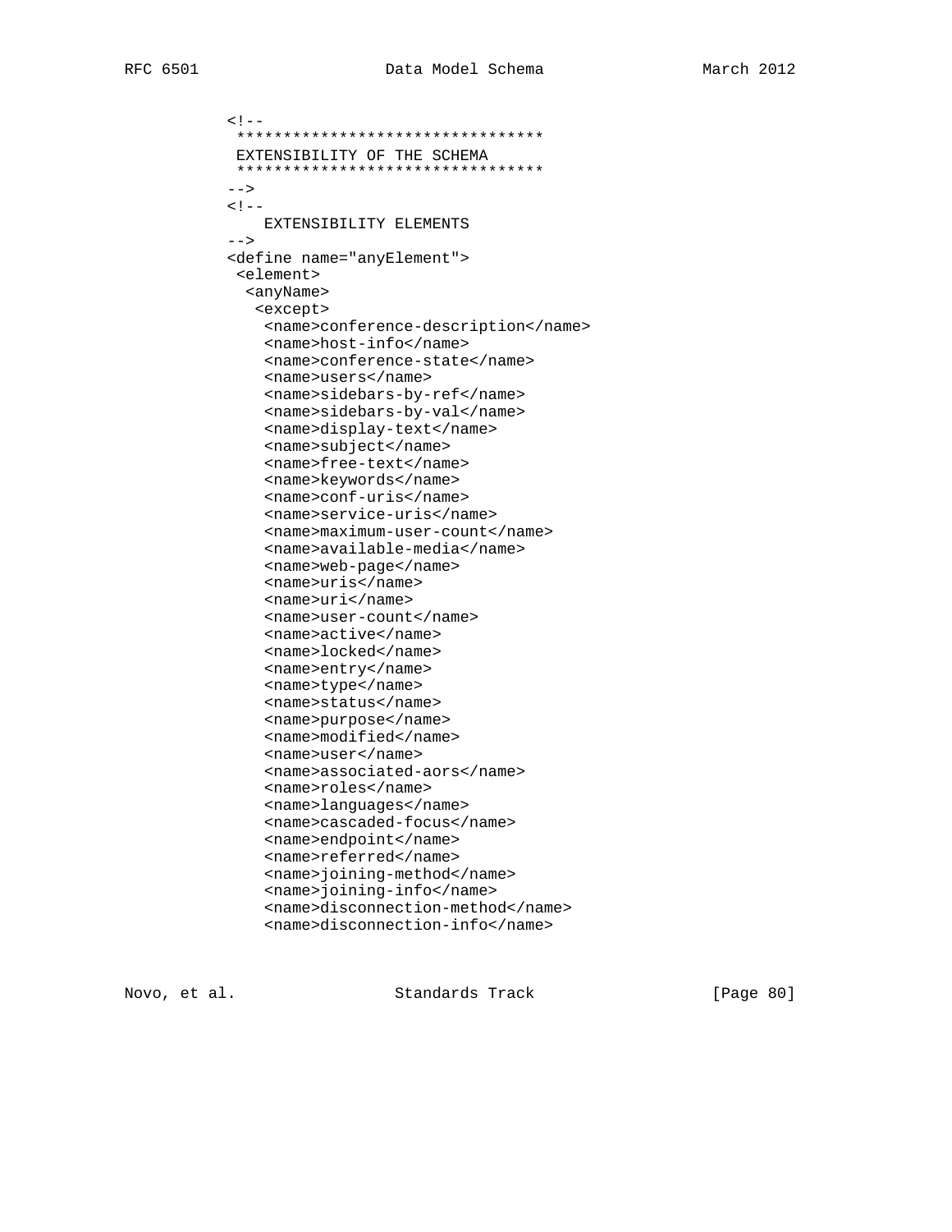```
   <!--
    *********************************
    EXTENSIBILITY OF THE SCHEMA
    *********************************
   -->
   <!--
       EXTENSIBILITY ELEMENTS
   -->
   <define name="anyElement">
    <element>
     <anyName>
      <except>
       <name>conference-description</name>
       <name>host-info</name>
       <name>conference-state</name>
       <name>users</name>
       <name>sidebars-by-ref</name>
       <name>sidebars-by-val</name>
       <name>display-text</name>
       <name>subject</name>
       <name>free-text</name>
       <name>keywords</name>
       <name>conf-uris</name>
       <name>service-uris</name>
       <name>maximum-user-count</name>
       <name>available-media</name>
       <name>web-page</name>
       <name>uris</name>
       <name>uri</name>
       <name>user-count</name>
       <name>active</name>
       <name>locked</name>
       <name>entry</name>
       <name>type</name>
       <name>status</name>
       <name>purpose</name>
       <name>modified</name>
       <name>user</name>
       <name>associated-aors</name>
       <name>roles</name>
       <name>languages</name>
       <name>cascaded-focus</name>
       <name>endpoint</name>
       <name>referred</name>
       <name>joining-method</name>
       <name>joining-info</name>
       <name>disconnection-method</name>
       <name>disconnection-info</name>
```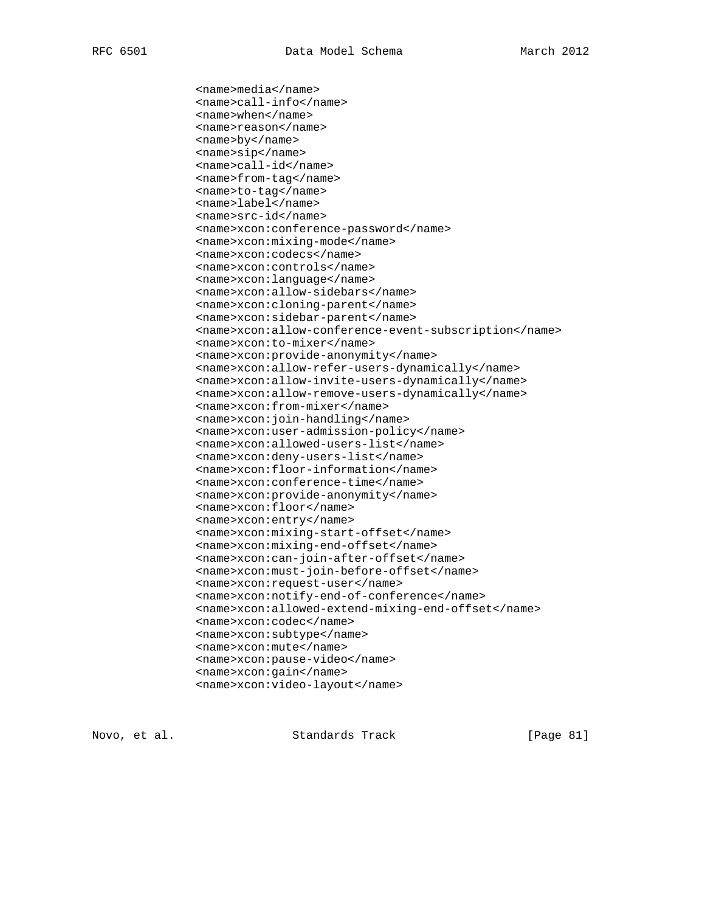```
                <name>media</name>
                <name>call-info</name>
                <name>when</name>
                <name>reason</name>
                <name>by</name>
                <name>sip</name>
                <name>call-id</name>
                <name>from-tag</name>
                <name>to-tag</name>
                <name>label</name>
                <name>src-id</name>
                <name>xcon:conference-password</name>
                <name>xcon:mixing-mode</name>
                <name>xcon:codecs</name>
                <name>xcon:controls</name>
                <name>xcon:language</name>
                <name>xcon:allow-sidebars</name>
                <name>xcon:cloning-parent</name>
                <name>xcon:sidebar-parent</name>
                <name>xcon:allow-conference-event-subscription</name>
                <name>xcon:to-mixer</name>
                <name>xcon:provide-anonymity</name>
                <name>xcon:allow-refer-users-dynamically</name>
                <name>xcon:allow-invite-users-dynamically</name>
                <name>xcon:allow-remove-users-dynamically</name>
                <name>xcon:from-mixer</name>
                <name>xcon:join-handling</name>
                <name>xcon:user-admission-policy</name>
                <name>xcon:allowed-users-list</name>
                <name>xcon:deny-users-list</name>
                <name>xcon:floor-information</name>
                <name>xcon:conference-time</name>
                <name>xcon:provide-anonymity</name>
                <name>xcon:floor</name>
                <name>xcon:entry</name>
                <name>xcon:mixing-start-offset</name>
                <name>xcon:mixing-end-offset</name>
                <name>xcon:can-join-after-offset</name>
                <name>xcon:must-join-before-offset</name>
                <name>xcon:request-user</name>
                <name>xcon:notify-end-of-conference</name>
                <name>xcon:allowed-extend-mixing-end-offset</name>
                <name>xcon:codec</name>
                <name>xcon:subtype</name>
                <name>xcon:mute</name>
                <name>xcon:pause-video</name>
                <name>xcon:gain</name>
                <name>xcon:video-layout</name>
```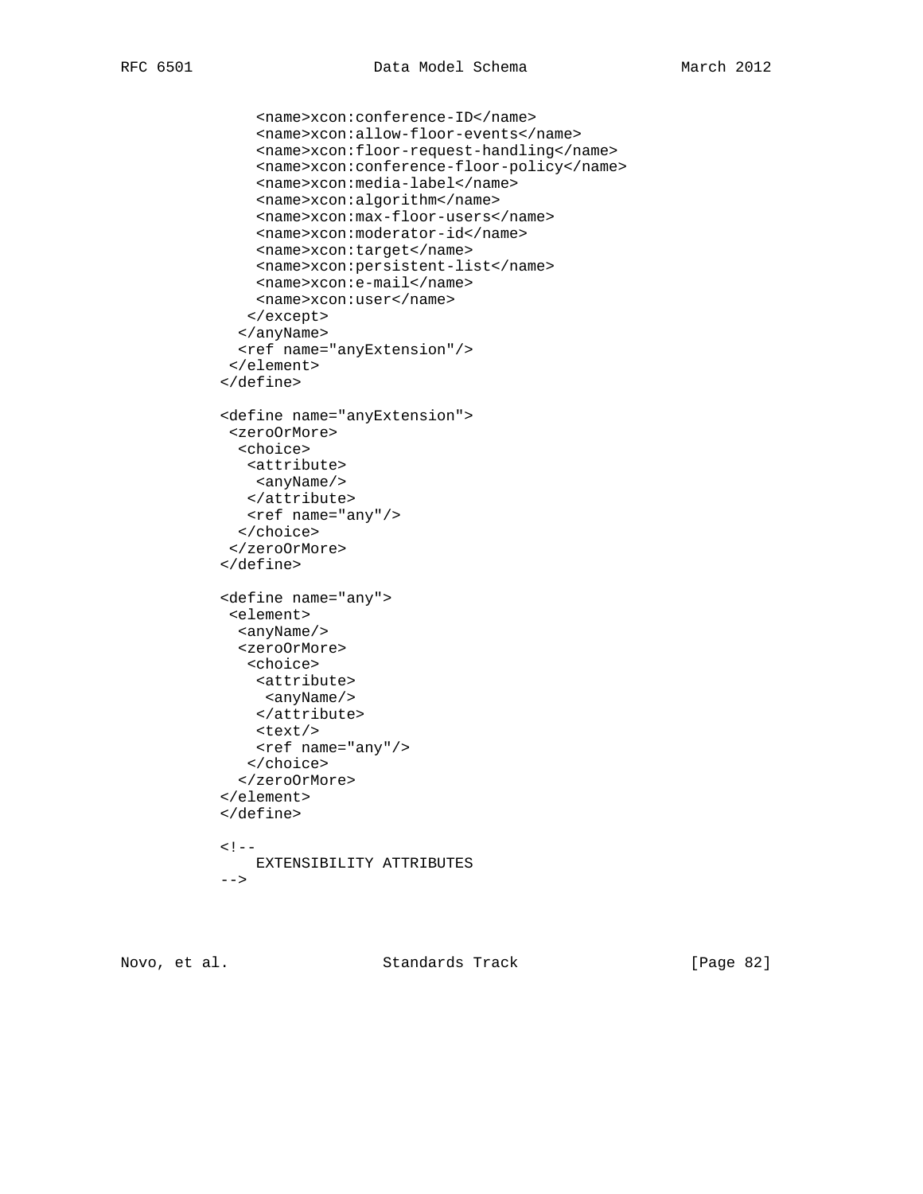```
      <name>xcon:conference-ID</name>
      <name>xcon:allow-floor-events</name>
      <name>xcon:floor-request-handling</name>
      <name>xcon:conference-floor-policy</name>
      <name>xcon:media-label</name>
      <name>xcon:algorithm</name>
      <name>xcon:max-floor-users</name>
      <name>xcon:moderator-id</name>
      <name>xcon:target</name>
      <name>xcon:persistent-list</name>
      <name>xcon:e-mail</name>
      <name>xcon:user</name>
     </except>
    </anyName>
    <ref name="anyExtension"/>
   </element>
  </define>

  <define name="anyExtension">
   <zeroOrMore>
    <choice>
     <attribute>
      <anyName/>
     </attribute>
     <ref name="any"/>
    </choice>
   </zeroOrMore>
  </define>

  <define name="any">
   <element>
    <anyName/>
    <zeroOrMore>
     <choice>
      <attribute>
       <anyName/>
      </attribute>
      <text/>
      <ref name="any"/>
     </choice>
    </zeroOrMore>
  </element>
  </define>

  <!--
      EXTENSIBILITY ATTRIBUTES
  -->
```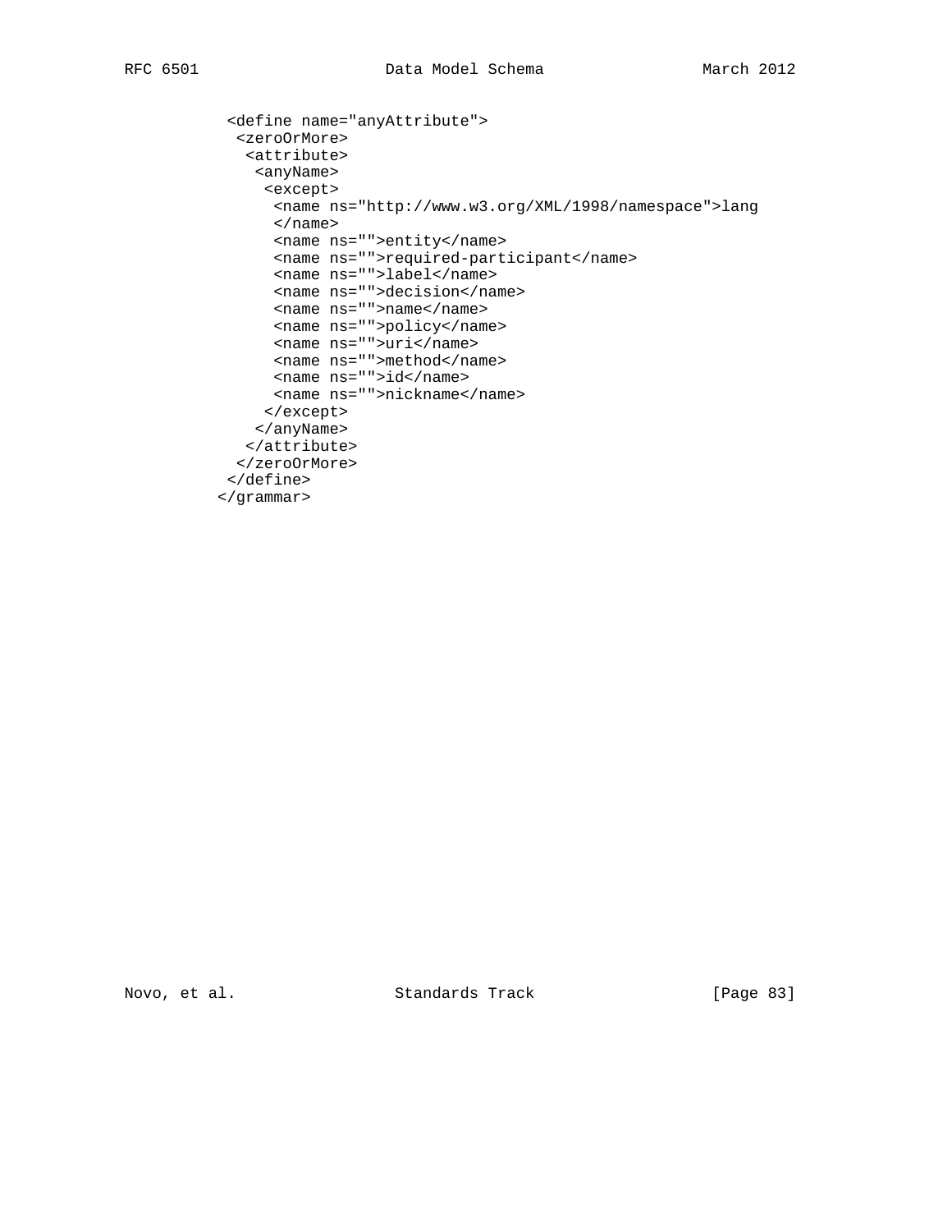```
 <define name="anyAttribute">
  <zeroOrMore>
   <attribute>
    <anyName>
     <except>
      <name ns="http://www.w3.org/XML/1998/namespace">lang
      </name>
      <name ns="">entity</name>
      <name ns="">required-participant</name>
      <name ns="">label</name>
      <name ns="">decision</name>
      <name ns="">name</name>
      <name ns="">policy</name>
      <name ns="">uri</name>
      <name ns="">method</name>
      <name ns="">id</name>
      <name ns="">nickname</name>
     </except>
    </anyName>
   </attribute>
  </zeroOrMore>
 </define>
</grammar>
```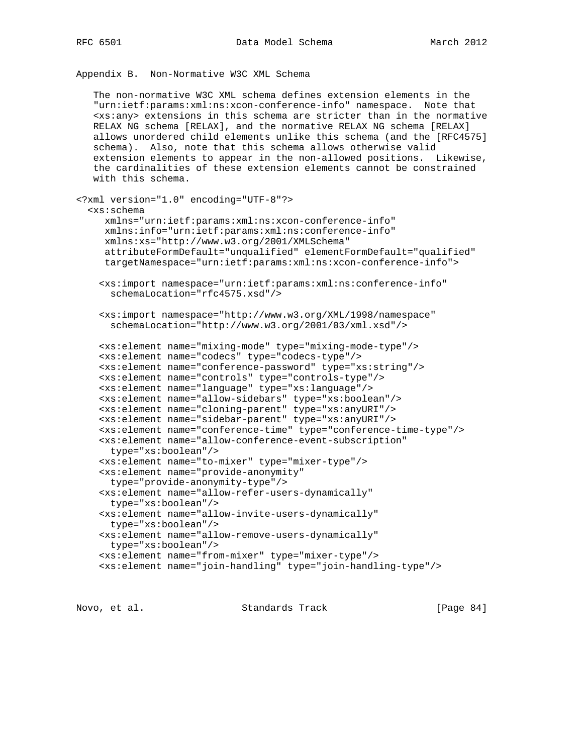## Appendix B. Non-Normative W3C XML Schema

The non-normative W3C XML schema defines extension elements in the "urn:ietf:params:xml:ns:xcon-conference-info" namespace. Note that <xs:any> extensions in this schema are stricter than in the normative RELAX NG schema [RELAX], and the normative RELAX NG schema [RELAX] allows unordered child elements unlike this schema (and the [RFC4575] schema). Also, note that this schema allows otherwise valid extension elements to appear in the non-allowed positions. Likewise, the cardinalities of these extension elements cannot be constrained with this schema.

```
<?xml version="1.0" encoding="UTF-8"?>
  <xs:schema
     xmlns="urn:ietf:params:xml:ns:xcon-conference-info"
     xmlns:info="urn:ietf:params:xml:ns:conference-info"
     xmlns:xs="http://www.w3.org/2001/XMLSchema"
     attributeFormDefault="unqualified" elementFormDefault="qualified"
     targetNamespace="urn:ietf:params:xml:ns:xcon-conference-info">

    <xs:import namespace="urn:ietf:params:xml:ns:conference-info"
      schemaLocation="rfc4575.xsd"/>

    <xs:import namespace="http://www.w3.org/XML/1998/namespace"
      schemaLocation="http://www.w3.org/2001/03/xml.xsd"/>

    <xs:element name="mixing-mode" type="mixing-mode-type"/>
    <xs:element name="codecs" type="codecs-type"/>
    <xs:element name="conference-password" type="xs:string"/>
    <xs:element name="controls" type="controls-type"/>
    <xs:element name="language" type="xs:language"/>
    <xs:element name="allow-sidebars" type="xs:boolean"/>
    <xs:element name="cloning-parent" type="xs:anyURI"/>
    <xs:element name="sidebar-parent" type="xs:anyURI"/>
    <xs:element name="conference-time" type="conference-time-type"/>
    <xs:element name="allow-conference-event-subscription"
      type="xs:boolean"/>
    <xs:element name="to-mixer" type="mixer-type"/>
    <xs:element name="provide-anonymity"
      type="provide-anonymity-type"/>
    <xs:element name="allow-refer-users-dynamically"
      type="xs:boolean"/>
    <xs:element name="allow-invite-users-dynamically"
      type="xs:boolean"/>
    <xs:element name="allow-remove-users-dynamically"
      type="xs:boolean"/>
    <xs:element name="from-mixer" type="mixer-type"/>
    <xs:element name="join-handling" type="join-handling-type"/>
```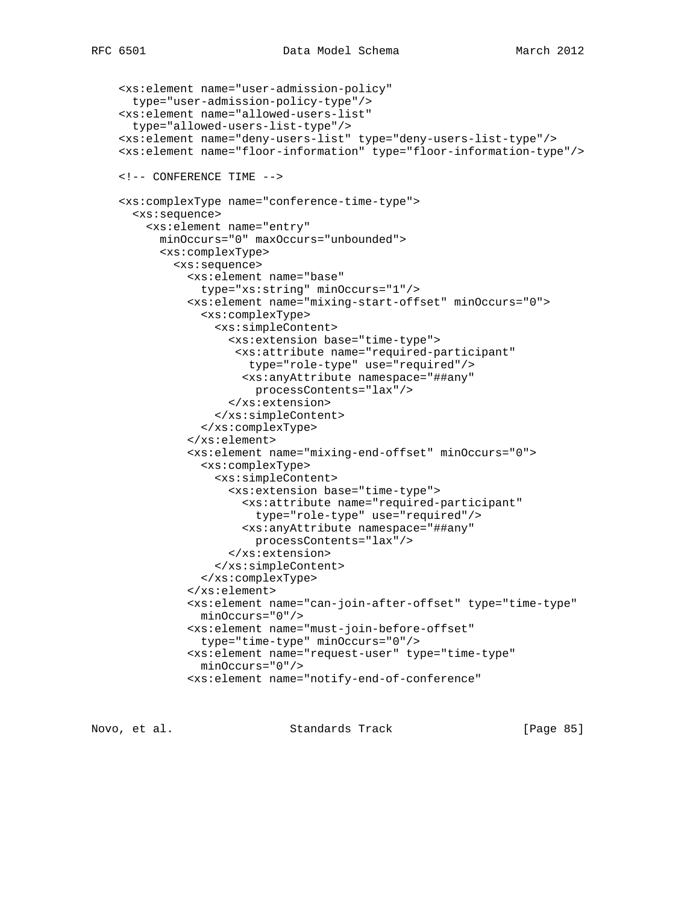```
   <xs:element name="user-admission-policy"
     type="user-admission-policy-type"/>
   <xs:element name="allowed-users-list"
     type="allowed-users-list-type"/>
   <xs:element name="deny-users-list" type="deny-users-list-type"/>
   <xs:element name="floor-information" type="floor-information-type"/>

   <!-- CONFERENCE TIME -->

   <xs:complexType name="conference-time-type">
     <xs:sequence>
       <xs:element name="entry"
         minOccurs="0" maxOccurs="unbounded">
         <xs:complexType>
           <xs:sequence>
             <xs:element name="base"
               type="xs:string" minOccurs="1"/>
             <xs:element name="mixing-start-offset" minOccurs="0">
               <xs:complexType>
                 <xs:simpleContent>
                   <xs:extension base="time-type">
                    <xs:attribute name="required-participant"
                      type="role-type" use="required"/>
                     <xs:anyAttribute namespace="##any"
                       processContents="lax"/>
                   </xs:extension>
                 </xs:simpleContent>
               </xs:complexType>
             </xs:element>
             <xs:element name="mixing-end-offset" minOccurs="0">
               <xs:complexType>
                 <xs:simpleContent>
                   <xs:extension base="time-type">
                     <xs:attribute name="required-participant"
                       type="role-type" use="required"/>
                     <xs:anyAttribute namespace="##any"
                       processContents="lax"/>
                   </xs:extension>
                 </xs:simpleContent>
               </xs:complexType>
             </xs:element>
             <xs:element name="can-join-after-offset" type="time-type"
               minOccurs="0"/>
             <xs:element name="must-join-before-offset"
               type="time-type" minOccurs="0"/>
             <xs:element name="request-user" type="time-type"
               minOccurs="0"/>
             <xs:element name="notify-end-of-conference"
```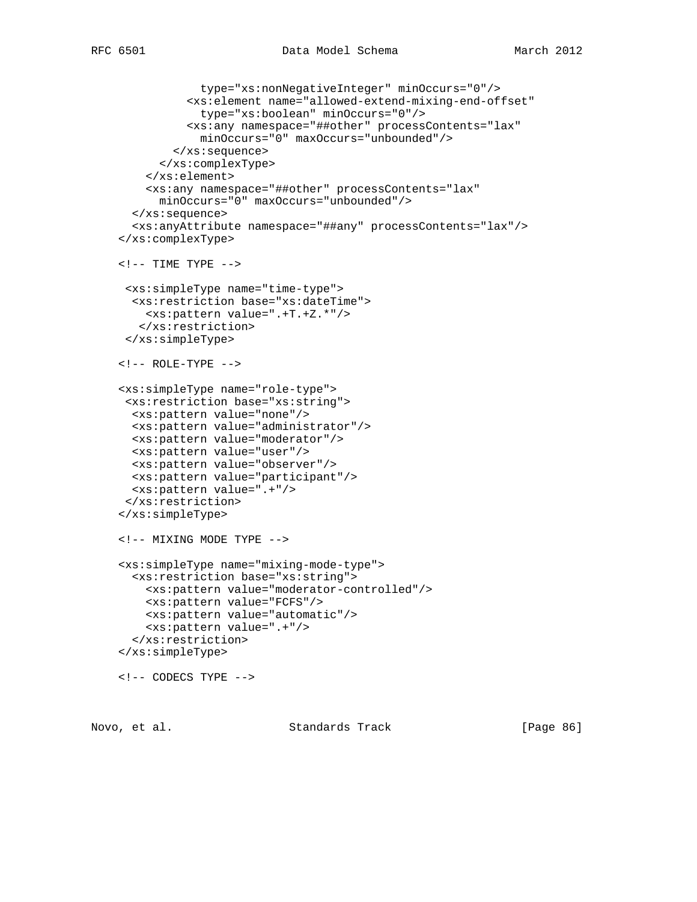```
              type="xs:nonNegativeInteger" minOccurs="0"/>
            <xs:element name="allowed-extend-mixing-end-offset"
              type="xs:boolean" minOccurs="0"/>
            <xs:any namespace="##other" processContents="lax"
              minOccurs="0" maxOccurs="unbounded"/>
          </xs:sequence>
        </xs:complexType>
      </xs:element>
      <xs:any namespace="##other" processContents="lax"
        minOccurs="0" maxOccurs="unbounded"/>
    </xs:sequence>
    <xs:anyAttribute namespace="##any" processContents="lax"/>
   </xs:complexType>

   <!-- TIME TYPE -->

    <xs:simpleType name="time-type">
     <xs:restriction base="xs:dateTime">
       <xs:pattern value=".+T.+Z.*"/>
      </xs:restriction>
    </xs:simpleType>

   <!-- ROLE-TYPE -->

   <xs:simpleType name="role-type">
    <xs:restriction base="xs:string">
     <xs:pattern value="none"/>
     <xs:pattern value="administrator"/>
     <xs:pattern value="moderator"/>
     <xs:pattern value="user"/>
     <xs:pattern value="observer"/>
     <xs:pattern value="participant"/>
     <xs:pattern value=".+"/>
    </xs:restriction>
   </xs:simpleType>

   <!-- MIXING MODE TYPE -->

   <xs:simpleType name="mixing-mode-type">
     <xs:restriction base="xs:string">
       <xs:pattern value="moderator-controlled"/>
       <xs:pattern value="FCFS"/>
       <xs:pattern value="automatic"/>
       <xs:pattern value=".+"/>
     </xs:restriction>
   </xs:simpleType>

   <!-- CODECS TYPE -->
```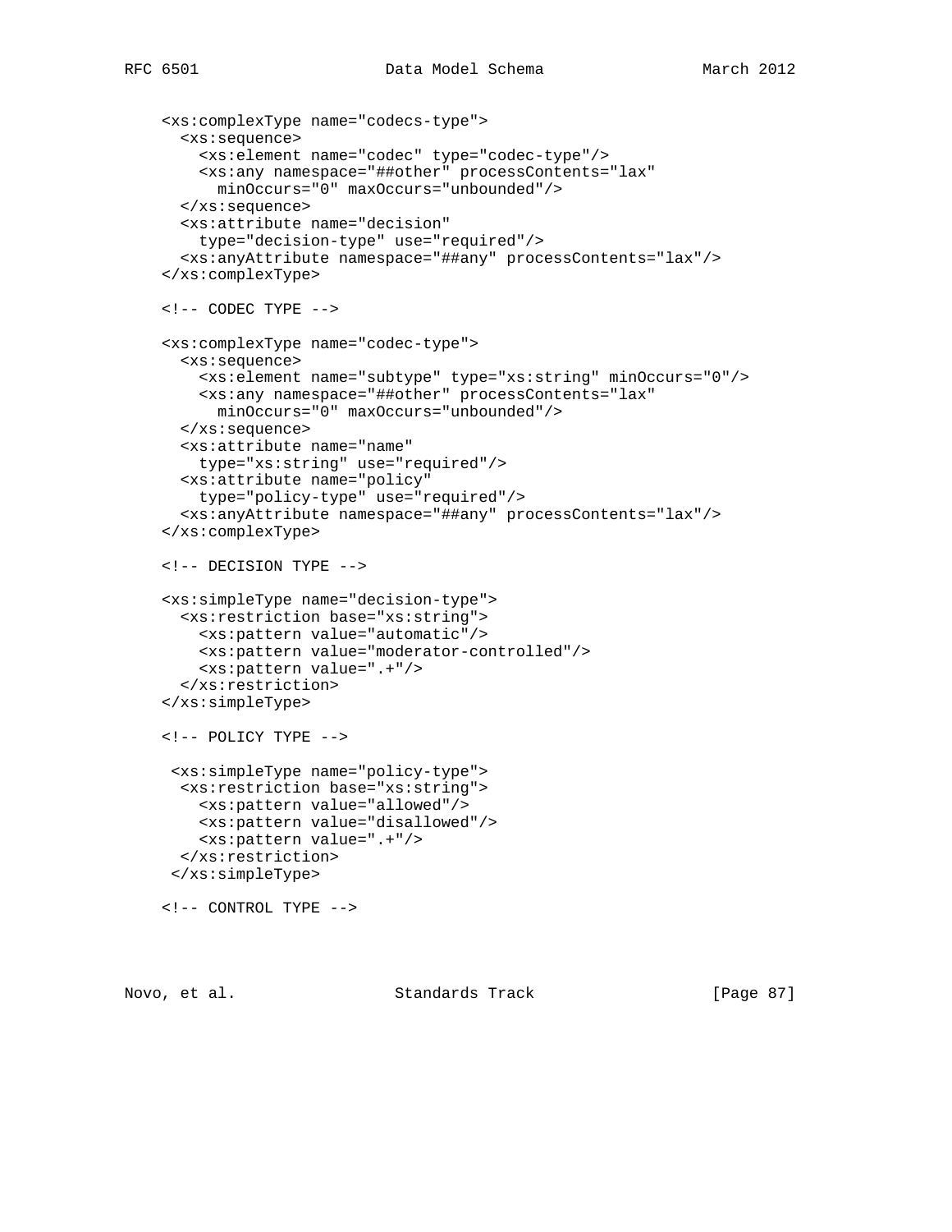```
    <xs:complexType name="codecs-type">
      <xs:sequence>
        <xs:element name="codec" type="codec-type"/>
        <xs:any namespace="##other" processContents="lax"
          minOccurs="0" maxOccurs="unbounded"/>
      </xs:sequence>
      <xs:attribute name="decision"
        type="decision-type" use="required"/>
      <xs:anyAttribute namespace="##any" processContents="lax"/>
    </xs:complexType>

    <!-- CODEC TYPE -->

    <xs:complexType name="codec-type">
      <xs:sequence>
        <xs:element name="subtype" type="xs:string" minOccurs="0"/>
        <xs:any namespace="##other" processContents="lax"
          minOccurs="0" maxOccurs="unbounded"/>
      </xs:sequence>
      <xs:attribute name="name"
        type="xs:string" use="required"/>
      <xs:attribute name="policy"
        type="policy-type" use="required"/>
      <xs:anyAttribute namespace="##any" processContents="lax"/>
    </xs:complexType>

    <!-- DECISION TYPE -->

    <xs:simpleType name="decision-type">
      <xs:restriction base="xs:string">
        <xs:pattern value="automatic"/>
        <xs:pattern value="moderator-controlled"/>
        <xs:pattern value=".+"/>
      </xs:restriction>
    </xs:simpleType>

    <!-- POLICY TYPE -->

     <xs:simpleType name="policy-type">
      <xs:restriction base="xs:string">
        <xs:pattern value="allowed"/>
        <xs:pattern value="disallowed"/>
        <xs:pattern value=".+"/>
      </xs:restriction>
     </xs:simpleType>

    <!-- CONTROL TYPE -->
```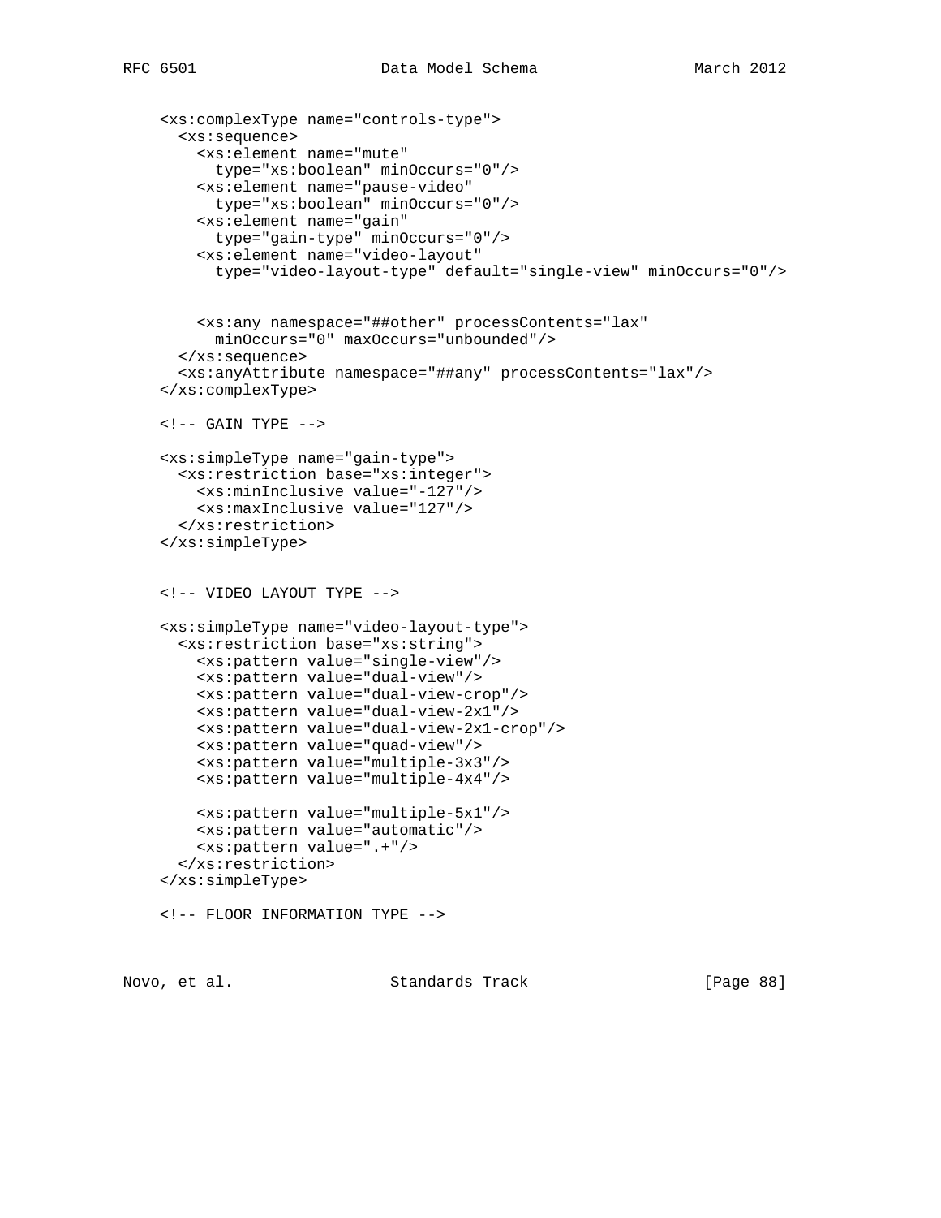```
    <xs:complexType name="controls-type">
      <xs:sequence>
        <xs:element name="mute"
          type="xs:boolean" minOccurs="0"/>
        <xs:element name="pause-video"
          type="xs:boolean" minOccurs="0"/>
        <xs:element name="gain"
          type="gain-type" minOccurs="0"/>
        <xs:element name="video-layout"
          type="video-layout-type" default="single-view" minOccurs="0"/>


        <xs:any namespace="##other" processContents="lax"
          minOccurs="0" maxOccurs="unbounded"/>
      </xs:sequence>
      <xs:anyAttribute namespace="##any" processContents="lax"/>
    </xs:complexType>

    <!-- GAIN TYPE -->

    <xs:simpleType name="gain-type">
      <xs:restriction base="xs:integer">
        <xs:minInclusive value="-127"/>
        <xs:maxInclusive value="127"/>
      </xs:restriction>
    </xs:simpleType>


    <!-- VIDEO LAYOUT TYPE -->

    <xs:simpleType name="video-layout-type">
      <xs:restriction base="xs:string">
        <xs:pattern value="single-view"/>
        <xs:pattern value="dual-view"/>
        <xs:pattern value="dual-view-crop"/>
        <xs:pattern value="dual-view-2x1"/>
        <xs:pattern value="dual-view-2x1-crop"/>
        <xs:pattern value="quad-view"/>
        <xs:pattern value="multiple-3x3"/>
        <xs:pattern value="multiple-4x4"/>

        <xs:pattern value="multiple-5x1"/>
        <xs:pattern value="automatic"/>
        <xs:pattern value=".+"/>
      </xs:restriction>
    </xs:simpleType>

    <!-- FLOOR INFORMATION TYPE -->
```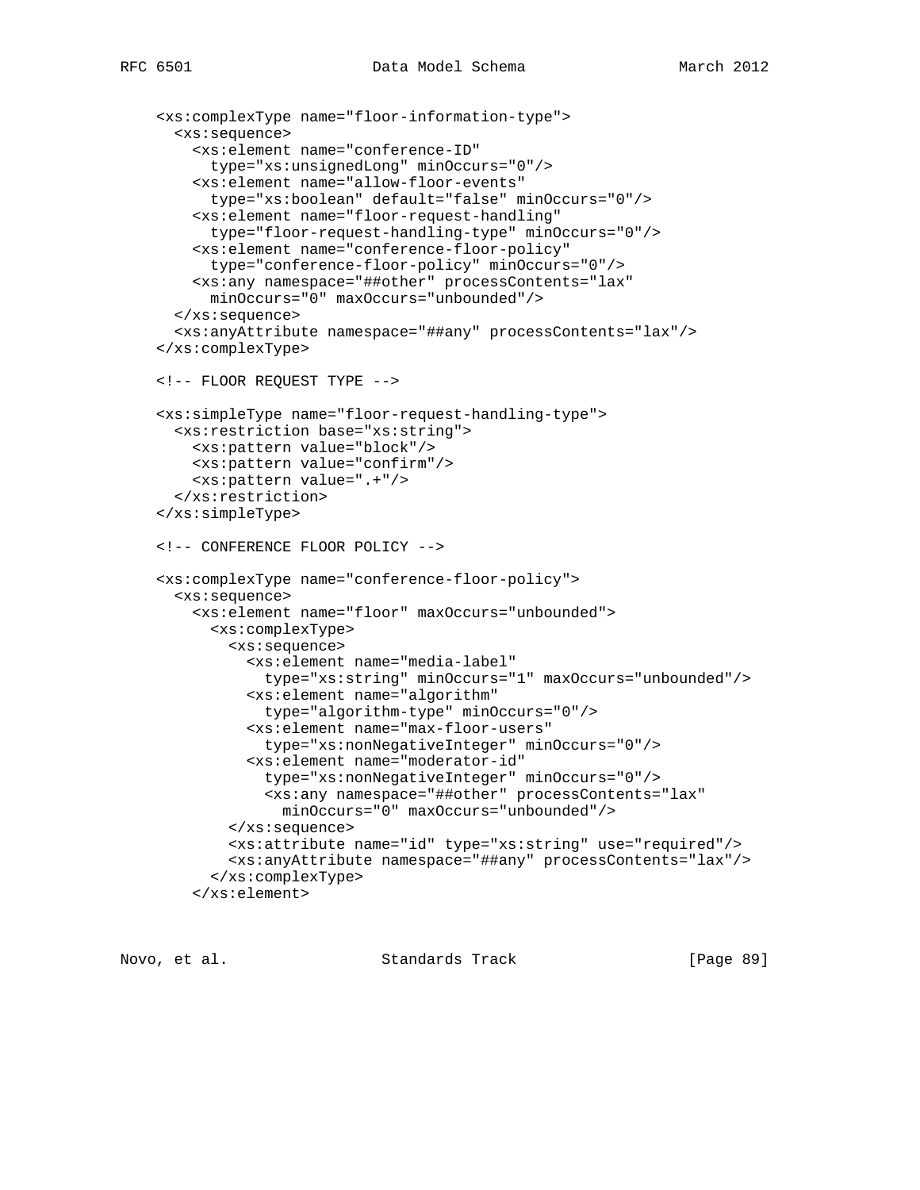```
    <xs:complexType name="floor-information-type">
      <xs:sequence>
        <xs:element name="conference-ID"
          type="xs:unsignedLong" minOccurs="0"/>
        <xs:element name="allow-floor-events"
          type="xs:boolean" default="false" minOccurs="0"/>
        <xs:element name="floor-request-handling"
          type="floor-request-handling-type" minOccurs="0"/>
        <xs:element name="conference-floor-policy"
          type="conference-floor-policy" minOccurs="0"/>
        <xs:any namespace="##other" processContents="lax"
          minOccurs="0" maxOccurs="unbounded"/>
      </xs:sequence>
      <xs:anyAttribute namespace="##any" processContents="lax"/>
    </xs:complexType>

    <!-- FLOOR REQUEST TYPE -->

    <xs:simpleType name="floor-request-handling-type">
      <xs:restriction base="xs:string">
        <xs:pattern value="block"/>
        <xs:pattern value="confirm"/>
        <xs:pattern value=".+"/>
      </xs:restriction>
    </xs:simpleType>

    <!-- CONFERENCE FLOOR POLICY -->

    <xs:complexType name="conference-floor-policy">
      <xs:sequence>
        <xs:element name="floor" maxOccurs="unbounded">
          <xs:complexType>
            <xs:sequence>
              <xs:element name="media-label"
                type="xs:string" minOccurs="1" maxOccurs="unbounded"/>
              <xs:element name="algorithm"
                type="algorithm-type" minOccurs="0"/>
              <xs:element name="max-floor-users"
                type="xs:nonNegativeInteger" minOccurs="0"/>
              <xs:element name="moderator-id"
                type="xs:nonNegativeInteger" minOccurs="0"/>
                <xs:any namespace="##other" processContents="lax"
                  minOccurs="0" maxOccurs="unbounded"/>
            </xs:sequence>
            <xs:attribute name="id" type="xs:string" use="required"/>
            <xs:anyAttribute namespace="##any" processContents="lax"/>
          </xs:complexType>
        </xs:element>
```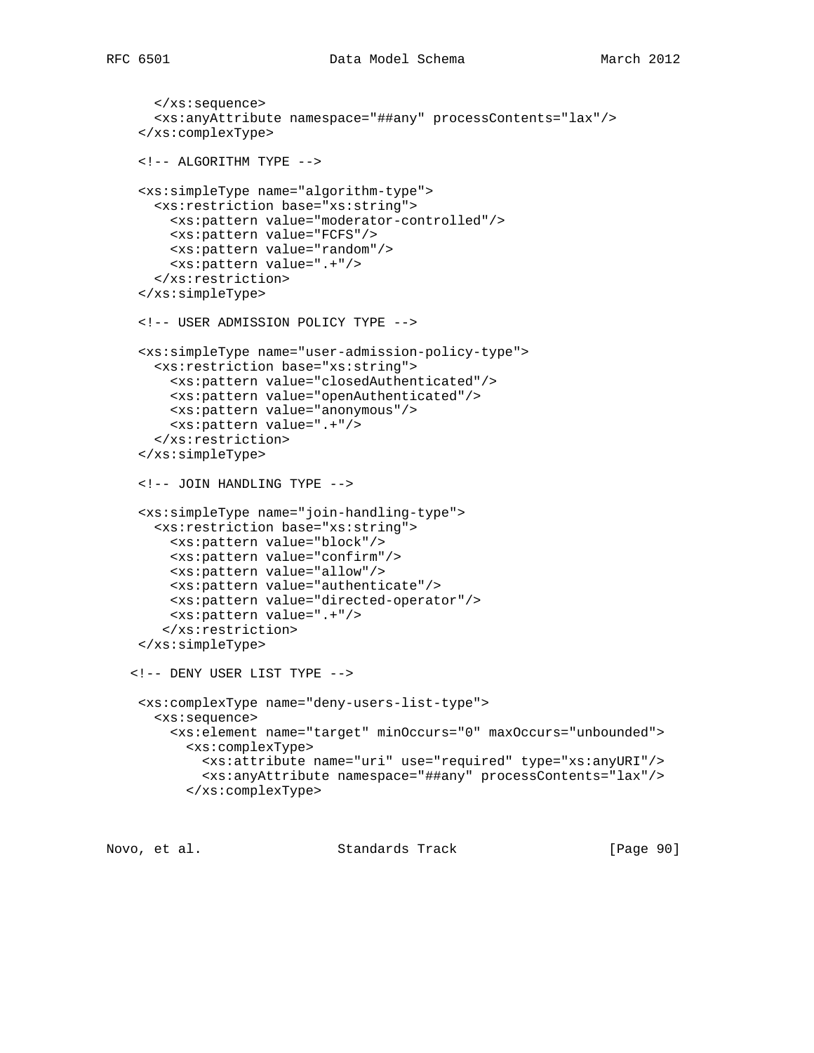```
      </xs:sequence>
      <xs:anyAttribute namespace="##any" processContents="lax"/>
    </xs:complexType>

    <!-- ALGORITHM TYPE -->

    <xs:simpleType name="algorithm-type">
      <xs:restriction base="xs:string">
        <xs:pattern value="moderator-controlled"/>
        <xs:pattern value="FCFS"/>
        <xs:pattern value="random"/>
        <xs:pattern value=".+"/>
      </xs:restriction>
    </xs:simpleType>

    <!-- USER ADMISSION POLICY TYPE -->

    <xs:simpleType name="user-admission-policy-type">
      <xs:restriction base="xs:string">
        <xs:pattern value="closedAuthenticated"/>
        <xs:pattern value="openAuthenticated"/>
        <xs:pattern value="anonymous"/>
        <xs:pattern value=".+"/>
      </xs:restriction>
    </xs:simpleType>

    <!-- JOIN HANDLING TYPE -->

    <xs:simpleType name="join-handling-type">
      <xs:restriction base="xs:string">
        <xs:pattern value="block"/>
        <xs:pattern value="confirm"/>
        <xs:pattern value="allow"/>
        <xs:pattern value="authenticate"/>
        <xs:pattern value="directed-operator"/>
        <xs:pattern value=".+"/>
       </xs:restriction>
    </xs:simpleType>

   <!-- DENY USER LIST TYPE -->

    <xs:complexType name="deny-users-list-type">
      <xs:sequence>
        <xs:element name="target" minOccurs="0" maxOccurs="unbounded">
          <xs:complexType>
            <xs:attribute name="uri" use="required" type="xs:anyURI"/>
            <xs:anyAttribute namespace="##any" processContents="lax"/>
          </xs:complexType>
```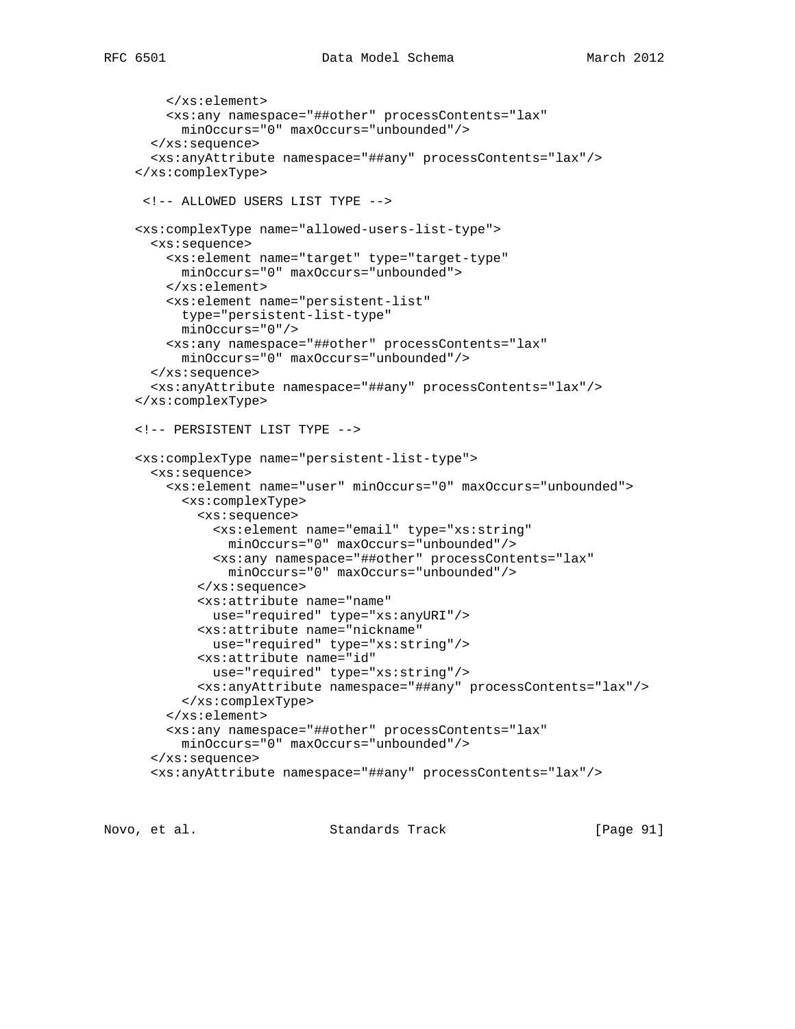```
      </xs:element>
      <xs:any namespace="##other" processContents="lax"
        minOccurs="0" maxOccurs="unbounded"/>
    </xs:sequence>
    <xs:anyAttribute namespace="##any" processContents="lax"/>
  </xs:complexType>

   <!-- ALLOWED USERS LIST TYPE -->

  <xs:complexType name="allowed-users-list-type">
    <xs:sequence>
      <xs:element name="target" type="target-type"
        minOccurs="0" maxOccurs="unbounded">
      </xs:element>
      <xs:element name="persistent-list"
        type="persistent-list-type"
        minOccurs="0"/>
      <xs:any namespace="##other" processContents="lax"
        minOccurs="0" maxOccurs="unbounded"/>
    </xs:sequence>
    <xs:anyAttribute namespace="##any" processContents="lax"/>
  </xs:complexType>

  <!-- PERSISTENT LIST TYPE -->

  <xs:complexType name="persistent-list-type">
    <xs:sequence>
      <xs:element name="user" minOccurs="0" maxOccurs="unbounded">
        <xs:complexType>
          <xs:sequence>
            <xs:element name="email" type="xs:string"
              minOccurs="0" maxOccurs="unbounded"/>
            <xs:any namespace="##other" processContents="lax"
              minOccurs="0" maxOccurs="unbounded"/>
          </xs:sequence>
          <xs:attribute name="name"
            use="required" type="xs:anyURI"/>
          <xs:attribute name="nickname"
            use="required" type="xs:string"/>
          <xs:attribute name="id"
            use="required" type="xs:string"/>
          <xs:anyAttribute namespace="##any" processContents="lax"/>
        </xs:complexType>
      </xs:element>
      <xs:any namespace="##other" processContents="lax"
        minOccurs="0" maxOccurs="unbounded"/>
    </xs:sequence>
    <xs:anyAttribute namespace="##any" processContents="lax"/>
```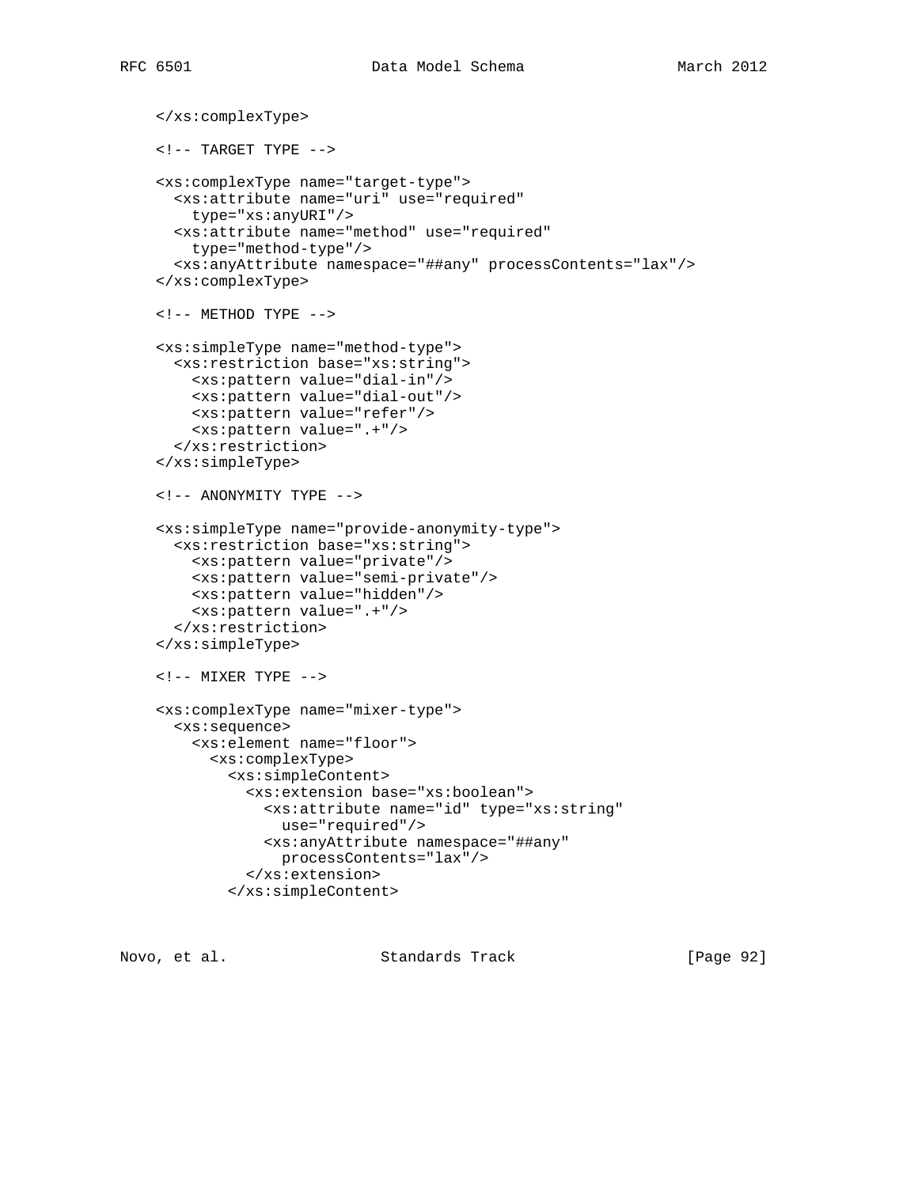```
    </xs:complexType>

    <!-- TARGET TYPE -->

    <xs:complexType name="target-type">
      <xs:attribute name="uri" use="required"
        type="xs:anyURI"/>
      <xs:attribute name="method" use="required"
        type="method-type"/>
      <xs:anyAttribute namespace="##any" processContents="lax"/>
    </xs:complexType>

    <!-- METHOD TYPE -->

    <xs:simpleType name="method-type">
      <xs:restriction base="xs:string">
        <xs:pattern value="dial-in"/>
        <xs:pattern value="dial-out"/>
        <xs:pattern value="refer"/>
        <xs:pattern value=".+"/>
      </xs:restriction>
    </xs:simpleType>

    <!-- ANONYMITY TYPE -->

    <xs:simpleType name="provide-anonymity-type">
      <xs:restriction base="xs:string">
        <xs:pattern value="private"/>
        <xs:pattern value="semi-private"/>
        <xs:pattern value="hidden"/>
        <xs:pattern value=".+"/>
      </xs:restriction>
    </xs:simpleType>

    <!-- MIXER TYPE -->

    <xs:complexType name="mixer-type">
      <xs:sequence>
        <xs:element name="floor">
          <xs:complexType>
            <xs:simpleContent>
              <xs:extension base="xs:boolean">
                <xs:attribute name="id" type="xs:string"
                  use="required"/>
                <xs:anyAttribute namespace="##any"
                  processContents="lax"/>
              </xs:extension>
            </xs:simpleContent>
```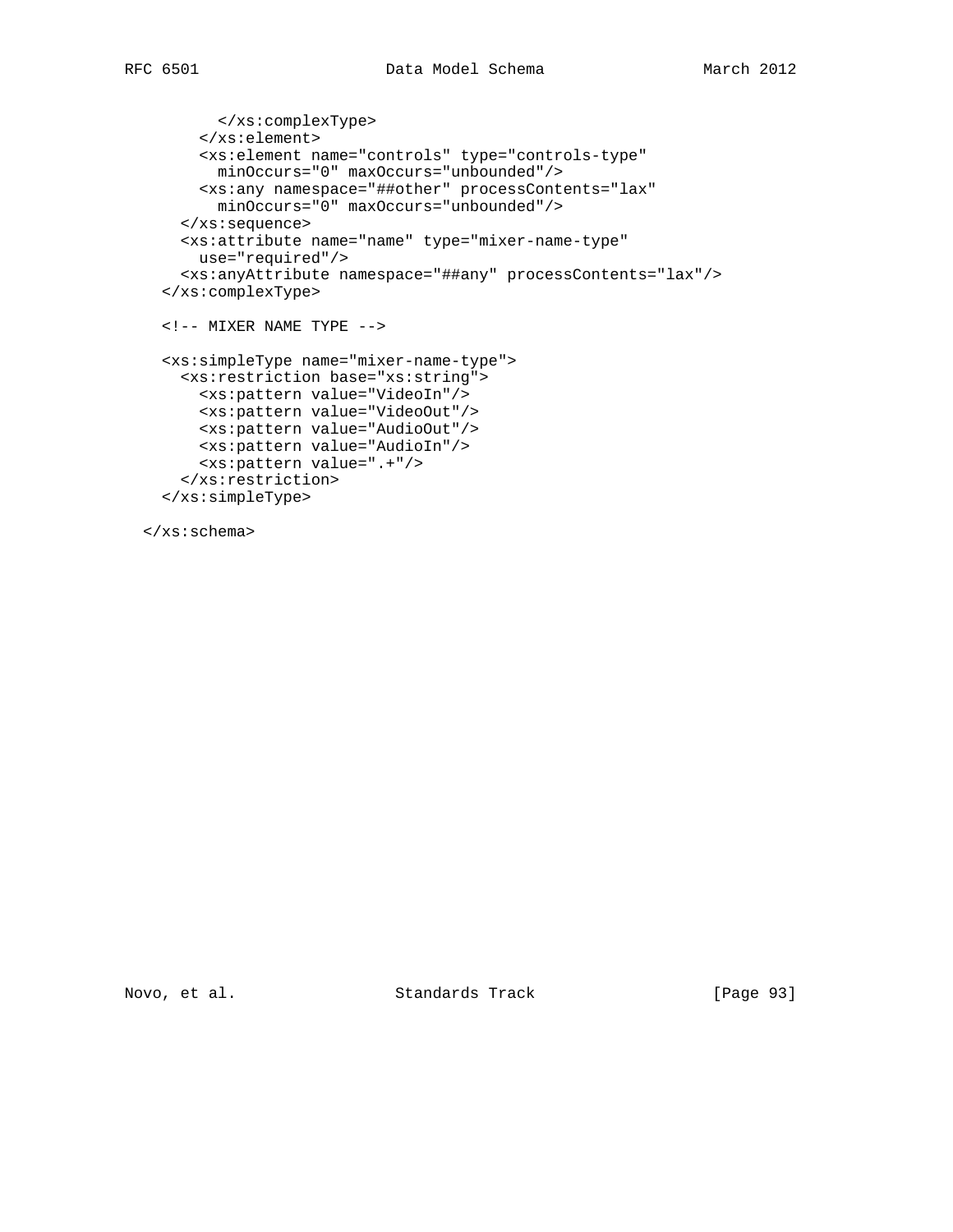```
          </xs:complexType>
        </xs:element>
        <xs:element name="controls" type="controls-type"
          minOccurs="0" maxOccurs="unbounded"/>
        <xs:any namespace="##other" processContents="lax"
          minOccurs="0" maxOccurs="unbounded"/>
      </xs:sequence>
      <xs:attribute name="name" type="mixer-name-type"
        use="required"/>
      <xs:anyAttribute namespace="##any" processContents="lax"/>
    </xs:complexType>

    <!-- MIXER NAME TYPE -->

    <xs:simpleType name="mixer-name-type">
      <xs:restriction base="xs:string">
        <xs:pattern value="VideoIn"/>
        <xs:pattern value="VideoOut"/>
        <xs:pattern value="AudioOut"/>
        <xs:pattern value="AudioIn"/>
        <xs:pattern value=".+"/>
      </xs:restriction>
    </xs:simpleType>

  </xs:schema>
```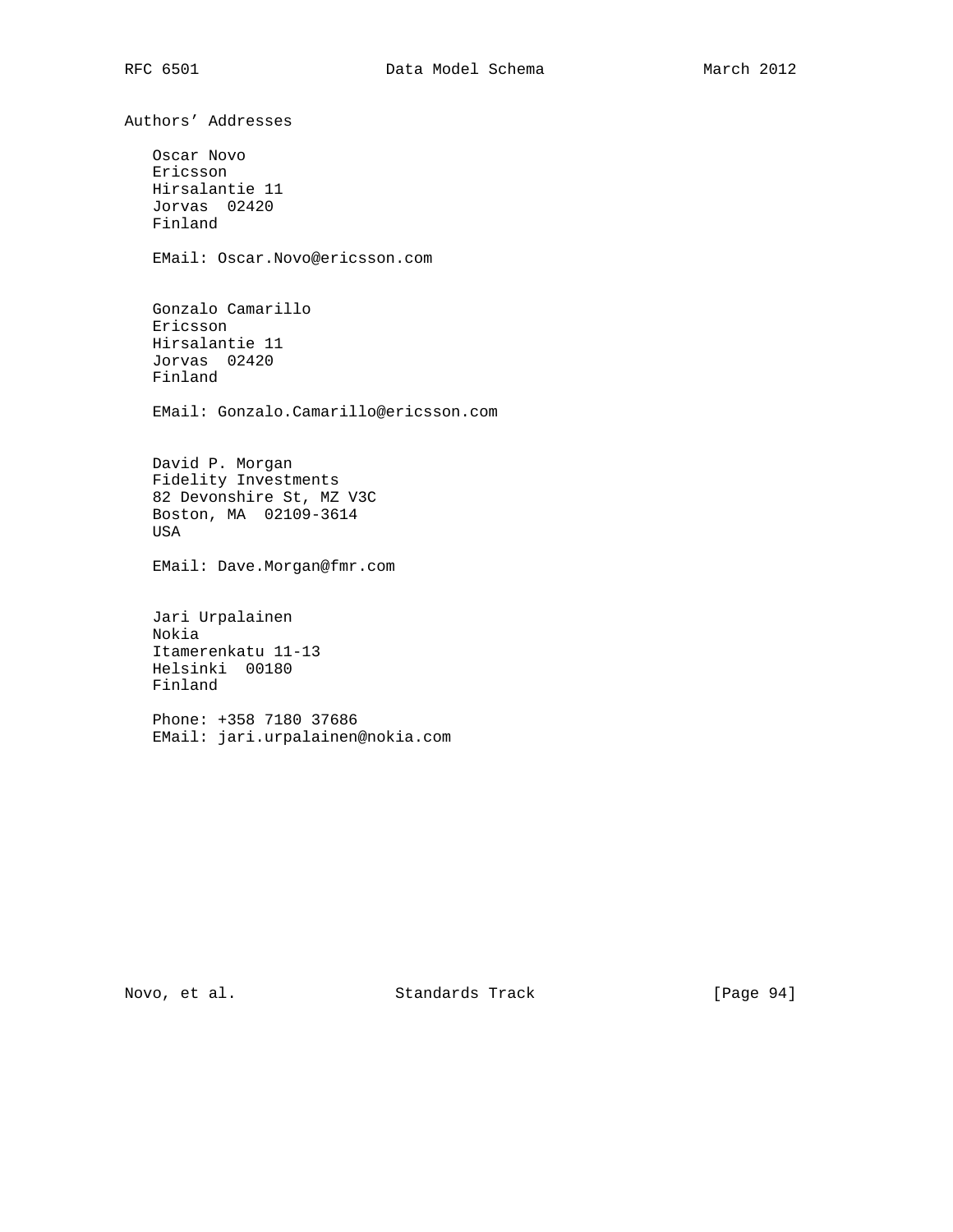## Authors' Addresses

Oscar Novo
Ericsson
Hirsalantie 11
Jorvas  02420
Finland

EMail: Oscar.Novo@ericsson.com

Gonzalo Camarillo
Ericsson
Hirsalantie 11
Jorvas  02420
Finland

EMail: Gonzalo.Camarillo@ericsson.com

David P. Morgan
Fidelity Investments
82 Devonshire St, MZ V3C
Boston, MA  02109-3614
USA

EMail: Dave.Morgan@fmr.com

Jari Urpalainen
Nokia
Itamerenkatu 11-13
Helsinki  00180
Finland

Phone: +358 7180 37686
EMail: jari.urpalainen@nokia.com